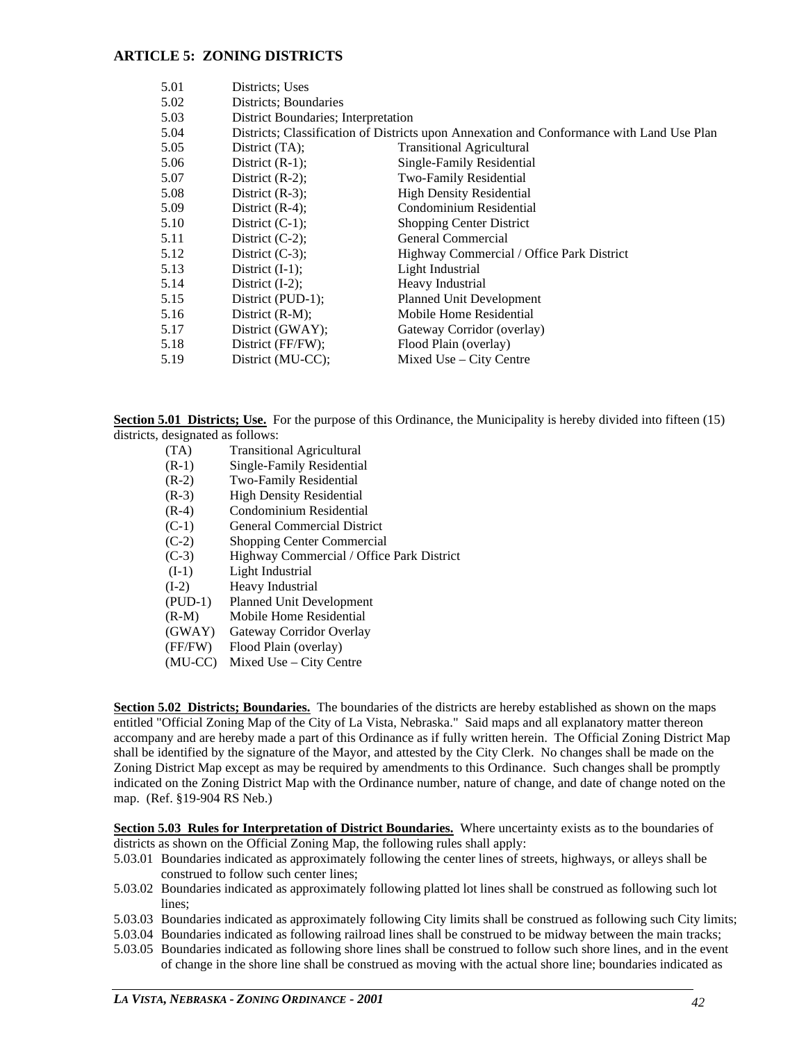## ARTICLE 5: ZONING DISTRICTS

| | | |
|---|---|---|
| 5.01 | Districts; Uses | |
| 5.02 | Districts; Boundaries | |
| 5.03 | District Boundaries; Interpretation | |
| 5.04 | Districts; Classification of Districts upon Annexation and Conformance with Land Use Plan | |
| 5.05 | District (TA); | Transitional Agricultural |
| 5.06 | District (R-1); | Single-Family Residential |
| 5.07 | District (R-2); | Two-Family Residential |
| 5.08 | District (R-3); | High Density Residential |
| 5.09 | District (R-4); | Condominium Residential |
| 5.10 | District (C-1); | Shopping Center District |
| 5.11 | District (C-2); | General Commercial |
| 5.12 | District (C-3); | Highway Commercial / Office Park District |
| 5.13 | District (I-1); | Light Industrial |
| 5.14 | District (I-2); | Heavy Industrial |
| 5.15 | District (PUD-1); | Planned Unit Development |
| 5.16 | District (R-M); | Mobile Home Residential |
| 5.17 | District (GWAY); | Gateway Corridor (overlay) |
| 5.18 | District (FF/FW); | Flood Plain (overlay) |
| 5.19 | District (MU-CC); | Mixed Use – City Centre |

**Section 5.01 Districts; Use.** For the purpose of this Ordinance, the Municipality is hereby divided into fifteen (15) districts, designated as follows:

| | |
|---|---|
| (TA) | Transitional Agricultural |
| (R-1) | Single-Family Residential |
| (R-2) | Two-Family Residential |
| (R-3) | High Density Residential |
| (R-4) | Condominium Residential |
| (C-1) | General Commercial District |
| (C-2) | Shopping Center Commercial |
| (C-3) | Highway Commercial / Office Park District |
| (I-1) | Light Industrial |
| (I-2) | Heavy Industrial |
| (PUD-1) | Planned Unit Development |
| (R-M) | Mobile Home Residential |
| (GWAY) | Gateway Corridor Overlay |
| (FF/FW) | Flood Plain (overlay) |
| (MU-CC) | Mixed Use – City Centre |

**Section 5.02 Districts; Boundaries.** The boundaries of the districts are hereby established as shown on the maps entitled "Official Zoning Map of the City of La Vista, Nebraska." Said maps and all explanatory matter thereon accompany and are hereby made a part of this Ordinance as if fully written herein. The Official Zoning District Map shall be identified by the signature of the Mayor, and attested by the City Clerk. No changes shall be made on the Zoning District Map except as may be required by amendments to this Ordinance. Such changes shall be promptly indicated on the Zoning District Map with the Ordinance number, nature of change, and date of change noted on the map. (Ref. §19-904 RS Neb.)

**Section 5.03 Rules for Interpretation of District Boundaries.** Where uncertainty exists as to the boundaries of districts as shown on the Official Zoning Map, the following rules shall apply:

5.03.01 Boundaries indicated as approximately following the center lines of streets, highways, or alleys shall be construed to follow such center lines;

5.03.02 Boundaries indicated as approximately following platted lot lines shall be construed as following such lot lines;

5.03.03 Boundaries indicated as approximately following City limits shall be construed as following such City limits;

5.03.04 Boundaries indicated as following railroad lines shall be construed to be midway between the main tracks;

5.03.05 Boundaries indicated as following shore lines shall be construed to follow such shore lines, and in the event of change in the shore line shall be construed as moving with the actual shore line; boundaries indicated as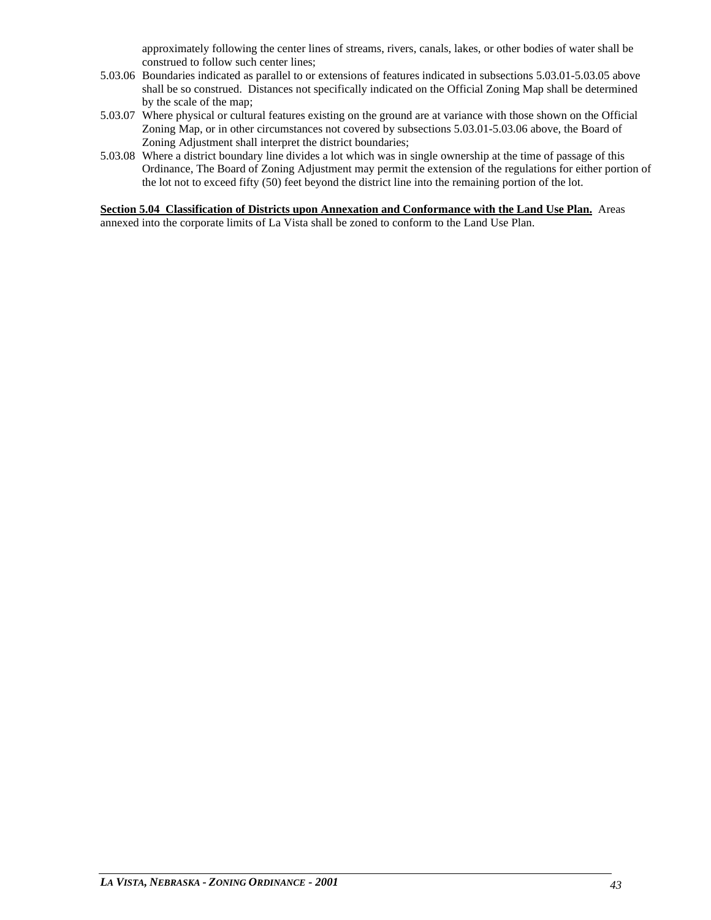approximately following the center lines of streams, rivers, canals, lakes, or other bodies of water shall be construed to follow such center lines;

5.03.06 Boundaries indicated as parallel to or extensions of features indicated in subsections 5.03.01-5.03.05 above shall be so construed. Distances not specifically indicated on the Official Zoning Map shall be determined by the scale of the map;

5.03.07 Where physical or cultural features existing on the ground are at variance with those shown on the Official Zoning Map, or in other circumstances not covered by subsections 5.03.01-5.03.06 above, the Board of Zoning Adjustment shall interpret the district boundaries;

5.03.08 Where a district boundary line divides a lot which was in single ownership at the time of passage of this Ordinance, The Board of Zoning Adjustment may permit the extension of the regulations for either portion of the lot not to exceed fifty (50) feet beyond the district line into the remaining portion of the lot.

**Section 5.04 Classification of Districts upon Annexation and Conformance with the Land Use Plan.** Areas annexed into the corporate limits of La Vista shall be zoned to conform to the Land Use Plan.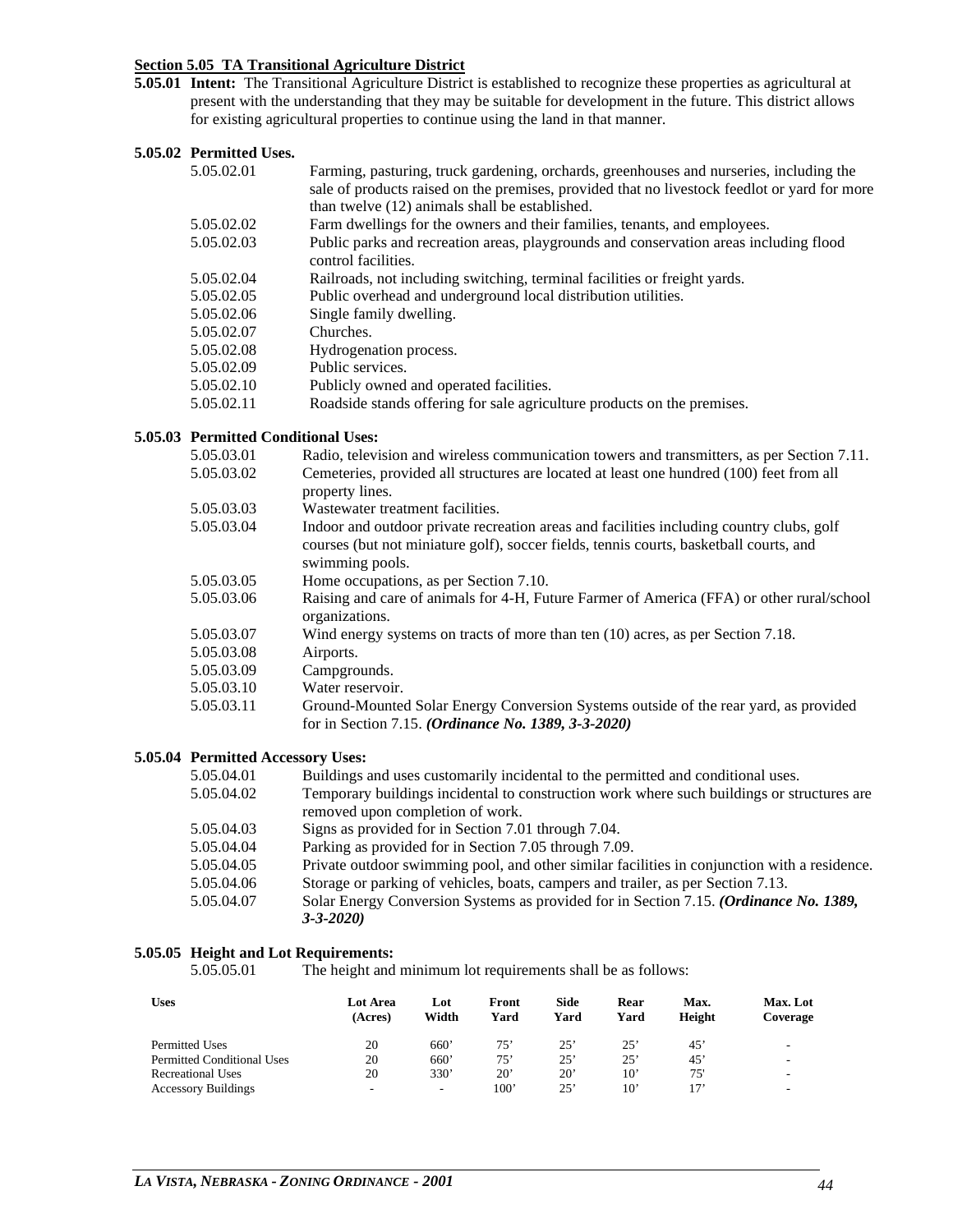## Section 5.05 TA Transitional Agriculture District

**5.05.01 Intent:** The Transitional Agriculture District is established to recognize these properties as agricultural at present with the understanding that they may be suitable for development in the future. This district allows for existing agricultural properties to continue using the land in that manner.

**5.05.02 Permitted Uses.**

5.05.02.01 Farming, pasturing, truck gardening, orchards, greenhouses and nurseries, including the sale of products raised on the premises, provided that no livestock feedlot or yard for more than twelve (12) animals shall be established.

5.05.02.02 Farm dwellings for the owners and their families, tenants, and employees.

5.05.02.03 Public parks and recreation areas, playgrounds and conservation areas including flood control facilities.

5.05.02.04 Railroads, not including switching, terminal facilities or freight yards.

5.05.02.05 Public overhead and underground local distribution utilities.

5.05.02.06 Single family dwelling.

5.05.02.07 Churches.

5.05.02.08 Hydrogenation process.

5.05.02.09 Public services.

5.05.02.10 Publicly owned and operated facilities.

5.05.02.11 Roadside stands offering for sale agriculture products on the premises.

**5.05.03 Permitted Conditional Uses:**

5.05.03.01 Radio, television and wireless communication towers and transmitters, as per Section 7.11.

5.05.03.02 Cemeteries, provided all structures are located at least one hundred (100) feet from all property lines.

5.05.03.03 Wastewater treatment facilities.

5.05.03.04 Indoor and outdoor private recreation areas and facilities including country clubs, golf courses (but not miniature golf), soccer fields, tennis courts, basketball courts, and swimming pools.

5.05.03.05 Home occupations, as per Section 7.10.

5.05.03.06 Raising and care of animals for 4-H, Future Farmer of America (FFA) or other rural/school organizations.

5.05.03.07 Wind energy systems on tracts of more than ten (10) acres, as per Section 7.18.

5.05.03.08 Airports.

5.05.03.09 Campgrounds.

5.05.03.10 Water reservoir.

5.05.03.11 Ground-Mounted Solar Energy Conversion Systems outside of the rear yard, as provided for in Section 7.15. ***(Ordinance No. 1389, 3-3-2020)***

**5.05.04 Permitted Accessory Uses:**

5.05.04.01 Buildings and uses customarily incidental to the permitted and conditional uses.

5.05.04.02 Temporary buildings incidental to construction work where such buildings or structures are removed upon completion of work.

5.05.04.03 Signs as provided for in Section 7.01 through 7.04.

5.05.04.04 Parking as provided for in Section 7.05 through 7.09.

5.05.04.05 Private outdoor swimming pool, and other similar facilities in conjunction with a residence.

5.05.04.06 Storage or parking of vehicles, boats, campers and trailer, as per Section 7.13.

5.05.04.07 Solar Energy Conversion Systems as provided for in Section 7.15. ***(Ordinance No. 1389, 3-3-2020)***

**5.05.05 Height and Lot Requirements:**

5.05.05.01 The height and minimum lot requirements shall be as follows:

| Uses | Lot Area (Acres) | Lot Width | Front Yard | Side Yard | Rear Yard | Max. Height | Max. Lot Coverage |
|---|---|---|---|---|---|---|---|
| Permitted Uses | 20 | 660’ | 75’ | 25’ | 25’ | 45’ | - |
| Permitted Conditional Uses | 20 | 660’ | 75’ | 25’ | 25’ | 45’ | - |
| Recreational Uses | 20 | 330’ | 20’ | 20’ | 10’ | 75' | - |
| Accessory Buildings | - | - | 100’ | 25’ | 10’ | 17’ | - |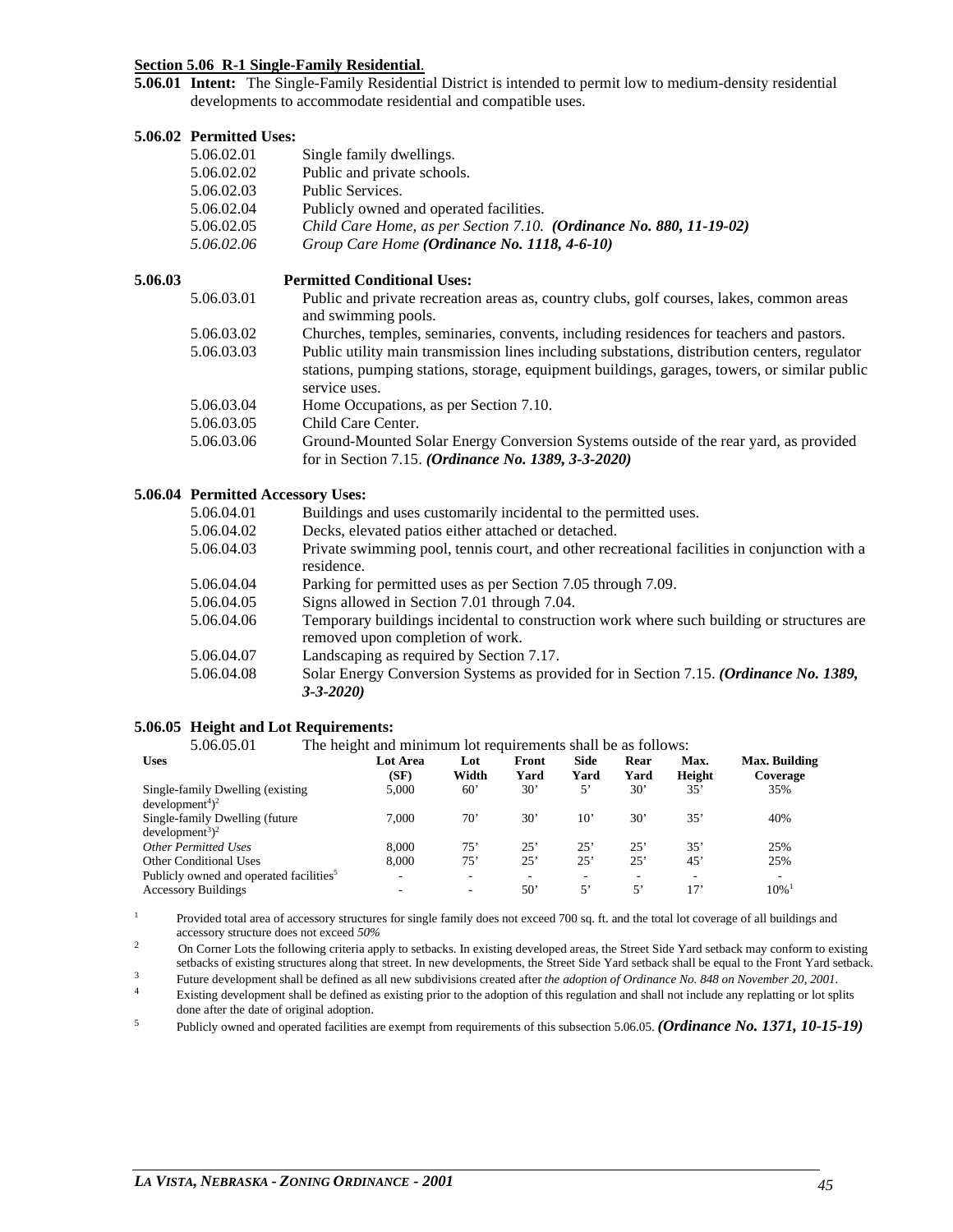**Section 5.06 R-1 Single-Family Residential**.

**5.06.01 Intent:** The Single-Family Residential District is intended to permit low to medium-density residential developments to accommodate residential and compatible uses.

**5.06.02 Permitted Uses:**

| | |
|---|---|
| 5.06.02.01 | Single family dwellings. |
| 5.06.02.02 | Public and private schools. |
| 5.06.02.03 | Public Services. |
| 5.06.02.04 | Publicly owned and operated facilities. |
| 5.06.02.05 | *Child Care Home, as per Section 7.10.* ***(Ordinance No. 880, 11-19-02)*** |
| *5.06.02.06* | *Group Care Home* ***(Ordinance No. 1118, 4-6-10)*** |

**5.06.03 Permitted Conditional Uses:**

| | |
|---|---|
| 5.06.03.01 | Public and private recreation areas as, country clubs, golf courses, lakes, common areas and swimming pools. |
| 5.06.03.02 | Churches, temples, seminaries, convents, including residences for teachers and pastors. |
| 5.06.03.03 | Public utility main transmission lines including substations, distribution centers, regulator stations, pumping stations, storage, equipment buildings, garages, towers, or similar public service uses. |
| 5.06.03.04 | Home Occupations, as per Section 7.10. |
| 5.06.03.05 | Child Care Center. |
| 5.06.03.06 | Ground-Mounted Solar Energy Conversion Systems outside of the rear yard, as provided for in Section 7.15. ***(Ordinance No. 1389, 3-3-2020)*** |

**5.06.04 Permitted Accessory Uses:**

| | |
|---|---|
| 5.06.04.01 | Buildings and uses customarily incidental to the permitted uses. |
| 5.06.04.02 | Decks, elevated patios either attached or detached. |
| 5.06.04.03 | Private swimming pool, tennis court, and other recreational facilities in conjunction with a residence. |
| 5.06.04.04 | Parking for permitted uses as per Section 7.05 through 7.09. |
| 5.06.04.05 | Signs allowed in Section 7.01 through 7.04. |
| 5.06.04.06 | Temporary buildings incidental to construction work where such building or structures are removed upon completion of work. |
| 5.06.04.07 | Landscaping as required by Section 7.17. |
| 5.06.04.08 | Solar Energy Conversion Systems as provided for in Section 7.15. ***(Ordinance No. 1389, 3-3-2020)*** |

**5.06.05 Height and Lot Requirements:**

5.06.05.01 The height and minimum lot requirements shall be as follows:

| Uses | Lot Area (SF) | Lot Width | Front Yard | Side Yard | Rear Yard | Max. Height | Max. Building Coverage |
|---|---|---|---|---|---|---|---|
| Single-family Dwelling (existing development[4])[2] | 5,000 | 60' | 30' | 5' | 30' | 35' | 35% |
| Single-family Dwelling (future development[3])[2] | 7,000 | 70' | 30' | 10' | 30' | 35' | 40% |
| *Other Permitted Uses* | 8,000 | 75' | 25' | 25' | 25' | 35' | 25% |
| Other Conditional Uses | 8,000 | 75' | 25' | 25' | 25' | 45' | 25% |
| Publicly owned and operated facilities[5] | - | - | - | - | - | - | - |
| Accessory Buildings | - | - | 50' | 5' | 5' | 17' | 10%[1] |

[1] Provided total area of accessory structures for single family does not exceed 700 sq. ft. and the total lot coverage of all buildings and accessory structure does not exceed *50%*

[2] On Corner Lots the following criteria apply to setbacks. In existing developed areas, the Street Side Yard setback may conform to existing setbacks of existing structures along that street. In new developments, the Street Side Yard setback shall be equal to the Front Yard setback.

[3] Future development shall be defined as all new subdivisions created after *the adoption of Ordinance No. 848 on November 20, 2001.*

[4] Existing development shall be defined as existing prior to the adoption of this regulation and shall not include any replatting or lot splits done after the date of original adoption.

[5] Publicly owned and operated facilities are exempt from requirements of this subsection 5.06.05. ***(Ordinance No. 1371, 10-15-19)***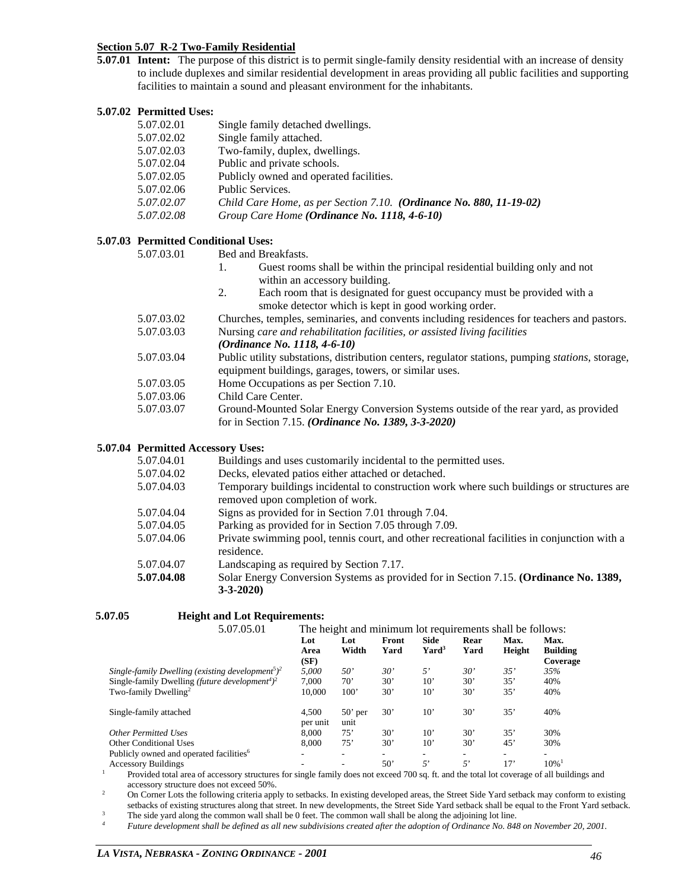## Section 5.07 R-2 Two-Family Residential

**5.07.01 Intent:** The purpose of this district is to permit single-family density residential with an increase of density to include duplexes and similar residential development in areas providing all public facilities and supporting facilities to maintain a sound and pleasant environment for the inhabitants.

**5.07.02 Permitted Uses:**

- 5.07.02.01 Single family detached dwellings.
- 5.07.02.02 Single family attached.
- 5.07.02.03 Two-family, duplex, dwellings.
- 5.07.02.04 Public and private schools.
- 5.07.02.05 Publicly owned and operated facilities.
- 5.07.02.06 Public Services.
- *5.07.02.07 Child Care Home, as per Section 7.10.* ***(Ordinance No. 880, 11-19-02)***
- *5.07.02.08 Group Care Home* ***(Ordinance No. 1118, 4-6-10)***

**5.07.03 Permitted Conditional Uses:**

- 5.07.03.01 Bed and Breakfasts.
  1. Guest rooms shall be within the principal residential building only and not within an accessory building.
  2. Each room that is designated for guest occupancy must be provided with a smoke detector which is kept in good working order.
- 5.07.03.02 Churches, temples, seminaries, and convents including residences for teachers and pastors.
- 5.07.03.03 Nursing *care and rehabilitation facilities, or assisted living facilities* ***(Ordinance No. 1118, 4-6-10)***
- 5.07.03.04 Public utility substations, distribution centers, regulator stations, pumping *stations*, storage, equipment buildings, garages, towers, or similar uses.
- 5.07.03.05 Home Occupations as per Section 7.10.
- 5.07.03.06 Child Care Center.
- 5.07.03.07 Ground-Mounted Solar Energy Conversion Systems outside of the rear yard, as provided for in Section 7.15. ***(Ordinance No. 1389, 3-3-2020)***

**5.07.04 Permitted Accessory Uses:**

- 5.07.04.01 Buildings and uses customarily incidental to the permitted uses.
- 5.07.04.02 Decks, elevated patios either attached or detached.
- 5.07.04.03 Temporary buildings incidental to construction work where such buildings or structures are removed upon completion of work.
- 5.07.04.04 Signs as provided for in Section 7.01 through 7.04.
- 5.07.04.05 Parking as provided for in Section 7.05 through 7.09.
- 5.07.04.06 Private swimming pool, tennis court, and other recreational facilities in conjunction with a residence.
- 5.07.04.07 Landscaping as required by Section 7.17.
- **5.07.04.08** Solar Energy Conversion Systems as provided for in Section 7.15. **(Ordinance No. 1389, 3-3-2020)**

**5.07.05 Height and Lot Requirements:**

5.07.05.01 The height and minimum lot requirements shall be follows:

| | Lot Area (SF) | Lot Width | Front Yard | Side Yard[3] | Rear Yard | Max. Height | Max. Building Coverage |
|---|---|---|---|---|---|---|---|
| *Single-family Dwelling (existing development[5])[2]* | *5,000* | *50'* | *30'* | *5'* | *30'* | *35'* | *35%* |
| Single-family Dwelling *(future development[4])*[2] | 7,000 | 70' | 30' | 10' | 30' | 35' | 40% |
| Two-family Dwelling[2] | 10,000 | 100' | 30' | 10' | 30' | 35' | 40% |
| Single-family attached | 4,500 per unit | 50' per unit | 30' | 10' | 30' | 35' | 40% |
| *Other Permitted Uses* | 8,000 | 75' | 30' | 10' | 30' | 35' | 30% |
| Other Conditional Uses | 8,000 | 75' | 30' | 10' | 30' | 45' | 30% |
| Publicly owned and operated facilities[6] | - | - | - | - | - | - | - |
| Accessory Buildings | - | - | 50' | 5' | 5' | 17' | 10%[1] |

[1] Provided total area of accessory structures for single family does not exceed 700 sq. ft. and the total lot coverage of all buildings and accessory structure does not exceed 50%.

[2] On Corner Lots the following criteria apply to setbacks. In existing developed areas, the Street Side Yard setback may conform to existing setbacks of existing structures along that street. In new developments, the Street Side Yard setback shall be equal to the Front Yard setback.

[3] The side yard along the common wall shall be 0 feet. The common wall shall be along the adjoining lot line.

[4] *Future development shall be defined as all new subdivisions created after the adoption of Ordinance No. 848 on November 20, 2001.*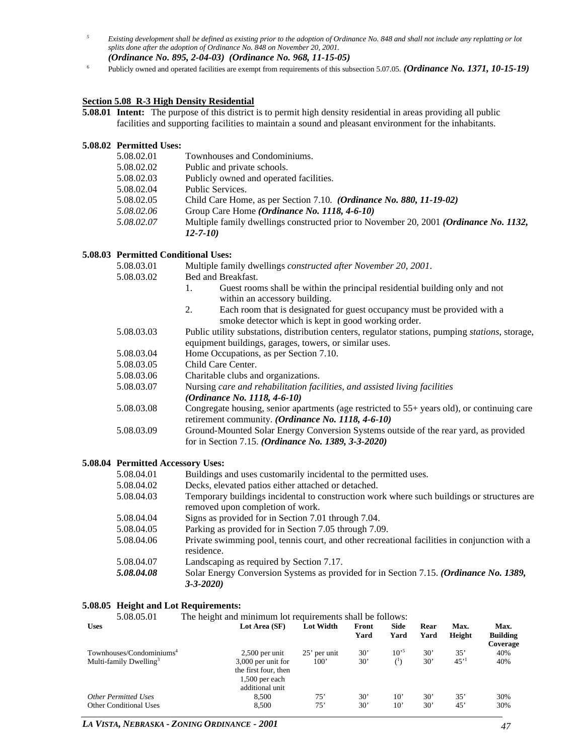[5] *Existing development shall be defined as existing prior to the adoption of Ordinance No. 848 and shall not include any replatting or lot splits done after the adoption of Ordinance No. 848 on November 20, 2001.*
***(Ordinance No. 895, 2-04-03) (Ordinance No. 968, 11-15-05)***

[6] Publicly owned and operated facilities are exempt from requirements of this subsection 5.07.05. ***(Ordinance No. 1371, 10-15-19)***

## Section 5.08 R-3 High Density Residential

**5.08.01 Intent:** The purpose of this district is to permit high density residential in areas providing all public facilities and supporting facilities to maintain a sound and pleasant environment for the inhabitants.

**5.08.02 Permitted Uses:**

- 5.08.02.01 Townhouses and Condominiums.
- 5.08.02.02 Public and private schools.
- 5.08.02.03 Publicly owned and operated facilities.
- 5.08.02.04 Public Services.
- 5.08.02.05 Child Care Home, as per Section 7.10. ***(Ordinance No. 880, 11-19-02)***
- *5.08.02.06* Group Care Home ***(Ordinance No. 1118, 4-6-10)***
- *5.08.02.07* Multiple family dwellings constructed prior to November 20, 2001 ***(Ordinance No. 1132, 12-7-10)***

**5.08.03 Permitted Conditional Uses:**

- 5.08.03.01 Multiple family dwellings *constructed after November 20, 2001*.
- 5.08.03.02 Bed and Breakfast.
  1. Guest rooms shall be within the principal residential building only and not within an accessory building.
  2. Each room that is designated for guest occupancy must be provided with a smoke detector which is kept in good working order.
- 5.08.03.03 Public utility substations, distribution centers, regulator stations, pumping *stations*, storage, equipment buildings, garages, towers, or similar uses.
- 5.08.03.04 Home Occupations, as per Section 7.10.
- 5.08.03.05 Child Care Center.
- 5.08.03.06 Charitable clubs and organizations.
- 5.08.03.07 Nursing *care and rehabilitation facilities, and assisted living facilities* ***(Ordinance No. 1118, 4-6-10)***
- 5.08.03.08 Congregate housing, senior apartments (age restricted to 55+ years old), or continuing care retirement community. ***(Ordinance No. 1118, 4-6-10)***
- 5.08.03.09 Ground-Mounted Solar Energy Conversion Systems outside of the rear yard, as provided for in Section 7.15. ***(Ordinance No. 1389, 3-3-2020)***

**5.08.04 Permitted Accessory Uses:**

- 5.08.04.01 Buildings and uses customarily incidental to the permitted uses.
- 5.08.04.02 Decks, elevated patios either attached or detached.
- 5.08.04.03 Temporary buildings incidental to construction work where such buildings or structures are removed upon completion of work.
- 5.08.04.04 Signs as provided for in Section 7.01 through 7.04.
- 5.08.04.05 Parking as provided for in Section 7.05 through 7.09.
- 5.08.04.06 Private swimming pool, tennis court, and other recreational facilities in conjunction with a residence.
- 5.08.04.07 Landscaping as required by Section 7.17.
- ***5.08.04.08*** Solar Energy Conversion Systems as provided for in Section 7.15. ***(Ordinance No. 1389, 3-3-2020)***

**5.08.05 Height and Lot Requirements:**

5.08.05.01 The height and minimum lot requirements shall be follows:

| Uses | Lot Area (SF) | Lot Width | Front Yard | Side Yard | Rear Yard | Max. Height | Max. Building Coverage |
|---|---|---|---|---|---|---|---|
| Townhouses/Condominiums[4] | 2,500 per unit | 25' per unit | 30' | 10'[5] | 30' | 35' | 40% |
| Multi-family Dwelling[3] | 3,000 per unit for the first four, then 1,500 per each additional unit | 100' | 30' | ([1]) | 30' | 45'[1] | 40% |
| *Other Permitted Uses* | 8,500 | 75' | 30' | 10' | 30' | 35' | 30% |
| Other Conditional Uses | 8,500 | 75' | 30' | 10' | 30' | 45' | 30% |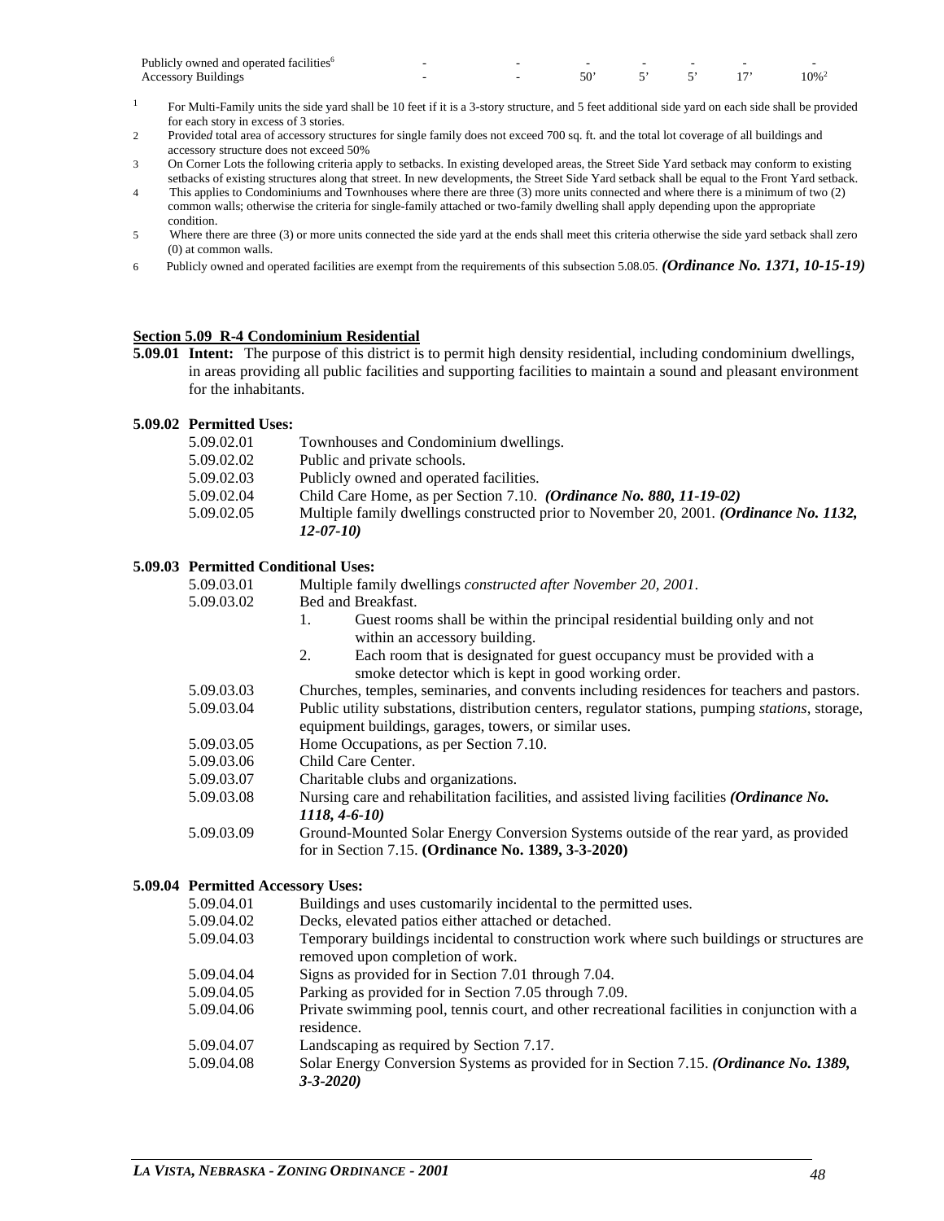| | | | | | | | |
|---|---|---|---|---|---|---|---|
| Publicly owned and operated facilities[6] | - | - | - | - | - | - | - |
| Accessory Buildings | - | - | 50’ | 5’ | 5’ | 17’ | 10%[2] |

[1] For Multi-Family units the side yard shall be 10 feet if it is a 3-story structure, and 5 feet additional side yard on each side shall be provided for each story in excess of 3 stories.

2 Provide*d* total area of accessory structures for single family does not exceed 700 sq. ft. and the total lot coverage of all buildings and accessory structure does not exceed 50%

3 On Corner Lots the following criteria apply to setbacks. In existing developed areas, the Street Side Yard setback may conform to existing setbacks of existing structures along that street. In new developments, the Street Side Yard setback shall be equal to the Front Yard setback.

4 This applies to Condominiums and Townhouses where there are three (3) more units connected and where there is a minimum of two (2) common walls; otherwise the criteria for single-family attached or two-family dwelling shall apply depending upon the appropriate condition.

5 Where there are three (3) or more units connected the side yard at the ends shall meet this criteria otherwise the side yard setback shall zero (0) at common walls.

6 Publicly owned and operated facilities are exempt from the requirements of this subsection 5.08.05. ***(Ordinance No. 1371, 10-15-19)***

## Section 5.09 R-4 Condominium Residential

**5.09.01 Intent:** The purpose of this district is to permit high density residential, including condominium dwellings, in areas providing all public facilities and supporting facilities to maintain a sound and pleasant environment for the inhabitants.

**5.09.02 Permitted Uses:**

5.09.02.01 Townhouses and Condominium dwellings.

5.09.02.02 Public and private schools.

5.09.02.03 Publicly owned and operated facilities.

5.09.02.04 Child Care Home, as per Section 7.10. ***(Ordinance No. 880, 11-19-02)***

5.09.02.05 Multiple family dwellings constructed prior to November 20, 2001. ***(Ordinance No. 1132, 12-07-10)***

**5.09.03 Permitted Conditional Uses:**

5.09.03.01 Multiple family dwellings *constructed after November 20, 2001*.

5.09.03.02 Bed and Breakfast.

1. Guest rooms shall be within the principal residential building only and not within an accessory building.
2. Each room that is designated for guest occupancy must be provided with a smoke detector which is kept in good working order.

5.09.03.03 Churches, temples, seminaries, and convents including residences for teachers and pastors.

5.09.03.04 Public utility substations, distribution centers, regulator stations, pumping *stations*, storage, equipment buildings, garages, towers, or similar uses.

5.09.03.05 Home Occupations, as per Section 7.10.

5.09.03.06 Child Care Center.

5.09.03.07 Charitable clubs and organizations.

5.09.03.08 Nursing care and rehabilitation facilities, and assisted living facilities ***(Ordinance No. 1118, 4-6-10)***

5.09.03.09 Ground-Mounted Solar Energy Conversion Systems outside of the rear yard, as provided for in Section 7.15. **(Ordinance No. 1389, 3-3-2020)**

**5.09.04 Permitted Accessory Uses:**

5.09.04.01 Buildings and uses customarily incidental to the permitted uses.

5.09.04.02 Decks, elevated patios either attached or detached.

5.09.04.03 Temporary buildings incidental to construction work where such buildings or structures are removed upon completion of work.

5.09.04.04 Signs as provided for in Section 7.01 through 7.04.

5.09.04.05 Parking as provided for in Section 7.05 through 7.09.

5.09.04.06 Private swimming pool, tennis court, and other recreational facilities in conjunction with a residence.

5.09.04.07 Landscaping as required by Section 7.17.

5.09.04.08 Solar Energy Conversion Systems as provided for in Section 7.15. ***(Ordinance No. 1389, 3-3-2020)***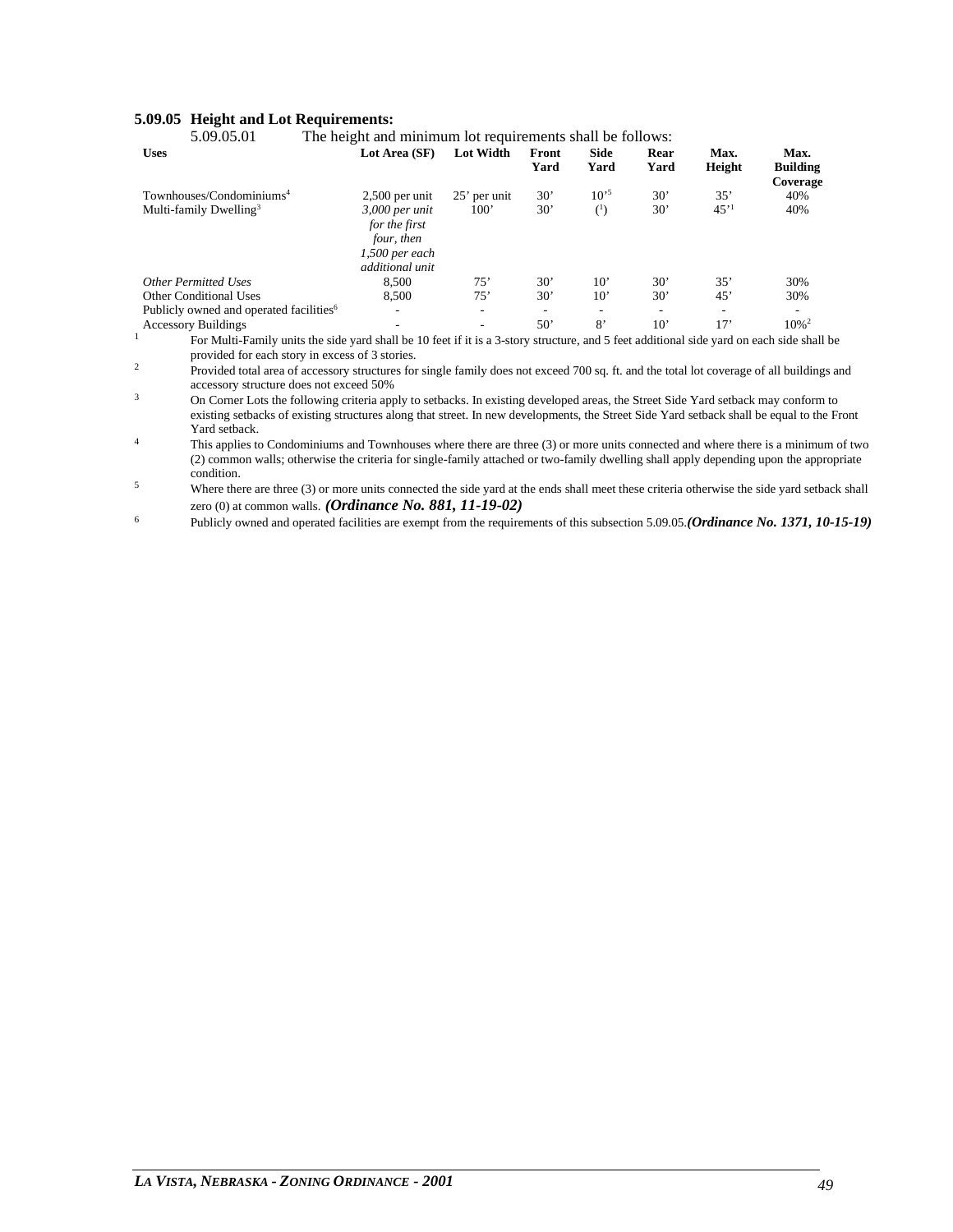**5.09.05 Height and Lot Requirements:**

5.09.05.01 The height and minimum lot requirements shall be follows:

| Uses | Lot Area (SF) | Lot Width | Front Yard | Side Yard | Rear Yard | Max. Height | Max. Building Coverage |
|---|---|---|---|---|---|---|---|
| Townhouses/Condominiums[4] | 2,500 per unit | 25' per unit | 30' | 10'[5] | 30' | 35' | 40% |
| Multi-family Dwelling[3] | *3,000 per unit for the first four, then 1,500 per each additional unit* | 100' | 30' | ([1]) | 30' | 45'[1] | 40% |
| *Other Permitted Uses* | 8,500 | 75' | 30' | 10' | 30' | 35' | 30% |
| Other Conditional Uses | 8,500 | 75' | 30' | 10' | 30' | 45' | 30% |
| Publicly owned and operated facilities[6] | - | - | - | - | - | - | - |
| Accessory Buildings | - | - | 50' | 8' | 10' | 17' | 10%[2] |

[1] For Multi-Family units the side yard shall be 10 feet if it is a 3-story structure, and 5 feet additional side yard on each side shall be provided for each story in excess of 3 stories.

[2] Provided total area of accessory structures for single family does not exceed 700 sq. ft. and the total lot coverage of all buildings and accessory structure does not exceed 50%

[3] On Corner Lots the following criteria apply to setbacks. In existing developed areas, the Street Side Yard setback may conform to existing setbacks of existing structures along that street. In new developments, the Street Side Yard setback shall be equal to the Front Yard setback.

[4] This applies to Condominiums and Townhouses where there are three (3) or more units connected and where there is a minimum of two (2) common walls; otherwise the criteria for single-family attached or two-family dwelling shall apply depending upon the appropriate condition.

[5] Where there are three (3) or more units connected the side yard at the ends shall meet these criteria otherwise the side yard setback shall zero (0) at common walls. ***(Ordinance No. 881, 11-19-02)***

[6] Publicly owned and operated facilities are exempt from the requirements of this subsection 5.09.05.***(Ordinance No. 1371, 10-15-19)***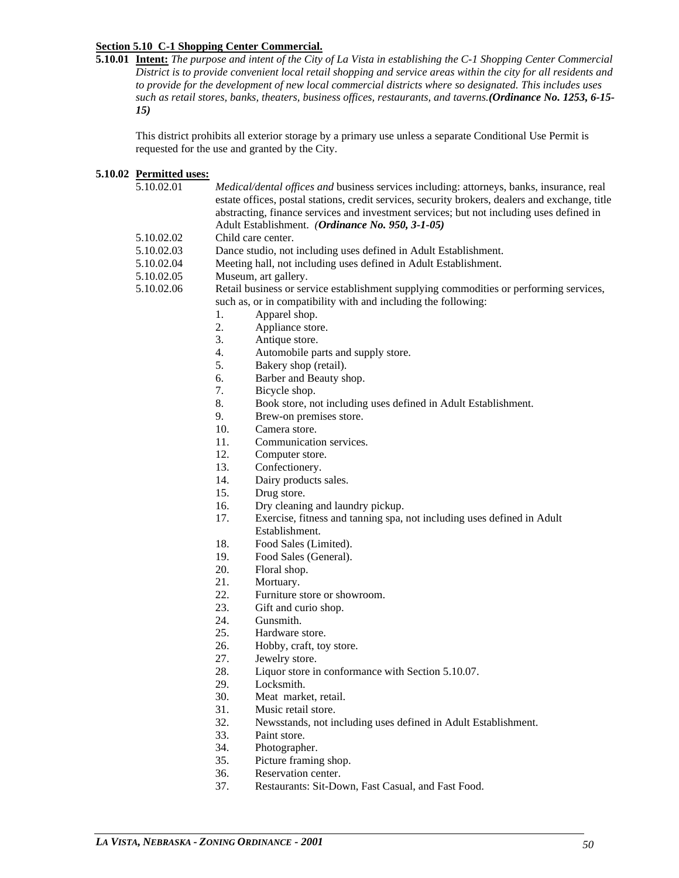**Section 5.10 C-1 Shopping Center Commercial.**

**5.10.01 Intent:** *The purpose and intent of the City of La Vista in establishing the C-1 Shopping Center Commercial District is to provide convenient local retail shopping and service areas within the city for all residents and to provide for the development of new local commercial districts where so designated. This includes uses such as retail stores, banks, theaters, business offices, restaurants, and taverns.**(Ordinance No. 1253, 6-15-15)***

This district prohibits all exterior storage by a primary use unless a separate Conditional Use Permit is requested for the use and granted by the City.

**5.10.02 Permitted uses:**

5.10.02.01 *Medical/dental offices and* business services including: attorneys, banks, insurance, real estate offices, postal stations, credit services, security brokers, dealers and exchange, title abstracting, finance services and investment services; but not including uses defined in Adult Establishment. *(**Ordinance No. 950, 3-1-05)***

5.10.02.02 Child care center.

5.10.02.03 Dance studio, not including uses defined in Adult Establishment.

5.10.02.04 Meeting hall, not including uses defined in Adult Establishment.

5.10.02.05 Museum, art gallery.

5.10.02.06 Retail business or service establishment supplying commodities or performing services, such as, or in compatibility with and including the following:

1. Apparel shop.
2. Appliance store.
3. Antique store.
4. Automobile parts and supply store.
5. Bakery shop (retail).
6. Barber and Beauty shop.
7. Bicycle shop.
8. Book store, not including uses defined in Adult Establishment.
9. Brew-on premises store.
10. Camera store.
11. Communication services.
12. Computer store.
13. Confectionery.
14. Dairy products sales.
15. Drug store.
16. Dry cleaning and laundry pickup.
17. Exercise, fitness and tanning spa, not including uses defined in Adult Establishment.
18. Food Sales (Limited).
19. Food Sales (General).
20. Floral shop.
21. Mortuary.
22. Furniture store or showroom.
23. Gift and curio shop.
24. Gunsmith.
25. Hardware store.
26. Hobby, craft, toy store.
27. Jewelry store.
28. Liquor store in conformance with Section 5.10.07.
29. Locksmith.
30. Meat market, retail.
31. Music retail store.
32. Newsstands, not including uses defined in Adult Establishment.
33. Paint store.
34. Photographer.
35. Picture framing shop.
36. Reservation center.
37. Restaurants: Sit-Down, Fast Casual, and Fast Food.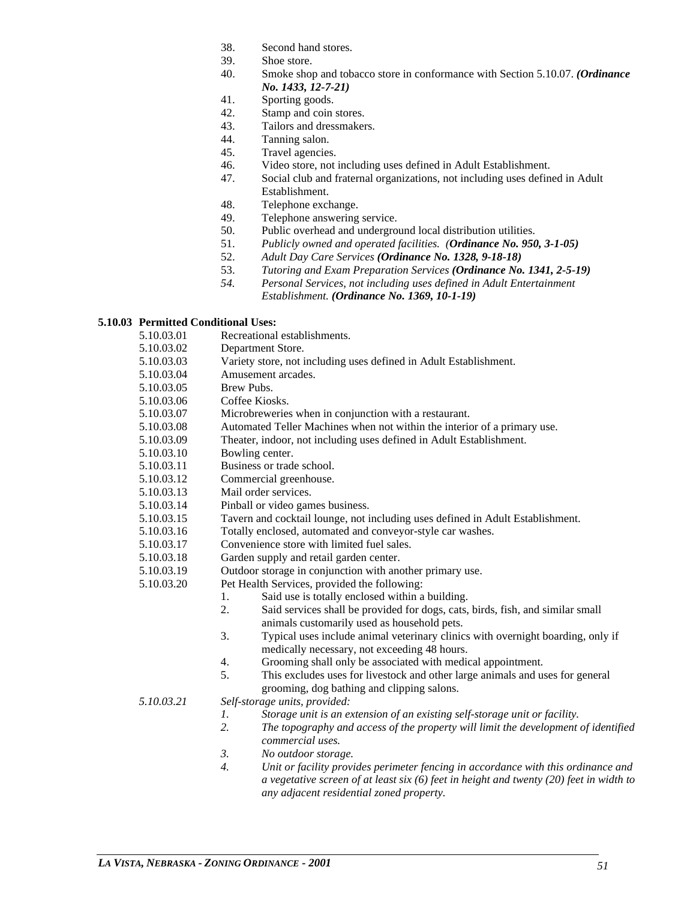38. Second hand stores.
39. Shoe store.
40. Smoke shop and tobacco store in conformance with Section 5.10.07. ***(Ordinance No. 1433, 12-7-21)***
41. Sporting goods.
42. Stamp and coin stores.
43. Tailors and dressmakers.
44. Tanning salon.
45. Travel agencies.
46. Video store, not including uses defined in Adult Establishment.
47. Social club and fraternal organizations, not including uses defined in Adult Establishment.
48. Telephone exchange.
49. Telephone answering service.
50. Public overhead and underground local distribution utilities.
51. *Publicly owned and operated facilities.* ***(Ordinance No. 950, 3-1-05)***
52. *Adult Day Care Services* ***(Ordinance No. 1328, 9-18-18)***
53. *Tutoring and Exam Preparation Services* ***(Ordinance No. 1341, 2-5-19)***
54. *Personal Services, not including uses defined in Adult Entertainment Establishment.* ***(Ordinance No. 1369, 10-1-19)***

**5.10.03 Permitted Conditional Uses:**

5.10.03.01 Recreational establishments.

5.10.03.02 Department Store.

5.10.03.03 Variety store, not including uses defined in Adult Establishment.

5.10.03.04 Amusement arcades.

5.10.03.05 Brew Pubs.

5.10.03.06 Coffee Kiosks.

5.10.03.07 Microbreweries when in conjunction with a restaurant.

5.10.03.08 Automated Teller Machines when not within the interior of a primary use.

5.10.03.09 Theater, indoor, not including uses defined in Adult Establishment.

5.10.03.10 Bowling center.

5.10.03.11 Business or trade school.

5.10.03.12 Commercial greenhouse.

5.10.03.13 Mail order services.

5.10.03.14 Pinball or video games business.

5.10.03.15 Tavern and cocktail lounge, not including uses defined in Adult Establishment.

5.10.03.16 Totally enclosed, automated and conveyor-style car washes.

5.10.03.17 Convenience store with limited fuel sales.

5.10.03.18 Garden supply and retail garden center.

5.10.03.19 Outdoor storage in conjunction with another primary use.

5.10.03.20 Pet Health Services, provided the following:

1. Said use is totally enclosed within a building.
2. Said services shall be provided for dogs, cats, birds, fish, and similar small animals customarily used as household pets.
3. Typical uses include animal veterinary clinics with overnight boarding, only if medically necessary, not exceeding 48 hours.
4. Grooming shall only be associated with medical appointment.
5. This excludes uses for livestock and other large animals and uses for general grooming, dog bathing and clipping salons.

*5.10.03.21 Self-storage units, provided:*

1. *Storage unit is an extension of an existing self-storage unit or facility.*
2. *The topography and access of the property will limit the development of identified commercial uses.*
3. *No outdoor storage.*
4. *Unit or facility provides perimeter fencing in accordance with this ordinance and a vegetative screen of at least six (6) feet in height and twenty (20) feet in width to any adjacent residential zoned property.*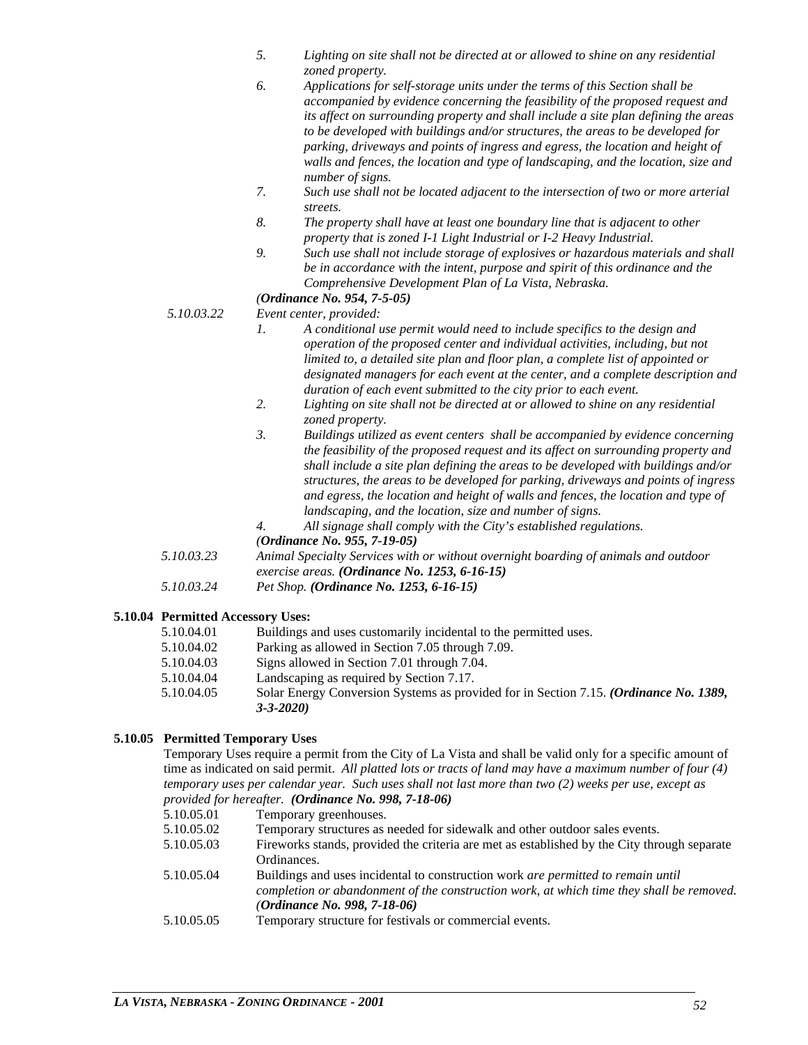5. *Lighting on site shall not be directed at or allowed to shine on any residential zoned property.*
6. *Applications for self-storage units under the terms of this Section shall be accompanied by evidence concerning the feasibility of the proposed request and its affect on surrounding property and shall include a site plan defining the areas to be developed with buildings and/or structures, the areas to be developed for parking, driveways and points of ingress and egress, the location and height of walls and fences, the location and type of landscaping, and the location, size and number of signs.*
7. *Such use shall not be located adjacent to the intersection of two or more arterial streets.*
8. *The property shall have at least one boundary line that is adjacent to other property that is zoned I-1 Light Industrial or I-2 Heavy Industrial.*
9. *Such use shall not include storage of explosives or hazardous materials and shall be in accordance with the intent, purpose and spirit of this ordinance and the Comprehensive Development Plan of La Vista, Nebraska.*

*(**Ordinance No. 954, 7-5-05)***

*5.10.03.22* *Event center, provided:*

1. *A conditional use permit would need to include specifics to the design and operation of the proposed center and individual activities, including, but not limited to, a detailed site plan and floor plan, a complete list of appointed or designated managers for each event at the center, and a complete description and duration of each event submitted to the city prior to each event.*
2. *Lighting on site shall not be directed at or allowed to shine on any residential zoned property.*
3. *Buildings utilized as event centers shall be accompanied by evidence concerning the feasibility of the proposed request and its affect on surrounding property and shall include a site plan defining the areas to be developed with buildings and/or structures, the areas to be developed for parking, driveways and points of ingress and egress, the location and height of walls and fences, the location and type of landscaping, and the location, size and number of signs.*
4. *All signage shall comply with the City's established regulations.*

*(**Ordinance No. 955, 7-19-05)***

*5.10.03.23* *Animal Specialty Services with or without overnight boarding of animals and outdoor exercise areas.* ***(Ordinance No. 1253, 6-16-15)***

*5.10.03.24* *Pet Shop.* ***(Ordinance No. 1253, 6-16-15)***

**5.10.04 Permitted Accessory Uses:**

5.10.04.01 Buildings and uses customarily incidental to the permitted uses.

5.10.04.02 Parking as allowed in Section 7.05 through 7.09.

5.10.04.03 Signs allowed in Section 7.01 through 7.04.

5.10.04.04 Landscaping as required by Section 7.17.

5.10.04.05 Solar Energy Conversion Systems as provided for in Section 7.15. ***(Ordinance No. 1389, 3-3-2020)***

**5.10.05 Permitted Temporary Uses**

Temporary Uses require a permit from the City of La Vista and shall be valid only for a specific amount of time as indicated on said permit. *All platted lots or tracts of land may have a maximum number of four (4) temporary uses per calendar year. Such uses shall not last more than two (2) weeks per use, except as provided for hereafter.* ***(Ordinance No. 998, 7-18-06)***

5.10.05.01 Temporary greenhouses.

5.10.05.02 Temporary structures as needed for sidewalk and other outdoor sales events.

5.10.05.03 Fireworks stands, provided the criteria are met as established by the City through separate Ordinances.

5.10.05.04 Buildings and uses incidental to construction work *are permitted to remain until completion or abandonment of the construction work, at which time they shall be removed. (**Ordinance No. 998, 7-18-06)***

5.10.05.05 Temporary structure for festivals or commercial events.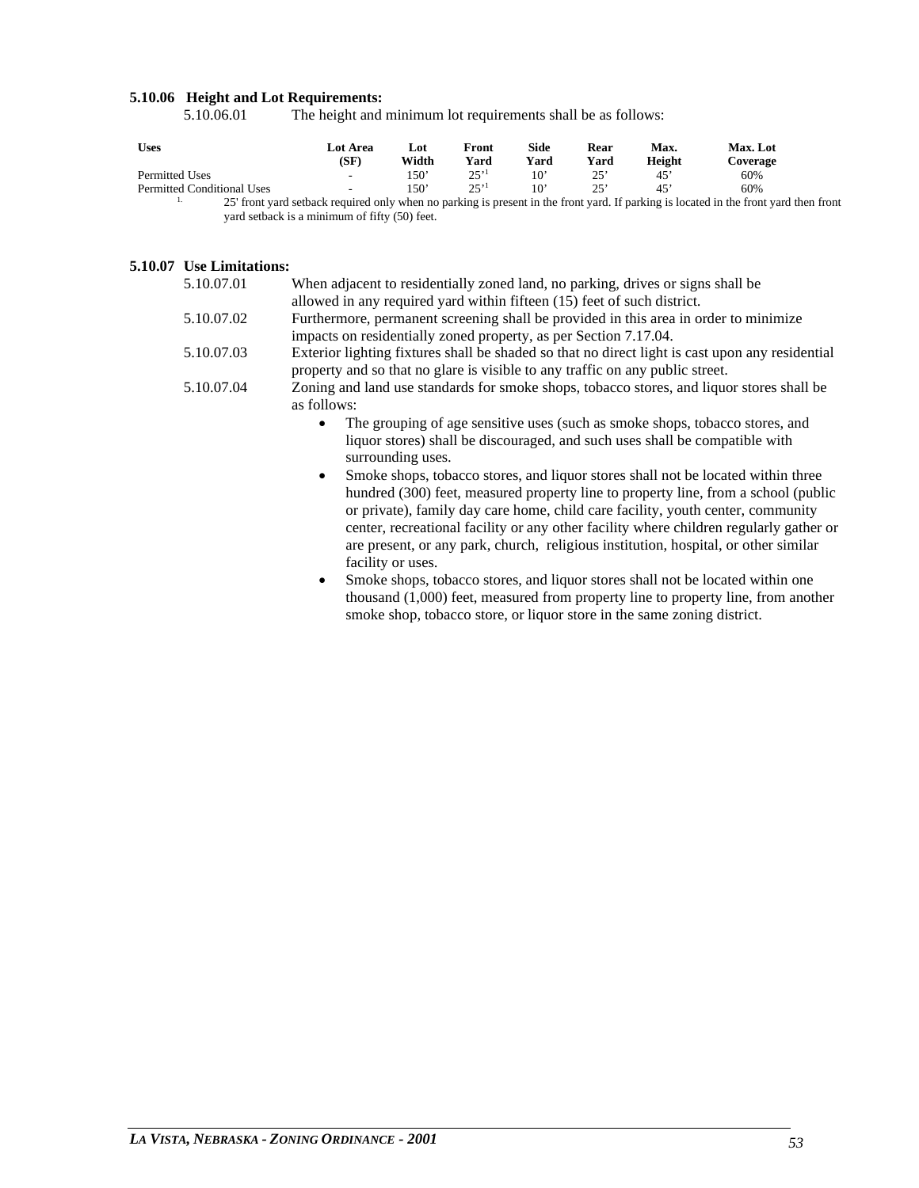**5.10.06 Height and Lot Requirements:**

5.10.06.01 The height and minimum lot requirements shall be as follows:

| Uses | Lot Area (SF) | Lot Width | Front Yard | Side Yard | Rear Yard | Max. Height | Max. Lot Coverage |
|---|---|---|---|---|---|---|---|
| Permitted Uses | - | 150' | 25'[1] | 10' | 25' | 45' | 60% |
| Permitted Conditional Uses | - | 150' | 25'[1] | 10' | 25' | 45' | 60% |

1. 25' front yard setback required only when no parking is present in the front yard. If parking is located in the front yard then front yard setback is a minimum of fifty (50) feet.

**5.10.07 Use Limitations:**

5.10.07.01 When adjacent to residentially zoned land, no parking, drives or signs shall be allowed in any required yard within fifteen (15) feet of such district.

5.10.07.02 Furthermore, permanent screening shall be provided in this area in order to minimize impacts on residentially zoned property, as per Section 7.17.04.

5.10.07.03 Exterior lighting fixtures shall be shaded so that no direct light is cast upon any residential property and so that no glare is visible to any traffic on any public street.

5.10.07.04 Zoning and land use standards for smoke shops, tobacco stores, and liquor stores shall be as follows:

- The grouping of age sensitive uses (such as smoke shops, tobacco stores, and liquor stores) shall be discouraged, and such uses shall be compatible with surrounding uses.
- Smoke shops, tobacco stores, and liquor stores shall not be located within three hundred (300) feet, measured property line to property line, from a school (public or private), family day care home, child care facility, youth center, community center, recreational facility or any other facility where children regularly gather or are present, or any park, church, religious institution, hospital, or other similar facility or uses.
- Smoke shops, tobacco stores, and liquor stores shall not be located within one thousand (1,000) feet, measured from property line to property line, from another smoke shop, tobacco store, or liquor store in the same zoning district.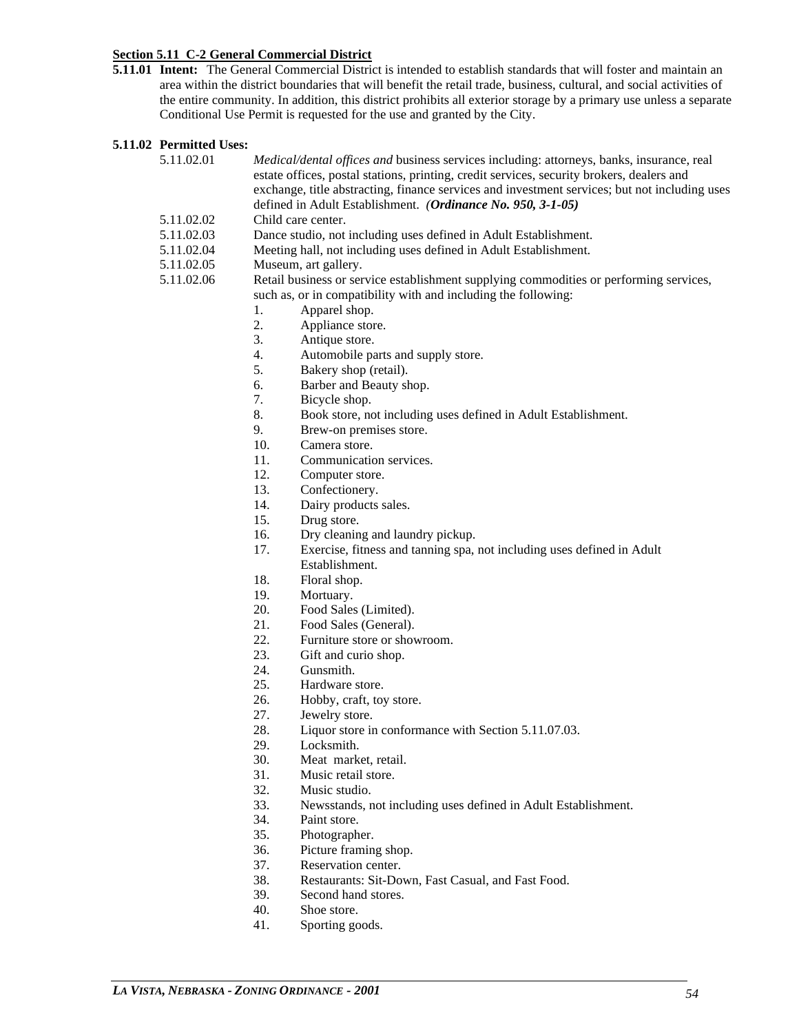**Section 5.11 C-2 General Commercial District**

**5.11.01 Intent:** The General Commercial District is intended to establish standards that will foster and maintain an area within the district boundaries that will benefit the retail trade, business, cultural, and social activities of the entire community. In addition, this district prohibits all exterior storage by a primary use unless a separate Conditional Use Permit is requested for the use and granted by the City.

**5.11.02 Permitted Uses:**

5.11.02.01 *Medical/dental offices and* business services including: attorneys, banks, insurance, real estate offices, postal stations, printing, credit services, security brokers, dealers and exchange, title abstracting, finance services and investment services; but not including uses defined in Adult Establishment. ***(Ordinance No. 950, 3-1-05)***

5.11.02.02 Child care center.

5.11.02.03 Dance studio, not including uses defined in Adult Establishment.

5.11.02.04 Meeting hall, not including uses defined in Adult Establishment.

5.11.02.05 Museum, art gallery.

5.11.02.06 Retail business or service establishment supplying commodities or performing services, such as, or in compatibility with and including the following:

1. Apparel shop.
2. Appliance store.
3. Antique store.
4. Automobile parts and supply store.
5. Bakery shop (retail).
6. Barber and Beauty shop.
7. Bicycle shop.
8. Book store, not including uses defined in Adult Establishment.
9. Brew-on premises store.
10. Camera store.
11. Communication services.
12. Computer store.
13. Confectionery.
14. Dairy products sales.
15. Drug store.
16. Dry cleaning and laundry pickup.
17. Exercise, fitness and tanning spa, not including uses defined in Adult Establishment.
18. Floral shop.
19. Mortuary.
20. Food Sales (Limited).
21. Food Sales (General).
22. Furniture store or showroom.
23. Gift and curio shop.
24. Gunsmith.
25. Hardware store.
26. Hobby, craft, toy store.
27. Jewelry store.
28. Liquor store in conformance with Section 5.11.07.03.
29. Locksmith.
30. Meat market, retail.
31. Music retail store.
32. Music studio.
33. Newsstands, not including uses defined in Adult Establishment.
34. Paint store.
35. Photographer.
36. Picture framing shop.
37. Reservation center.
38. Restaurants: Sit-Down, Fast Casual, and Fast Food.
39. Second hand stores.
40. Shoe store.
41. Sporting goods.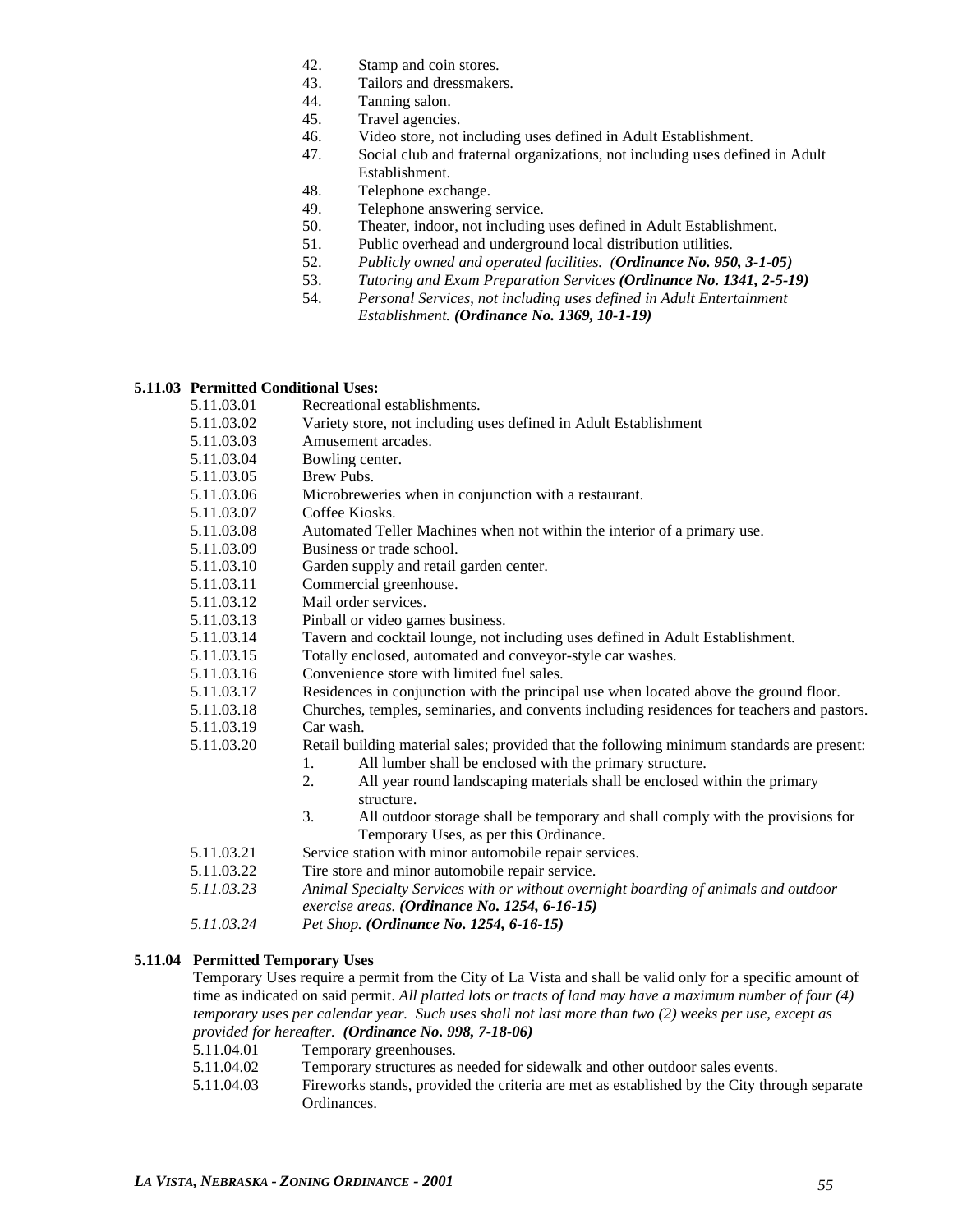42. Stamp and coin stores.
43. Tailors and dressmakers.
44. Tanning salon.
45. Travel agencies.
46. Video store, not including uses defined in Adult Establishment.
47. Social club and fraternal organizations, not including uses defined in Adult Establishment.
48. Telephone exchange.
49. Telephone answering service.
50. Theater, indoor, not including uses defined in Adult Establishment.
51. Public overhead and underground local distribution utilities.
52. *Publicly owned and operated facilities.* ***(Ordinance No. 950, 3-1-05)***
53. *Tutoring and Exam Preparation Services* ***(Ordinance No. 1341, 2-5-19)***
54. *Personal Services, not including uses defined in Adult Entertainment Establishment.* ***(Ordinance No. 1369, 10-1-19)***

**5.11.03 Permitted Conditional Uses:**

5.11.03.01 Recreational establishments.

5.11.03.02 Variety store, not including uses defined in Adult Establishment

5.11.03.03 Amusement arcades.

5.11.03.04 Bowling center.

5.11.03.05 Brew Pubs.

5.11.03.06 Microbreweries when in conjunction with a restaurant.

5.11.03.07 Coffee Kiosks.

5.11.03.08 Automated Teller Machines when not within the interior of a primary use.

5.11.03.09 Business or trade school.

5.11.03.10 Garden supply and retail garden center.

5.11.03.11 Commercial greenhouse.

5.11.03.12 Mail order services.

5.11.03.13 Pinball or video games business.

5.11.03.14 Tavern and cocktail lounge, not including uses defined in Adult Establishment.

5.11.03.15 Totally enclosed, automated and conveyor-style car washes.

5.11.03.16 Convenience store with limited fuel sales.

5.11.03.17 Residences in conjunction with the principal use when located above the ground floor.

5.11.03.18 Churches, temples, seminaries, and convents including residences for teachers and pastors.

5.11.03.19 Car wash.

5.11.03.20 Retail building material sales; provided that the following minimum standards are present:

1. All lumber shall be enclosed with the primary structure.
2. All year round landscaping materials shall be enclosed within the primary structure.
3. All outdoor storage shall be temporary and shall comply with the provisions for Temporary Uses, as per this Ordinance.

5.11.03.21 Service station with minor automobile repair services.

5.11.03.22 Tire store and minor automobile repair service.

*5.11.03.23 Animal Specialty Services with or without overnight boarding of animals and outdoor exercise areas.* ***(Ordinance No. 1254, 6-16-15)***

*5.11.03.24 Pet Shop.* ***(Ordinance No. 1254, 6-16-15)***

**5.11.04 Permitted Temporary Uses**

Temporary Uses require a permit from the City of La Vista and shall be valid only for a specific amount of time as indicated on said permit. *All platted lots or tracts of land may have a maximum number of four (4) temporary uses per calendar year. Such uses shall not last more than two (2) weeks per use, except as provided for hereafter.* ***(Ordinance No. 998, 7-18-06)***

5.11.04.01 Temporary greenhouses.

5.11.04.02 Temporary structures as needed for sidewalk and other outdoor sales events.

5.11.04.03 Fireworks stands, provided the criteria are met as established by the City through separate Ordinances.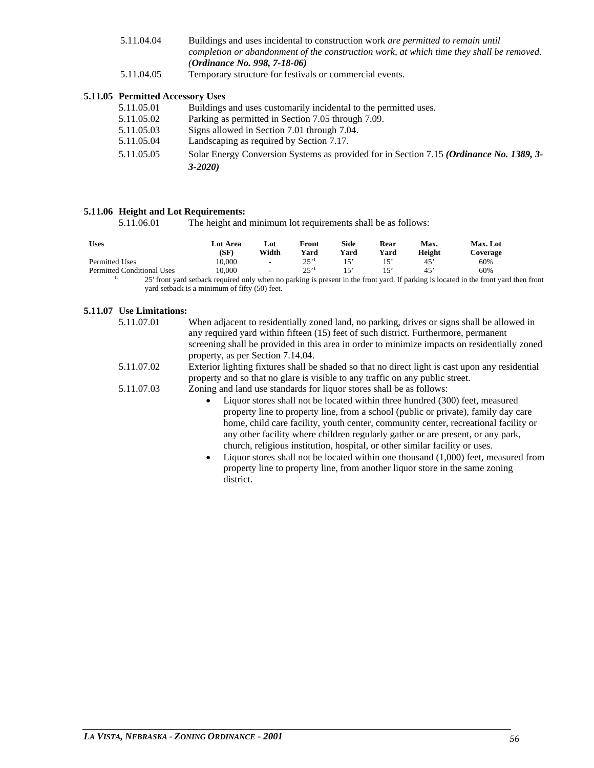5.11.04.04 Buildings and uses incidental to construction work *are permitted to remain until completion or abandonment of the construction work, at which time they shall be removed. (**Ordinance No. 998, 7-18-06)***

5.11.04.05 Temporary structure for festivals or commercial events.

**5.11.05 Permitted Accessory Uses**

5.11.05.01 Buildings and uses customarily incidental to the permitted uses.

5.11.05.02 Parking as permitted in Section 7.05 through 7.09.

5.11.05.03 Signs allowed in Section 7.01 through 7.04.

5.11.05.04 Landscaping as required by Section 7.17.

5.11.05.05 Solar Energy Conversion Systems as provided for in Section 7.15 ***(Ordinance No. 1389, 3-3-2020)***

**5.11.06 Height and Lot Requirements:**

5.11.06.01 The height and minimum lot requirements shall be as follows:

| Uses | Lot Area (SF) | Lot Width | Front Yard | Side Yard | Rear Yard | Max. Height | Max. Lot Coverage |
|---|---|---|---|---|---|---|---|
| Permitted Uses | 10,000 | - | 25'[1] | 15' | 15' | 45' | 60% |
| Permitted Conditional Uses | 10,000 | - | 25'[1] | 15' | 15' | 45' | 60% |

[1] 25' front yard setback required only when no parking is present in the front yard. If parking is located in the front yard then front yard setback is a minimum of fifty (50) feet.

**5.11.07 Use Limitations:**

5.11.07.01 When adjacent to residentially zoned land, no parking, drives or signs shall be allowed in any required yard within fifteen (15) feet of such district. Furthermore, permanent screening shall be provided in this area in order to minimize impacts on residentially zoned property, as per Section 7.14.04.

5.11.07.02 Exterior lighting fixtures shall be shaded so that no direct light is cast upon any residential property and so that no glare is visible to any traffic on any public street.

5.11.07.03 Zoning and land use standards for liquor stores shall be as follows:

- Liquor stores shall not be located within three hundred (300) feet, measured property line to property line, from a school (public or private), family day care home, child care facility, youth center, community center, recreational facility or any other facility where children regularly gather or are present, or any park, church, religious institution, hospital, or other similar facility or uses.
- Liquor stores shall not be located within one thousand (1,000) feet, measured from property line to property line, from another liquor store in the same zoning district.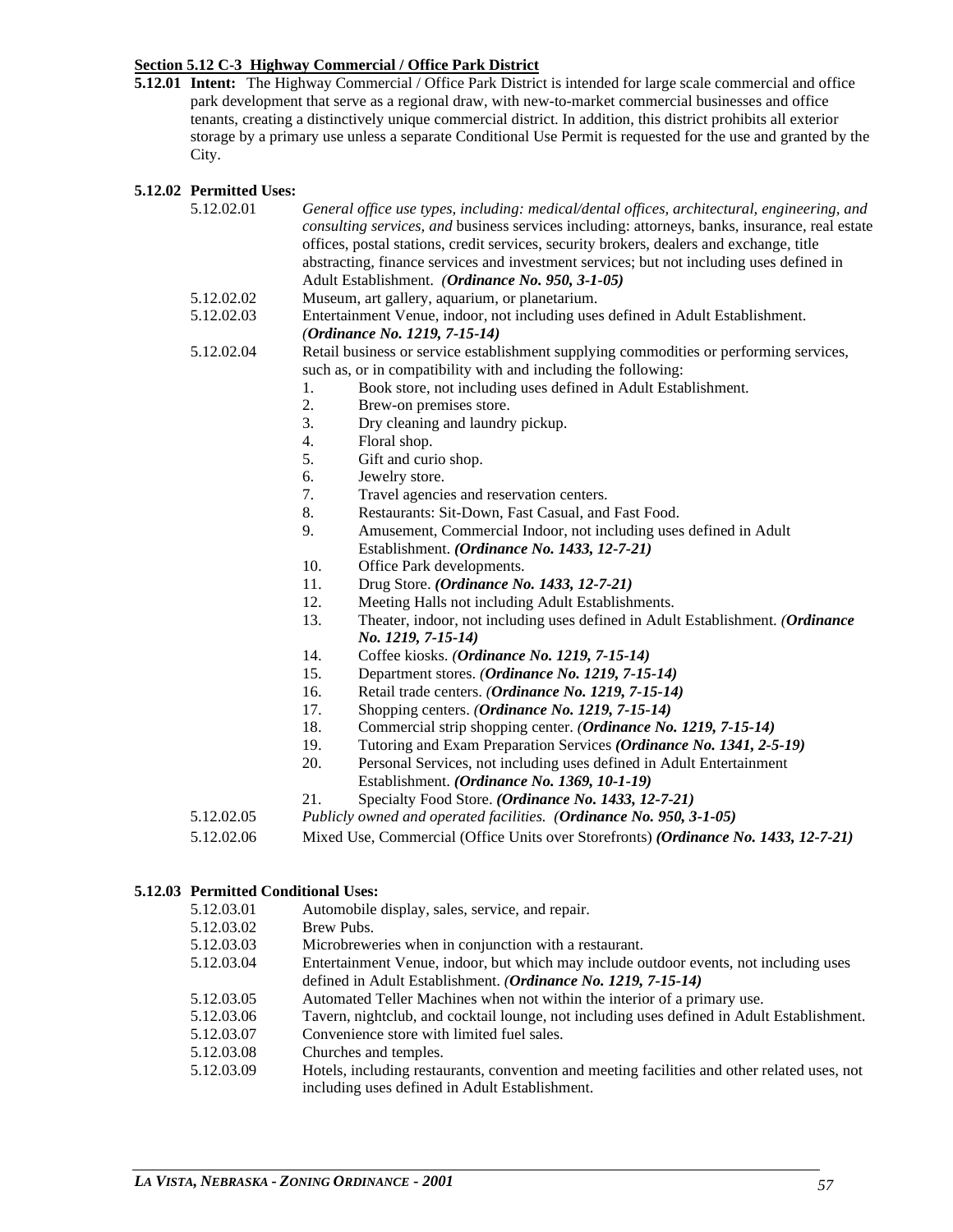**Section 5.12 C-3 Highway Commercial / Office Park District**

**5.12.01 Intent:** The Highway Commercial / Office Park District is intended for large scale commercial and office park development that serve as a regional draw, with new-to-market commercial businesses and office tenants, creating a distinctively unique commercial district. In addition, this district prohibits all exterior storage by a primary use unless a separate Conditional Use Permit is requested for the use and granted by the City.

**5.12.02 Permitted Uses:**

5.12.02.01 *General office use types, including: medical/dental offices, architectural, engineering, and consulting services, and* business services including: attorneys, banks, insurance, real estate offices, postal stations, credit services, security brokers, dealers and exchange, title abstracting, finance services and investment services; but not including uses defined in Adult Establishment. *(**Ordinance No. 950, 3-1-05)***

5.12.02.02 Museum, art gallery, aquarium, or planetarium.

5.12.02.03 Entertainment Venue, indoor, not including uses defined in Adult Establishment. *(**Ordinance No. 1219, 7-15-14)***

5.12.02.04 Retail business or service establishment supplying commodities or performing services, such as, or in compatibility with and including the following:

1. Book store, not including uses defined in Adult Establishment.
2. Brew-on premises store.
3. Dry cleaning and laundry pickup.
4. Floral shop.
5. Gift and curio shop.
6. Jewelry store.
7. Travel agencies and reservation centers.
8. Restaurants: Sit-Down, Fast Casual, and Fast Food.
9. Amusement, Commercial Indoor, not including uses defined in Adult Establishment. ***(Ordinance No. 1433, 12-7-21)***
10. Office Park developments.
11. Drug Store. ***(Ordinance No. 1433, 12-7-21)***
12. Meeting Halls not including Adult Establishments.
13. Theater, indoor, not including uses defined in Adult Establishment. *(**Ordinance No. 1219, 7-15-14)***
14. Coffee kiosks. *(**Ordinance No. 1219, 7-15-14)***
15. Department stores. *(**Ordinance No. 1219, 7-15-14)***
16. Retail trade centers. *(**Ordinance No. 1219, 7-15-14)***
17. Shopping centers. *(**Ordinance No. 1219, 7-15-14)***
18. Commercial strip shopping center. *(**Ordinance No. 1219, 7-15-14)***
19. Tutoring and Exam Preparation Services ***(Ordinance No. 1341, 2-5-19)***
20. Personal Services, not including uses defined in Adult Entertainment Establishment. ***(Ordinance No. 1369, 10-1-19)***
21. Specialty Food Store. ***(Ordinance No. 1433, 12-7-21)***

5.12.02.05 *Publicly owned and operated facilities. (**Ordinance No. 950, 3-1-05)***

5.12.02.06 Mixed Use, Commercial (Office Units over Storefronts) ***(Ordinance No. 1433, 12-7-21)***

**5.12.03 Permitted Conditional Uses:**

5.12.03.01 Automobile display, sales, service, and repair.

5.12.03.02 Brew Pubs.

5.12.03.03 Microbreweries when in conjunction with a restaurant.

5.12.03.04 Entertainment Venue, indoor, but which may include outdoor events, not including uses defined in Adult Establishment. *(**Ordinance No. 1219, 7-15-14)***

5.12.03.05 Automated Teller Machines when not within the interior of a primary use.

5.12.03.06 Tavern, nightclub, and cocktail lounge, not including uses defined in Adult Establishment.

5.12.03.07 Convenience store with limited fuel sales.

5.12.03.08 Churches and temples.

5.12.03.09 Hotels, including restaurants, convention and meeting facilities and other related uses, not including uses defined in Adult Establishment.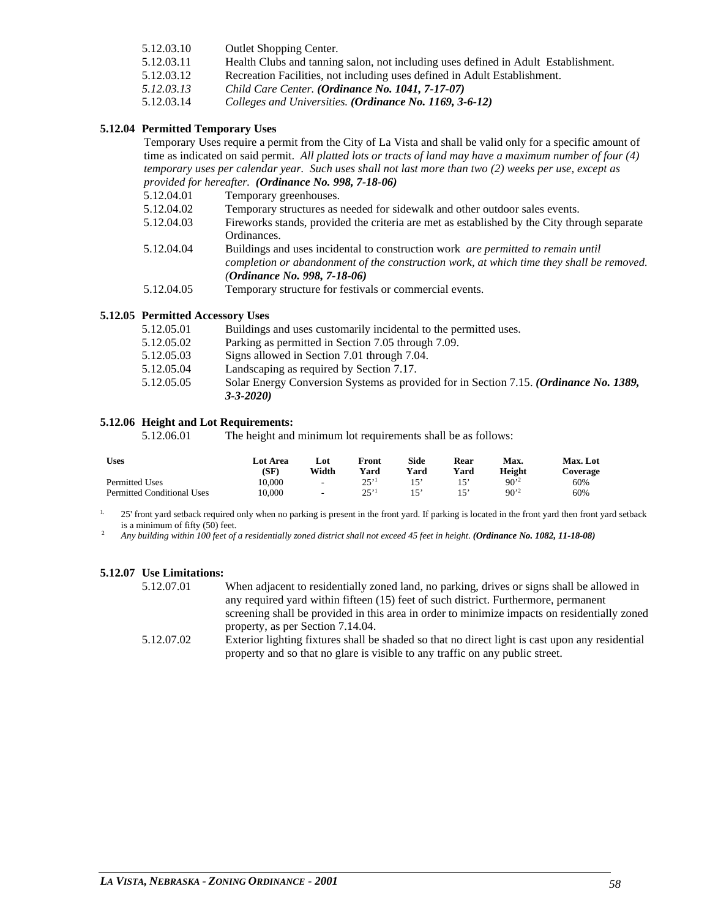5.12.03.10 Outlet Shopping Center.
5.12.03.11 Health Clubs and tanning salon, not including uses defined in Adult Establishment.
5.12.03.12 Recreation Facilities, not including uses defined in Adult Establishment.
*5.12.03.13* *Child Care Center.* ***(Ordinance No. 1041, 7-17-07)***
5.12.03.14 *Colleges and Universities.* ***(Ordinance No. 1169, 3-6-12)***

**5.12.04 Permitted Temporary Uses**

Temporary Uses require a permit from the City of La Vista and shall be valid only for a specific amount of time as indicated on said permit. *All platted lots or tracts of land may have a maximum number of four (4) temporary uses per calendar year. Such uses shall not last more than two (2) weeks per use, except as provided for hereafter.* ***(Ordinance No. 998, 7-18-06)***

5.12.04.01 Temporary greenhouses.
5.12.04.02 Temporary structures as needed for sidewalk and other outdoor sales events.
5.12.04.03 Fireworks stands, provided the criteria are met as established by the City through separate Ordinances.
5.12.04.04 Buildings and uses incidental to construction work *are permitted to remain until completion or abandonment of the construction work, at which time they shall be removed.* ***(Ordinance No. 998, 7-18-06)***
5.12.04.05 Temporary structure for festivals or commercial events.

**5.12.05 Permitted Accessory Uses**

5.12.05.01 Buildings and uses customarily incidental to the permitted uses.
5.12.05.02 Parking as permitted in Section 7.05 through 7.09.
5.12.05.03 Signs allowed in Section 7.01 through 7.04.
5.12.05.04 Landscaping as required by Section 7.17.
5.12.05.05 Solar Energy Conversion Systems as provided for in Section 7.15. ***(Ordinance No. 1389, 3-3-2020)***

**5.12.06 Height and Lot Requirements:**

5.12.06.01 The height and minimum lot requirements shall be as follows:

| Uses | Lot Area (SF) | Lot Width | Front Yard | Side Yard | Rear Yard | Max. Height | Max. Lot Coverage |
|---|---|---|---|---|---|---|---|
| Permitted Uses | 10,000 | - | 25'[1] | 15' | 15' | 90'[2] | 60% |
| Permitted Conditional Uses | 10,000 | - | 25'[1] | 15' | 15' | 90'[2] | 60% |

[1] 25' front yard setback required only when no parking is present in the front yard. If parking is located in the front yard then front yard setback is a minimum of fifty (50) feet.

[2] *Any building within 100 feet of a residentially zoned district shall not exceed 45 feet in height.* ***(Ordinance No. 1082, 11-18-08)***

**5.12.07 Use Limitations:**

5.12.07.01 When adjacent to residentially zoned land, no parking, drives or signs shall be allowed in any required yard within fifteen (15) feet of such district. Furthermore, permanent screening shall be provided in this area in order to minimize impacts on residentially zoned property, as per Section 7.14.04.
5.12.07.02 Exterior lighting fixtures shall be shaded so that no direct light is cast upon any residential property and so that no glare is visible to any traffic on any public street.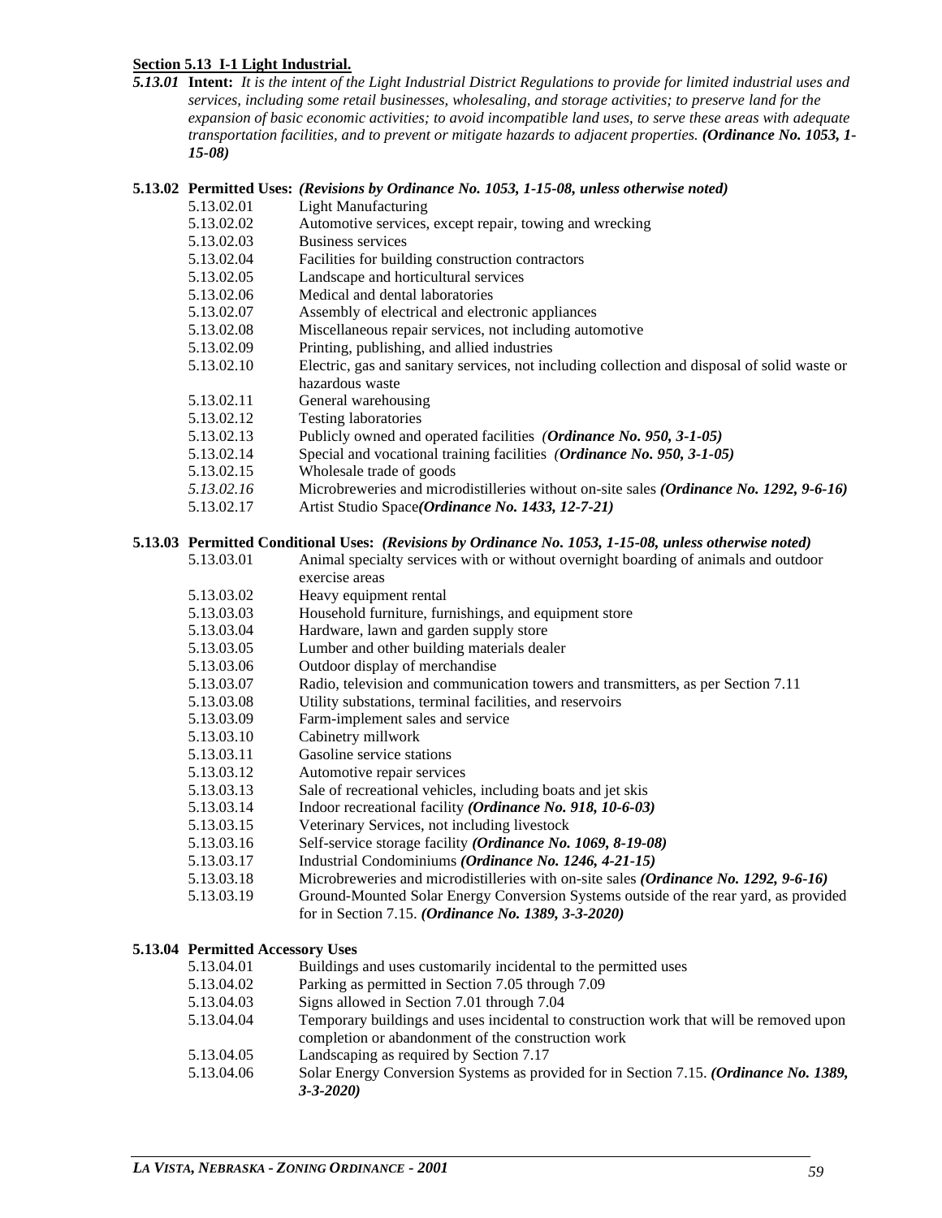## Section 5.13 I-1 Light Industrial.

***5.13.01*** **Intent:** *It is the intent of the Light Industrial District Regulations to provide for limited industrial uses and services, including some retail businesses, wholesaling, and storage activities; to preserve land for the expansion of basic economic activities; to avoid incompatible land uses, to serve these areas with adequate transportation facilities, and to prevent or mitigate hazards to adjacent properties.* ***(Ordinance No. 1053, 1-15-08)***

**5.13.02 Permitted Uses:** ***(Revisions by Ordinance No. 1053, 1-15-08, unless otherwise noted)***

- 5.13.02.01 Light Manufacturing
- 5.13.02.02 Automotive services, except repair, towing and wrecking
- 5.13.02.03 Business services
- 5.13.02.04 Facilities for building construction contractors
- 5.13.02.05 Landscape and horticultural services
- 5.13.02.06 Medical and dental laboratories
- 5.13.02.07 Assembly of electrical and electronic appliances
- 5.13.02.08 Miscellaneous repair services, not including automotive
- 5.13.02.09 Printing, publishing, and allied industries
- 5.13.02.10 Electric, gas and sanitary services, not including collection and disposal of solid waste or hazardous waste
- 5.13.02.11 General warehousing
- 5.13.02.12 Testing laboratories
- 5.13.02.13 Publicly owned and operated facilities ***(Ordinance No. 950, 3-1-05)***
- 5.13.02.14 Special and vocational training facilities ***(Ordinance No. 950, 3-1-05)***
- 5.13.02.15 Wholesale trade of goods
- *5.13.02.16* Microbreweries and microdistilleries without on-site sales ***(Ordinance No. 1292, 9-6-16)***
- 5.13.02.17 Artist Studio Space***(Ordinance No. 1433, 12-7-21)***

**5.13.03 Permitted Conditional Uses:** ***(Revisions by Ordinance No. 1053, 1-15-08, unless otherwise noted)***

- 5.13.03.01 Animal specialty services with or without overnight boarding of animals and outdoor exercise areas
- 5.13.03.02 Heavy equipment rental
- 5.13.03.03 Household furniture, furnishings, and equipment store
- 5.13.03.04 Hardware, lawn and garden supply store
- 5.13.03.05 Lumber and other building materials dealer
- 5.13.03.06 Outdoor display of merchandise
- 5.13.03.07 Radio, television and communication towers and transmitters, as per Section 7.11
- 5.13.03.08 Utility substations, terminal facilities, and reservoirs
- 5.13.03.09 Farm-implement sales and service
- 5.13.03.10 Cabinetry millwork
- 5.13.03.11 Gasoline service stations
- 5.13.03.12 Automotive repair services
- 5.13.03.13 Sale of recreational vehicles, including boats and jet skis
- 5.13.03.14 Indoor recreational facility ***(Ordinance No. 918, 10-6-03)***
- 5.13.03.15 Veterinary Services, not including livestock
- 5.13.03.16 Self-service storage facility ***(Ordinance No. 1069, 8-19-08)***
- 5.13.03.17 Industrial Condominiums ***(Ordinance No. 1246, 4-21-15)***
- 5.13.03.18 Microbreweries and microdistilleries with on-site sales ***(Ordinance No. 1292, 9-6-16)***
- 5.13.03.19 Ground-Mounted Solar Energy Conversion Systems outside of the rear yard, as provided for in Section 7.15. ***(Ordinance No. 1389, 3-3-2020)***

**5.13.04 Permitted Accessory Uses**

- 5.13.04.01 Buildings and uses customarily incidental to the permitted uses
- 5.13.04.02 Parking as permitted in Section 7.05 through 7.09
- 5.13.04.03 Signs allowed in Section 7.01 through 7.04
- 5.13.04.04 Temporary buildings and uses incidental to construction work that will be removed upon completion or abandonment of the construction work
- 5.13.04.05 Landscaping as required by Section 7.17
- 5.13.04.06 Solar Energy Conversion Systems as provided for in Section 7.15. ***(Ordinance No. 1389, 3-3-2020)***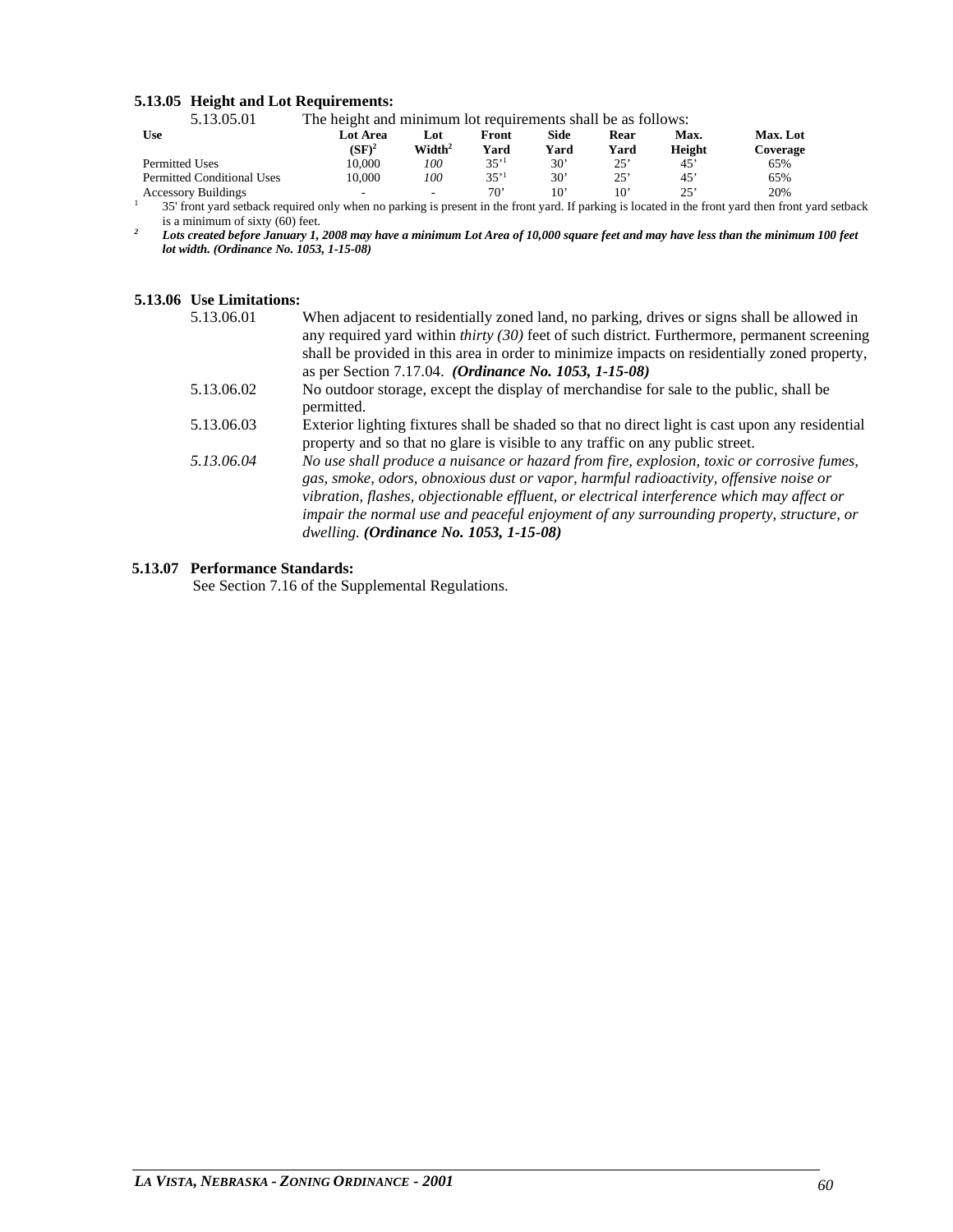### 5.13.05 Height and Lot Requirements:

5.13.05.01 The height and minimum lot requirements shall be as follows:

| Use | Lot Area (SF)[2] | Lot Width[2] | Front Yard | Side Yard | Rear Yard | Max. Height | Max. Lot Coverage |
|---|---|---|---|---|---|---|---|
| Permitted Uses | 10,000 | *100* | 35'[1] | 30' | 25' | 45' | 65% |
| Permitted Conditional Uses | 10,000 | *100* | 35'[1] | 30' | 25' | 45' | 65% |
| Accessory Buildings | - | - | 70' | 10' | 10' | 25' | 20% |

[1] 35' front yard setback required only when no parking is present in the front yard. If parking is located in the front yard then front yard setback is a minimum of sixty (60) feet.

[2] ***Lots created before January 1, 2008 may have a minimum Lot Area of 10,000 square feet and may have less than the minimum 100 feet lot width. (Ordinance No. 1053, 1-15-08)***

### 5.13.06 Use Limitations:

5.13.06.01 When adjacent to residentially zoned land, no parking, drives or signs shall be allowed in any required yard within *thirty (30)* feet of such district. Furthermore, permanent screening shall be provided in this area in order to minimize impacts on residentially zoned property, as per Section 7.17.04. ***(Ordinance No. 1053, 1-15-08)***

5.13.06.02 No outdoor storage, except the display of merchandise for sale to the public, shall be permitted.

5.13.06.03 Exterior lighting fixtures shall be shaded so that no direct light is cast upon any residential property and so that no glare is visible to any traffic on any public street.

*5.13.06.04 No use shall produce a nuisance or hazard from fire, explosion, toxic or corrosive fumes, gas, smoke, odors, obnoxious dust or vapor, harmful radioactivity, offensive noise or vibration, flashes, objectionable effluent, or electrical interference which may affect or impair the normal use and peaceful enjoyment of any surrounding property, structure, or dwelling.* ***(Ordinance No. 1053, 1-15-08)***

### 5.13.07 Performance Standards:

See Section 7.16 of the Supplemental Regulations.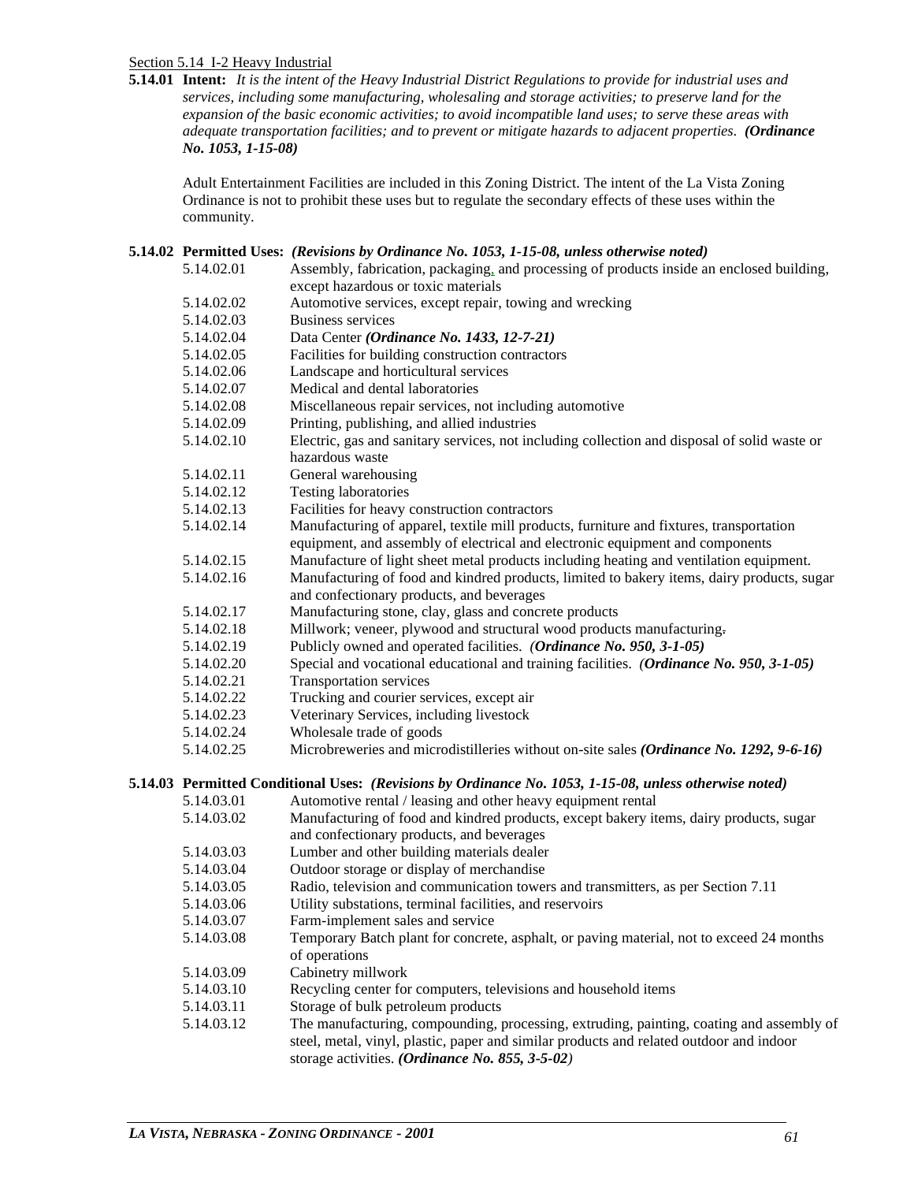Section 5.14 I-2 Heavy Industrial

**5.14.01 Intent:** *It is the intent of the Heavy Industrial District Regulations to provide for industrial uses and services, including some manufacturing, wholesaling and storage activities; to preserve land for the expansion of the basic economic activities; to avoid incompatible land uses; to serve these areas with adequate transportation facilities; and to prevent or mitigate hazards to adjacent properties.* ***(Ordinance No. 1053, 1-15-08)***

Adult Entertainment Facilities are included in this Zoning District. The intent of the La Vista Zoning Ordinance is not to prohibit these uses but to regulate the secondary effects of these uses within the community.

**5.14.02 Permitted Uses:** ***(Revisions by Ordinance No. 1053, 1-15-08, unless otherwise noted)***

- 5.14.02.01 Assembly, fabrication, packaging, and processing of products inside an enclosed building, except hazardous or toxic materials
- 5.14.02.02 Automotive services, except repair, towing and wrecking
- 5.14.02.03 Business services
- 5.14.02.04 Data Center ***(Ordinance No. 1433, 12-7-21)***
- 5.14.02.05 Facilities for building construction contractors
- 5.14.02.06 Landscape and horticultural services
- 5.14.02.07 Medical and dental laboratories
- 5.14.02.08 Miscellaneous repair services, not including automotive
- 5.14.02.09 Printing, publishing, and allied industries
- 5.14.02.10 Electric, gas and sanitary services, not including collection and disposal of solid waste or hazardous waste
- 5.14.02.11 General warehousing
- 5.14.02.12 Testing laboratories
- 5.14.02.13 Facilities for heavy construction contractors
- 5.14.02.14 Manufacturing of apparel, textile mill products, furniture and fixtures, transportation equipment, and assembly of electrical and electronic equipment and components
- 5.14.02.15 Manufacture of light sheet metal products including heating and ventilation equipment.
- 5.14.02.16 Manufacturing of food and kindred products, limited to bakery items, dairy products, sugar and confectionary products, and beverages
- 5.14.02.17 Manufacturing stone, clay, glass and concrete products
- 5.14.02.18 Millwork; veneer, plywood and structural wood products manufacturing.
- 5.14.02.19 Publicly owned and operated facilities. ***(Ordinance No. 950, 3-1-05)***
- 5.14.02.20 Special and vocational educational and training facilities. ***(Ordinance No. 950, 3-1-05)***
- 5.14.02.21 Transportation services
- 5.14.02.22 Trucking and courier services, except air
- 5.14.02.23 Veterinary Services, including livestock
- 5.14.02.24 Wholesale trade of goods
- 5.14.02.25 Microbreweries and microdistilleries without on-site sales ***(Ordinance No. 1292, 9-6-16)***

**5.14.03 Permitted Conditional Uses:** ***(Revisions by Ordinance No. 1053, 1-15-08, unless otherwise noted)***

- 5.14.03.01 Automotive rental / leasing and other heavy equipment rental
- 5.14.03.02 Manufacturing of food and kindred products, except bakery items, dairy products, sugar and confectionary products, and beverages
- 5.14.03.03 Lumber and other building materials dealer
- 5.14.03.04 Outdoor storage or display of merchandise
- 5.14.03.05 Radio, television and communication towers and transmitters, as per Section 7.11
- 5.14.03.06 Utility substations, terminal facilities, and reservoirs
- 5.14.03.07 Farm-implement sales and service
- 5.14.03.08 Temporary Batch plant for concrete, asphalt, or paving material, not to exceed 24 months of operations
- 5.14.03.09 Cabinetry millwork
- 5.14.03.10 Recycling center for computers, televisions and household items
- 5.14.03.11 Storage of bulk petroleum products
- 5.14.03.12 The manufacturing, compounding, processing, extruding, painting, coating and assembly of steel, metal, vinyl, plastic, paper and similar products and related outdoor and indoor storage activities. ***(Ordinance No. 855, 3-5-02)***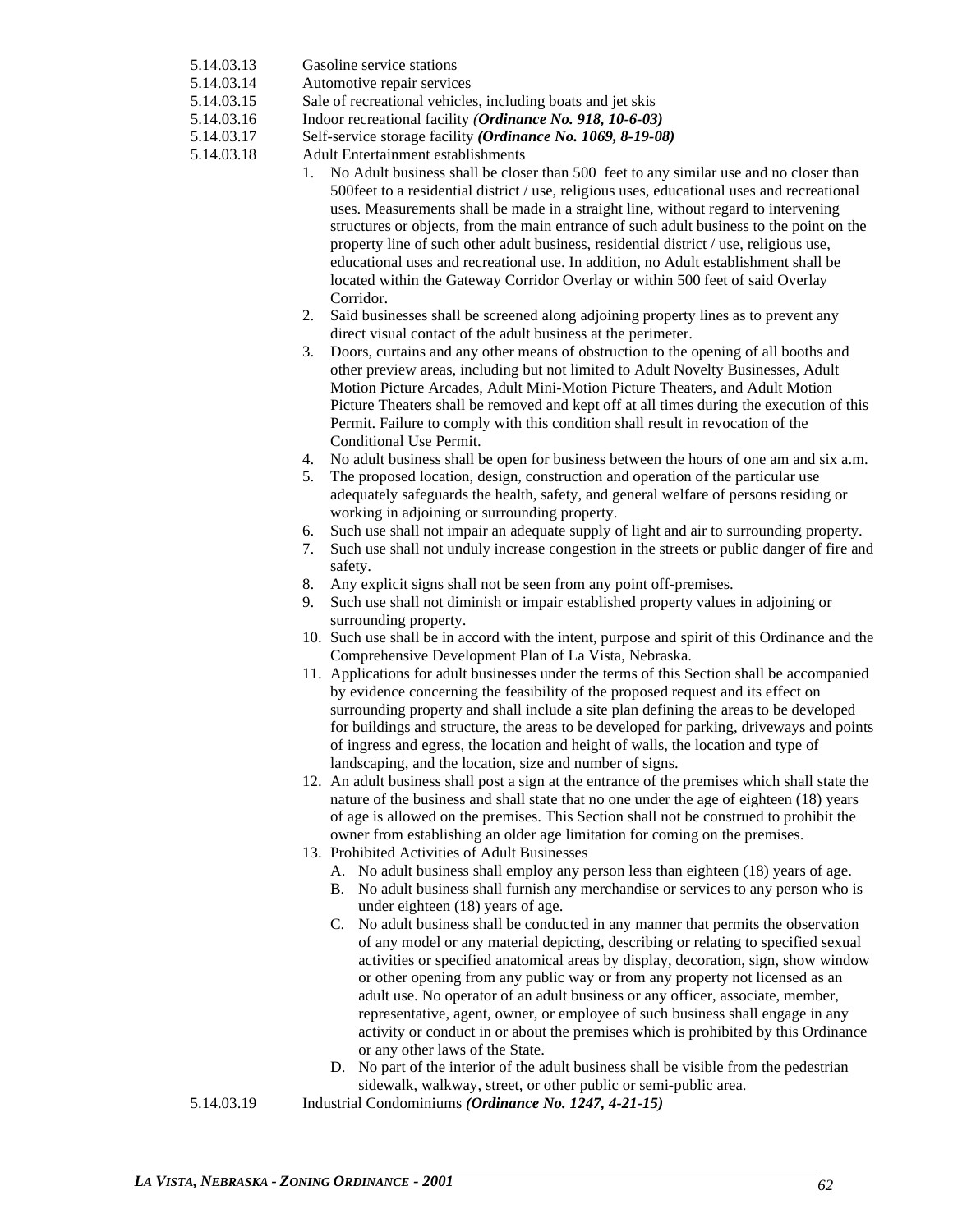5.14.03.13 Gasoline service stations

5.14.03.14 Automotive repair services

5.14.03.15 Sale of recreational vehicles, including boats and jet skis

5.14.03.16 Indoor recreational facility *(**Ordinance No. 918, 10-6-03)***

5.14.03.17 Self-service storage facility ***(Ordinance No. 1069, 8-19-08)***

5.14.03.18 Adult Entertainment establishments

1. No Adult business shall be closer than 500 feet to any similar use and no closer than 500feet to a residential district / use, religious uses, educational uses and recreational uses. Measurements shall be made in a straight line, without regard to intervening structures or objects, from the main entrance of such adult business to the point on the property line of such other adult business, residential district / use, religious use, educational uses and recreational use. In addition, no Adult establishment shall be located within the Gateway Corridor Overlay or within 500 feet of said Overlay Corridor.
2. Said businesses shall be screened along adjoining property lines as to prevent any direct visual contact of the adult business at the perimeter.
3. Doors, curtains and any other means of obstruction to the opening of all booths and other preview areas, including but not limited to Adult Novelty Businesses, Adult Motion Picture Arcades, Adult Mini-Motion Picture Theaters, and Adult Motion Picture Theaters shall be removed and kept off at all times during the execution of this Permit. Failure to comply with this condition shall result in revocation of the Conditional Use Permit.
4. No adult business shall be open for business between the hours of one am and six a.m.
5. The proposed location, design, construction and operation of the particular use adequately safeguards the health, safety, and general welfare of persons residing or working in adjoining or surrounding property.
6. Such use shall not impair an adequate supply of light and air to surrounding property.
7. Such use shall not unduly increase congestion in the streets or public danger of fire and safety.
8. Any explicit signs shall not be seen from any point off-premises.
9. Such use shall not diminish or impair established property values in adjoining or surrounding property.
10. Such use shall be in accord with the intent, purpose and spirit of this Ordinance and the Comprehensive Development Plan of La Vista, Nebraska.
11. Applications for adult businesses under the terms of this Section shall be accompanied by evidence concerning the feasibility of the proposed request and its effect on surrounding property and shall include a site plan defining the areas to be developed for buildings and structure, the areas to be developed for parking, driveways and points of ingress and egress, the location and height of walls, the location and type of landscaping, and the location, size and number of signs.
12. An adult business shall post a sign at the entrance of the premises which shall state the nature of the business and shall state that no one under the age of eighteen (18) years of age is allowed on the premises. This Section shall not be construed to prohibit the owner from establishing an older age limitation for coming on the premises.
13. Prohibited Activities of Adult Businesses
    - A. No adult business shall employ any person less than eighteen (18) years of age.
    - B. No adult business shall furnish any merchandise or services to any person who is under eighteen (18) years of age.
    - C. No adult business shall be conducted in any manner that permits the observation of any model or any material depicting, describing or relating to specified sexual activities or specified anatomical areas by display, decoration, sign, show window or other opening from any public way or from any property not licensed as an adult use. No operator of an adult business or any officer, associate, member, representative, agent, owner, or employee of such business shall engage in any activity or conduct in or about the premises which is prohibited by this Ordinance or any other laws of the State.
    - D. No part of the interior of the adult business shall be visible from the pedestrian sidewalk, walkway, street, or other public or semi-public area.

5.14.03.19 Industrial Condominiums ***(Ordinance No. 1247, 4-21-15)***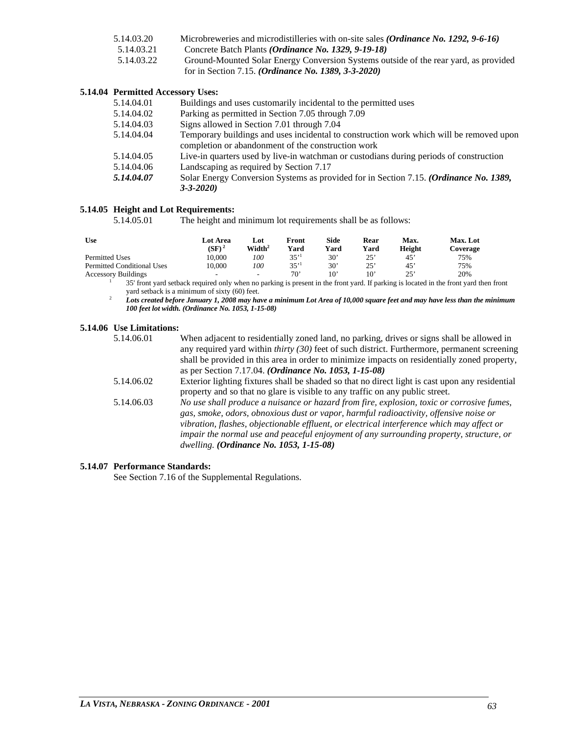5.14.03.20 Microbreweries and microdistilleries with on-site sales ***(Ordinance No. 1292, 9-6-16)***

5.14.03.21 Concrete Batch Plants ***(Ordinance No. 1329, 9-19-18)***

5.14.03.22 Ground-Mounted Solar Energy Conversion Systems outside of the rear yard, as provided for in Section 7.15. ***(Ordinance No. 1389, 3-3-2020)***

**5.14.04 Permitted Accessory Uses:**

5.14.04.01 Buildings and uses customarily incidental to the permitted uses

5.14.04.02 Parking as permitted in Section 7.05 through 7.09

5.14.04.03 Signs allowed in Section 7.01 through 7.04

5.14.04.04 Temporary buildings and uses incidental to construction work which will be removed upon completion or abandonment of the construction work

5.14.04.05 Live-in quarters used by live-in watchman or custodians during periods of construction

5.14.04.06 Landscaping as required by Section 7.17

***5.14.04.07*** Solar Energy Conversion Systems as provided for in Section 7.15. ***(Ordinance No. 1389, 3-3-2020)***

**5.14.05 Height and Lot Requirements:**

5.14.05.01 The height and minimum lot requirements shall be as follows:

| Use | Lot Area (SF)[2] | Lot Width[2] | Front Yard | Side Yard | Rear Yard | Max. Height | Max. Lot Coverage |
|---|---|---|---|---|---|---|---|
| Permitted Uses | 10,000 | *100* | 35'[1] | 30' | 25' | 45' | 75% |
| Permitted Conditional Uses | 10,000 | *100* | 35'[1] | 30' | 25' | 45' | 75% |
| Accessory Buildings | - | - | 70' | 10' | 10' | 25' | 20% |

[1] 35' front yard setback required only when no parking is present in the front yard. If parking is located in the front yard then front yard setback is a minimum of sixty (60) feet.

[2] ***Lots created before January 1, 2008 may have a minimum Lot Area of 10,000 square feet and may have less than the minimum 100 feet lot width. (Ordinance No. 1053, 1-15-08)***

**5.14.06 Use Limitations:**

5.14.06.01 When adjacent to residentially zoned land, no parking, drives or signs shall be allowed in any required yard within *thirty (30)* feet of such district. Furthermore, permanent screening shall be provided in this area in order to minimize impacts on residentially zoned property, as per Section 7.17.04. ***(Ordinance No. 1053, 1-15-08)***

5.14.06.02 Exterior lighting fixtures shall be shaded so that no direct light is cast upon any residential property and so that no glare is visible to any traffic on any public street.

5.14.06.03 *No use shall produce a nuisance or hazard from fire, explosion, toxic or corrosive fumes, gas, smoke, odors, obnoxious dust or vapor, harmful radioactivity, offensive noise or vibration, flashes, objectionable effluent, or electrical interference which may affect or impair the normal use and peaceful enjoyment of any surrounding property, structure, or dwelling.* ***(Ordinance No. 1053, 1-15-08)***

**5.14.07 Performance Standards:**

See Section 7.16 of the Supplemental Regulations.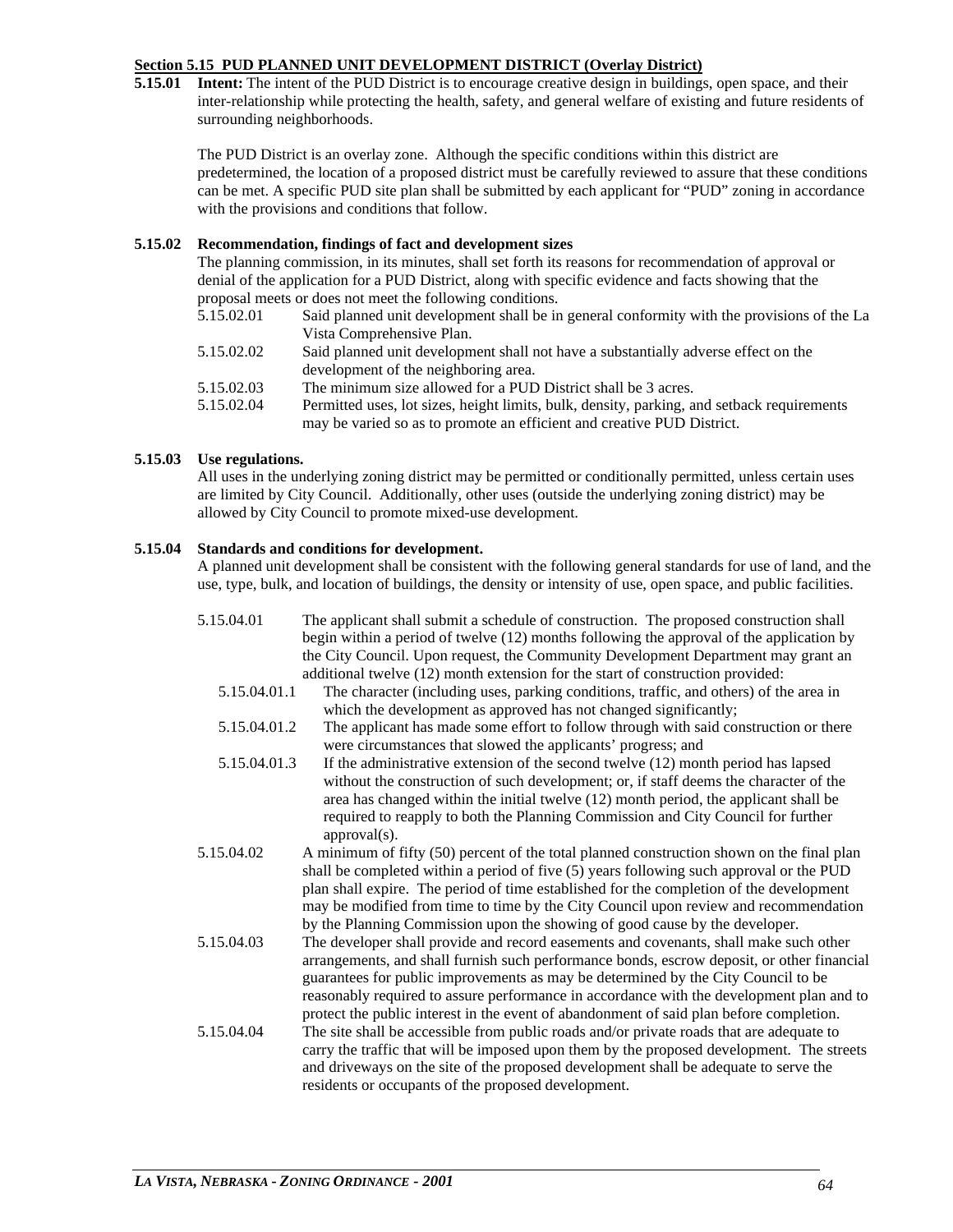**Section 5.15 PUD PLANNED UNIT DEVELOPMENT DISTRICT (Overlay District)**

**5.15.01 Intent:** The intent of the PUD District is to encourage creative design in buildings, open space, and their inter-relationship while protecting the health, safety, and general welfare of existing and future residents of surrounding neighborhoods.

The PUD District is an overlay zone. Although the specific conditions within this district are predetermined, the location of a proposed district must be carefully reviewed to assure that these conditions can be met. A specific PUD site plan shall be submitted by each applicant for "PUD" zoning in accordance with the provisions and conditions that follow.

**5.15.02 Recommendation, findings of fact and development sizes**

The planning commission, in its minutes, shall set forth its reasons for recommendation of approval or denial of the application for a PUD District, along with specific evidence and facts showing that the proposal meets or does not meet the following conditions.

5.15.02.01 Said planned unit development shall be in general conformity with the provisions of the La Vista Comprehensive Plan.

5.15.02.02 Said planned unit development shall not have a substantially adverse effect on the development of the neighboring area.

5.15.02.03 The minimum size allowed for a PUD District shall be 3 acres.

5.15.02.04 Permitted uses, lot sizes, height limits, bulk, density, parking, and setback requirements may be varied so as to promote an efficient and creative PUD District.

**5.15.03 Use regulations.**

All uses in the underlying zoning district may be permitted or conditionally permitted, unless certain uses are limited by City Council. Additionally, other uses (outside the underlying zoning district) may be allowed by City Council to promote mixed-use development.

**5.15.04 Standards and conditions for development.**

A planned unit development shall be consistent with the following general standards for use of land, and the use, type, bulk, and location of buildings, the density or intensity of use, open space, and public facilities.

5.15.04.01 The applicant shall submit a schedule of construction. The proposed construction shall begin within a period of twelve (12) months following the approval of the application by the City Council. Upon request, the Community Development Department may grant an additional twelve (12) month extension for the start of construction provided:

5.15.04.01.1 The character (including uses, parking conditions, traffic, and others) of the area in which the development as approved has not changed significantly;

5.15.04.01.2 The applicant has made some effort to follow through with said construction or there were circumstances that slowed the applicants' progress; and

5.15.04.01.3 If the administrative extension of the second twelve (12) month period has lapsed without the construction of such development; or, if staff deems the character of the area has changed within the initial twelve (12) month period, the applicant shall be required to reapply to both the Planning Commission and City Council for further approval(s).

5.15.04.02 A minimum of fifty (50) percent of the total planned construction shown on the final plan shall be completed within a period of five (5) years following such approval or the PUD plan shall expire. The period of time established for the completion of the development may be modified from time to time by the City Council upon review and recommendation by the Planning Commission upon the showing of good cause by the developer.

5.15.04.03 The developer shall provide and record easements and covenants, shall make such other arrangements, and shall furnish such performance bonds, escrow deposit, or other financial guarantees for public improvements as may be determined by the City Council to be reasonably required to assure performance in accordance with the development plan and to protect the public interest in the event of abandonment of said plan before completion.

5.15.04.04 The site shall be accessible from public roads and/or private roads that are adequate to carry the traffic that will be imposed upon them by the proposed development. The streets and driveways on the site of the proposed development shall be adequate to serve the residents or occupants of the proposed development.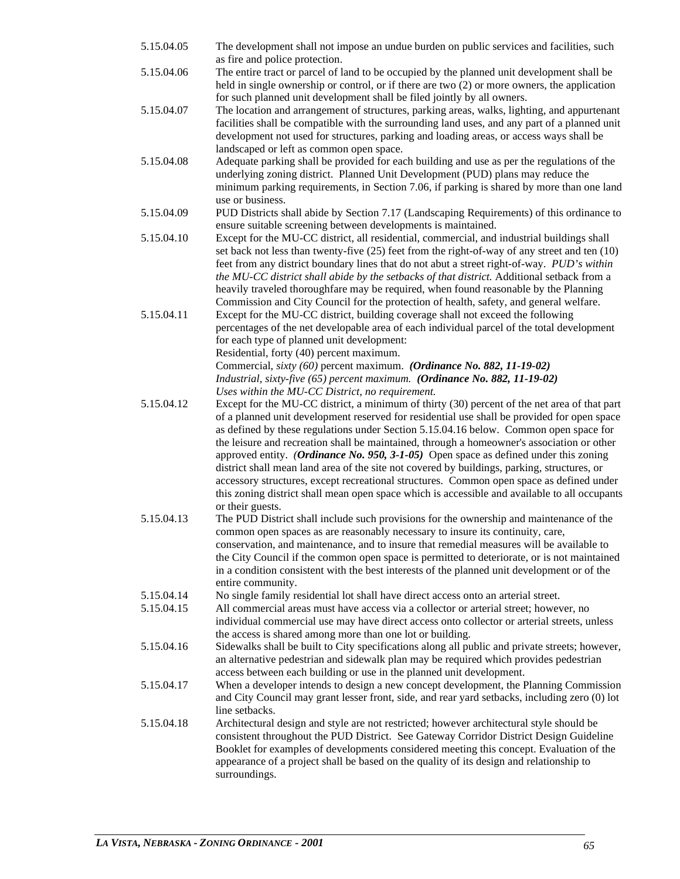5.15.04.05 The development shall not impose an undue burden on public services and facilities, such as fire and police protection.

5.15.04.06 The entire tract or parcel of land to be occupied by the planned unit development shall be held in single ownership or control, or if there are two (2) or more owners, the application for such planned unit development shall be filed jointly by all owners.

5.15.04.07 The location and arrangement of structures, parking areas, walks, lighting, and appurtenant facilities shall be compatible with the surrounding land uses, and any part of a planned unit development not used for structures, parking and loading areas, or access ways shall be landscaped or left as common open space.

5.15.04.08 Adequate parking shall be provided for each building and use as per the regulations of the underlying zoning district. Planned Unit Development (PUD) plans may reduce the minimum parking requirements, in Section 7.06, if parking is shared by more than one land use or business.

5.15.04.09 PUD Districts shall abide by Section 7.17 (Landscaping Requirements) of this ordinance to ensure suitable screening between developments is maintained.

5.15.04.10 Except for the MU-CC district, all residential, commercial, and industrial buildings shall set back not less than twenty-five (25) feet from the right-of-way of any street and ten (10) feet from any district boundary lines that do not abut a street right-of-way. *PUD's within the MU-CC district shall abide by the setbacks of that district.* Additional setback from a heavily traveled thoroughfare may be required, when found reasonable by the Planning Commission and City Council for the protection of health, safety, and general welfare.

5.15.04.11 Except for the MU-CC district, building coverage shall not exceed the following percentages of the net developable area of each individual parcel of the total development for each type of planned unit development:
Residential, forty (40) percent maximum.
Commercial, *sixty (60)* percent maximum. ***(Ordinance No. 882, 11-19-02)***
*Industrial, sixty-five (65) percent maximum.* ***(Ordinance No. 882, 11-19-02)***
*Uses within the MU-CC District, no requirement.*

5.15.04.12 Except for the MU-CC district, a minimum of thirty (30) percent of the net area of that part of a planned unit development reserved for residential use shall be provided for open space as defined by these regulations under Section 5.15.04.16 below. Common open space for the leisure and recreation shall be maintained, through a homeowner's association or other approved entity. ***(Ordinance No. 950, 3-1-05)*** Open space as defined under this zoning district shall mean land area of the site not covered by buildings, parking, structures, or accessory structures, except recreational structures. Common open space as defined under this zoning district shall mean open space which is accessible and available to all occupants or their guests.

5.15.04.13 The PUD District shall include such provisions for the ownership and maintenance of the common open spaces as are reasonably necessary to insure its continuity, care, conservation, and maintenance, and to insure that remedial measures will be available to the City Council if the common open space is permitted to deteriorate, or is not maintained in a condition consistent with the best interests of the planned unit development or of the entire community.

5.15.04.14 No single family residential lot shall have direct access onto an arterial street.

5.15.04.15 All commercial areas must have access via a collector or arterial street; however, no individual commercial use may have direct access onto collector or arterial streets, unless the access is shared among more than one lot or building.

5.15.04.16 Sidewalks shall be built to City specifications along all public and private streets; however, an alternative pedestrian and sidewalk plan may be required which provides pedestrian access between each building or use in the planned unit development.

5.15.04.17 When a developer intends to design a new concept development, the Planning Commission and City Council may grant lesser front, side, and rear yard setbacks, including zero (0) lot line setbacks.

5.15.04.18 Architectural design and style are not restricted; however architectural style should be consistent throughout the PUD District. See Gateway Corridor District Design Guideline Booklet for examples of developments considered meeting this concept. Evaluation of the appearance of a project shall be based on the quality of its design and relationship to surroundings.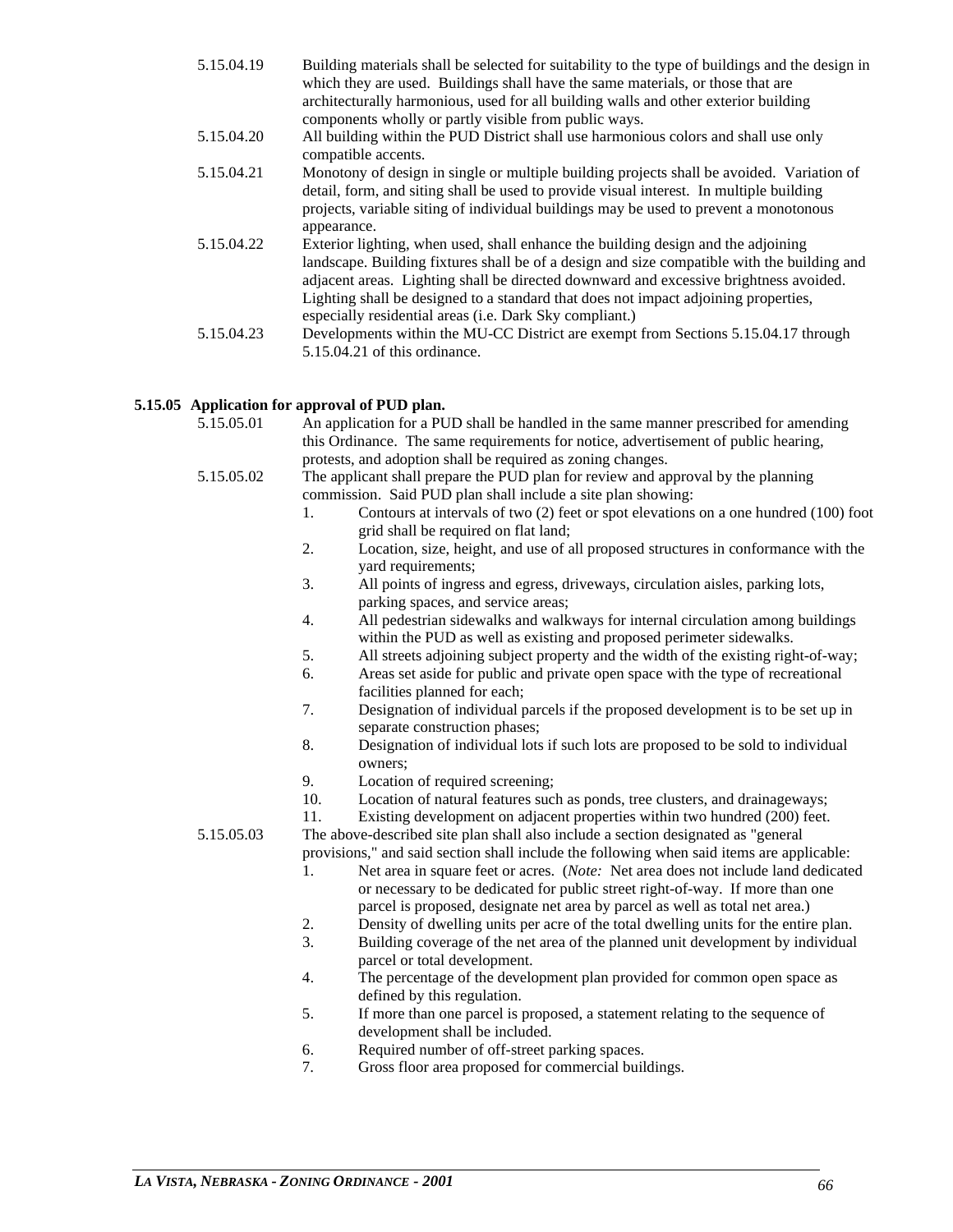5.15.04.19 Building materials shall be selected for suitability to the type of buildings and the design in which they are used. Buildings shall have the same materials, or those that are architecturally harmonious, used for all building walls and other exterior building components wholly or partly visible from public ways.

5.15.04.20 All building within the PUD District shall use harmonious colors and shall use only compatible accents.

5.15.04.21 Monotony of design in single or multiple building projects shall be avoided. Variation of detail, form, and siting shall be used to provide visual interest. In multiple building projects, variable siting of individual buildings may be used to prevent a monotonous appearance.

5.15.04.22 Exterior lighting, when used, shall enhance the building design and the adjoining landscape. Building fixtures shall be of a design and size compatible with the building and adjacent areas. Lighting shall be directed downward and excessive brightness avoided. Lighting shall be designed to a standard that does not impact adjoining properties, especially residential areas (i.e. Dark Sky compliant.)

5.15.04.23 Developments within the MU-CC District are exempt from Sections 5.15.04.17 through 5.15.04.21 of this ordinance.

**5.15.05 Application for approval of PUD plan.**

5.15.05.01 An application for a PUD shall be handled in the same manner prescribed for amending this Ordinance. The same requirements for notice, advertisement of public hearing, protests, and adoption shall be required as zoning changes.

5.15.05.02 The applicant shall prepare the PUD plan for review and approval by the planning commission. Said PUD plan shall include a site plan showing:

1. Contours at intervals of two (2) feet or spot elevations on a one hundred (100) foot grid shall be required on flat land;
2. Location, size, height, and use of all proposed structures in conformance with the yard requirements;
3. All points of ingress and egress, driveways, circulation aisles, parking lots, parking spaces, and service areas;
4. All pedestrian sidewalks and walkways for internal circulation among buildings within the PUD as well as existing and proposed perimeter sidewalks.
5. All streets adjoining subject property and the width of the existing right-of-way;
6. Areas set aside for public and private open space with the type of recreational facilities planned for each;
7. Designation of individual parcels if the proposed development is to be set up in separate construction phases;
8. Designation of individual lots if such lots are proposed to be sold to individual owners;
9. Location of required screening;
10. Location of natural features such as ponds, tree clusters, and drainageways;
11. Existing development on adjacent properties within two hundred (200) feet.

5.15.05.03 The above-described site plan shall also include a section designated as "general provisions," and said section shall include the following when said items are applicable:

1. Net area in square feet or acres. (*Note:* Net area does not include land dedicated or necessary to be dedicated for public street right-of-way. If more than one parcel is proposed, designate net area by parcel as well as total net area.)
2. Density of dwelling units per acre of the total dwelling units for the entire plan.
3. Building coverage of the net area of the planned unit development by individual parcel or total development.
4. The percentage of the development plan provided for common open space as defined by this regulation.
5. If more than one parcel is proposed, a statement relating to the sequence of development shall be included.
6. Required number of off-street parking spaces.
7. Gross floor area proposed for commercial buildings.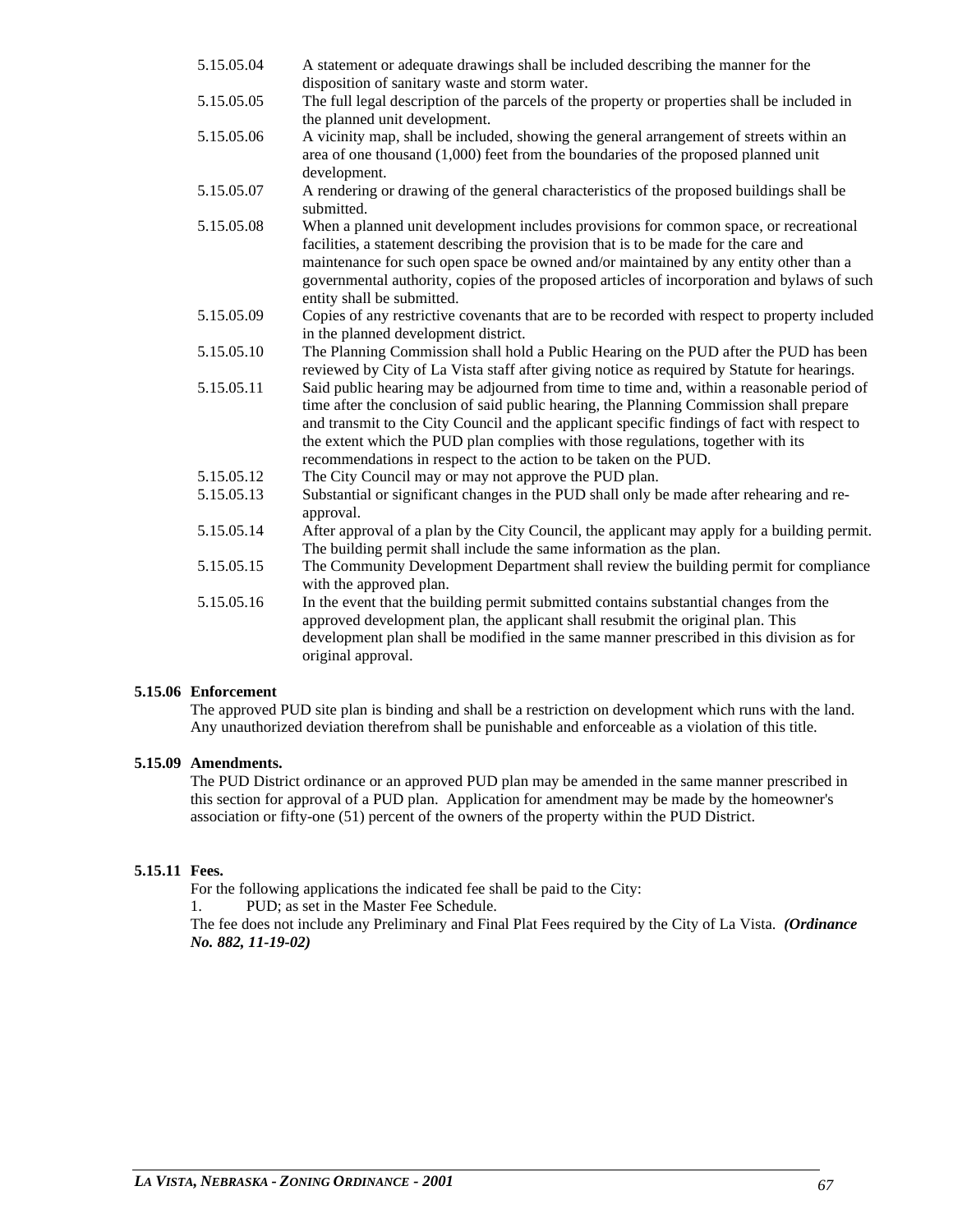5.15.05.04 A statement or adequate drawings shall be included describing the manner for the disposition of sanitary waste and storm water.

5.15.05.05 The full legal description of the parcels of the property or properties shall be included in the planned unit development.

5.15.05.06 A vicinity map, shall be included, showing the general arrangement of streets within an area of one thousand (1,000) feet from the boundaries of the proposed planned unit development.

5.15.05.07 A rendering or drawing of the general characteristics of the proposed buildings shall be submitted.

5.15.05.08 When a planned unit development includes provisions for common space, or recreational facilities, a statement describing the provision that is to be made for the care and maintenance for such open space be owned and/or maintained by any entity other than a governmental authority, copies of the proposed articles of incorporation and bylaws of such entity shall be submitted.

5.15.05.09 Copies of any restrictive covenants that are to be recorded with respect to property included in the planned development district.

5.15.05.10 The Planning Commission shall hold a Public Hearing on the PUD after the PUD has been reviewed by City of La Vista staff after giving notice as required by Statute for hearings.

5.15.05.11 Said public hearing may be adjourned from time to time and, within a reasonable period of time after the conclusion of said public hearing, the Planning Commission shall prepare and transmit to the City Council and the applicant specific findings of fact with respect to the extent which the PUD plan complies with those regulations, together with its recommendations in respect to the action to be taken on the PUD.

5.15.05.12 The City Council may or may not approve the PUD plan.

5.15.05.13 Substantial or significant changes in the PUD shall only be made after rehearing and re-approval.

5.15.05.14 After approval of a plan by the City Council, the applicant may apply for a building permit. The building permit shall include the same information as the plan.

5.15.05.15 The Community Development Department shall review the building permit for compliance with the approved plan.

5.15.05.16 In the event that the building permit submitted contains substantial changes from the approved development plan, the applicant shall resubmit the original plan. This development plan shall be modified in the same manner prescribed in this division as for original approval.

**5.15.06 Enforcement**

The approved PUD site plan is binding and shall be a restriction on development which runs with the land. Any unauthorized deviation therefrom shall be punishable and enforceable as a violation of this title.

**5.15.09 Amendments.**

The PUD District ordinance or an approved PUD plan may be amended in the same manner prescribed in this section for approval of a PUD plan. Application for amendment may be made by the homeowner's association or fifty-one (51) percent of the owners of the property within the PUD District.

**5.15.11 Fees.**

For the following applications the indicated fee shall be paid to the City:

1. PUD; as set in the Master Fee Schedule.

The fee does not include any Preliminary and Final Plat Fees required by the City of La Vista. ***(Ordinance No. 882, 11-19-02)***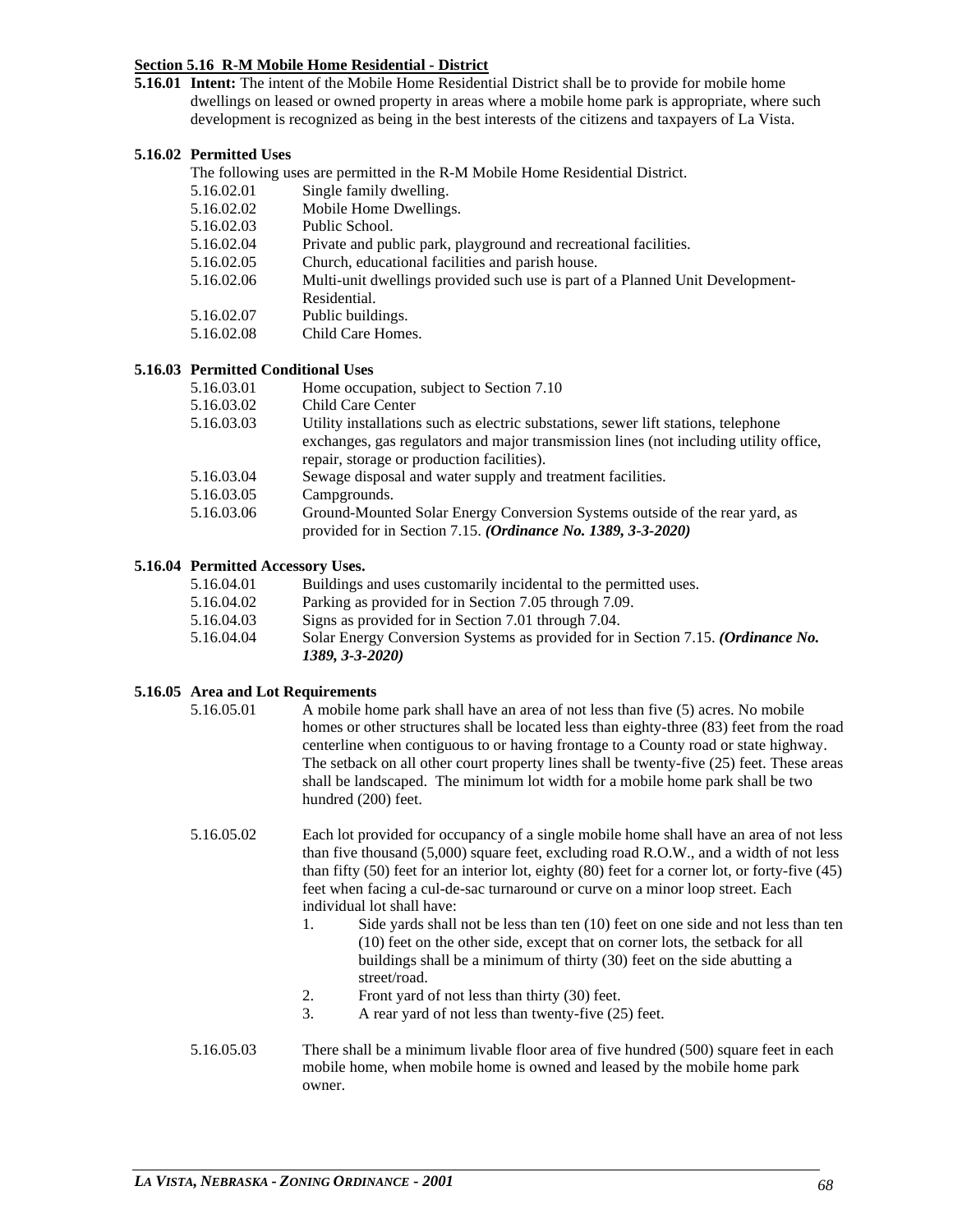## Section 5.16 R-M Mobile Home Residential - District

**5.16.01 Intent:** The intent of the Mobile Home Residential District shall be to provide for mobile home dwellings on leased or owned property in areas where a mobile home park is appropriate, where such development is recognized as being in the best interests of the citizens and taxpayers of La Vista.

**5.16.02 Permitted Uses**

The following uses are permitted in the R-M Mobile Home Residential District.

5.16.02.01 Single family dwelling.
5.16.02.02 Mobile Home Dwellings.
5.16.02.03 Public School.
5.16.02.04 Private and public park, playground and recreational facilities.
5.16.02.05 Church, educational facilities and parish house.
5.16.02.06 Multi-unit dwellings provided such use is part of a Planned Unit Development-Residential.
5.16.02.07 Public buildings.
5.16.02.08 Child Care Homes.

**5.16.03 Permitted Conditional Uses**

5.16.03.01 Home occupation, subject to Section 7.10
5.16.03.02 Child Care Center
5.16.03.03 Utility installations such as electric substations, sewer lift stations, telephone exchanges, gas regulators and major transmission lines (not including utility office, repair, storage or production facilities).
5.16.03.04 Sewage disposal and water supply and treatment facilities.
5.16.03.05 Campgrounds.
5.16.03.06 Ground-Mounted Solar Energy Conversion Systems outside of the rear yard, as provided for in Section 7.15. ***(Ordinance No. 1389, 3-3-2020)***

**5.16.04 Permitted Accessory Uses.**

5.16.04.01 Buildings and uses customarily incidental to the permitted uses.
5.16.04.02 Parking as provided for in Section 7.05 through 7.09.
5.16.04.03 Signs as provided for in Section 7.01 through 7.04.
5.16.04.04 Solar Energy Conversion Systems as provided for in Section 7.15. ***(Ordinance No. 1389, 3-3-2020)***

**5.16.05 Area and Lot Requirements**

5.16.05.01 A mobile home park shall have an area of not less than five (5) acres. No mobile homes or other structures shall be located less than eighty-three (83) feet from the road centerline when contiguous to or having frontage to a County road or state highway. The setback on all other court property lines shall be twenty-five (25) feet. These areas shall be landscaped. The minimum lot width for a mobile home park shall be two hundred (200) feet.

5.16.05.02 Each lot provided for occupancy of a single mobile home shall have an area of not less than five thousand (5,000) square feet, excluding road R.O.W., and a width of not less than fifty (50) feet for an interior lot, eighty (80) feet for a corner lot, or forty-five (45) feet when facing a cul-de-sac turnaround or curve on a minor loop street. Each individual lot shall have:

1. Side yards shall not be less than ten (10) feet on one side and not less than ten (10) feet on the other side, except that on corner lots, the setback for all buildings shall be a minimum of thirty (30) feet on the side abutting a street/road.
2. Front yard of not less than thirty (30) feet.
3. A rear yard of not less than twenty-five (25) feet.

5.16.05.03 There shall be a minimum livable floor area of five hundred (500) square feet in each mobile home, when mobile home is owned and leased by the mobile home park owner.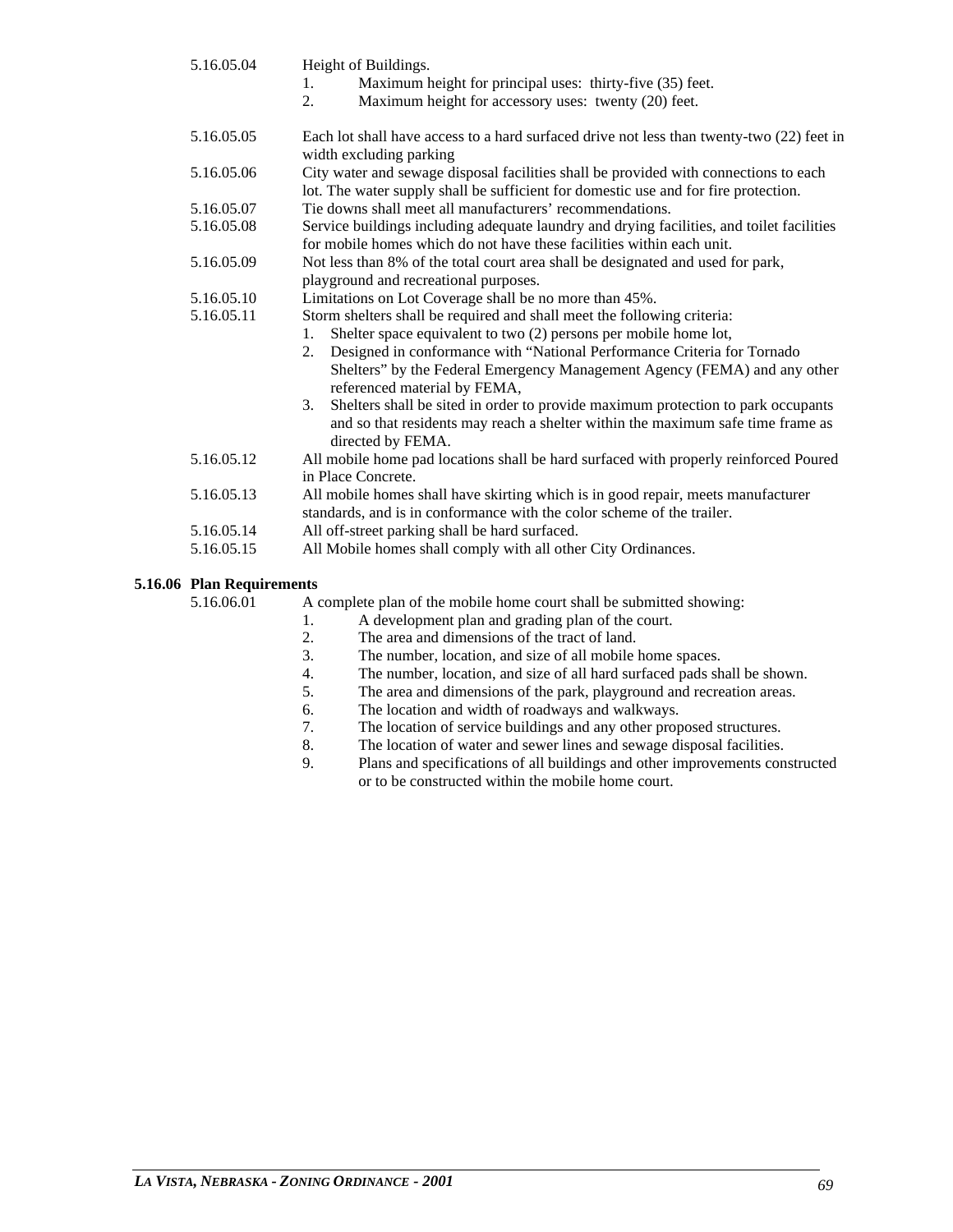5.16.05.04 Height of Buildings.

1. Maximum height for principal uses: thirty-five (35) feet.
2. Maximum height for accessory uses: twenty (20) feet.

5.16.05.05 Each lot shall have access to a hard surfaced drive not less than twenty-two (22) feet in width excluding parking

5.16.05.06 City water and sewage disposal facilities shall be provided with connections to each lot. The water supply shall be sufficient for domestic use and for fire protection.

5.16.05.07 Tie downs shall meet all manufacturers' recommendations.

5.16.05.08 Service buildings including adequate laundry and drying facilities, and toilet facilities for mobile homes which do not have these facilities within each unit.

5.16.05.09 Not less than 8% of the total court area shall be designated and used for park, playground and recreational purposes.

5.16.05.10 Limitations on Lot Coverage shall be no more than 45%.

5.16.05.11 Storm shelters shall be required and shall meet the following criteria:

1. Shelter space equivalent to two (2) persons per mobile home lot,
2. Designed in conformance with "National Performance Criteria for Tornado Shelters" by the Federal Emergency Management Agency (FEMA) and any other referenced material by FEMA,
3. Shelters shall be sited in order to provide maximum protection to park occupants and so that residents may reach a shelter within the maximum safe time frame as directed by FEMA.

5.16.05.12 All mobile home pad locations shall be hard surfaced with properly reinforced Poured in Place Concrete.

5.16.05.13 All mobile homes shall have skirting which is in good repair, meets manufacturer standards, and is in conformance with the color scheme of the trailer.

5.16.05.14 All off-street parking shall be hard surfaced.

5.16.05.15 All Mobile homes shall comply with all other City Ordinances.

**5.16.06 Plan Requirements**

5.16.06.01 A complete plan of the mobile home court shall be submitted showing:

1. A development plan and grading plan of the court.
2. The area and dimensions of the tract of land.
3. The number, location, and size of all mobile home spaces.
4. The number, location, and size of all hard surfaced pads shall be shown.
5. The area and dimensions of the park, playground and recreation areas.
6. The location and width of roadways and walkways.
7. The location of service buildings and any other proposed structures.
8. The location of water and sewer lines and sewage disposal facilities.
9. Plans and specifications of all buildings and other improvements constructed or to be constructed within the mobile home court.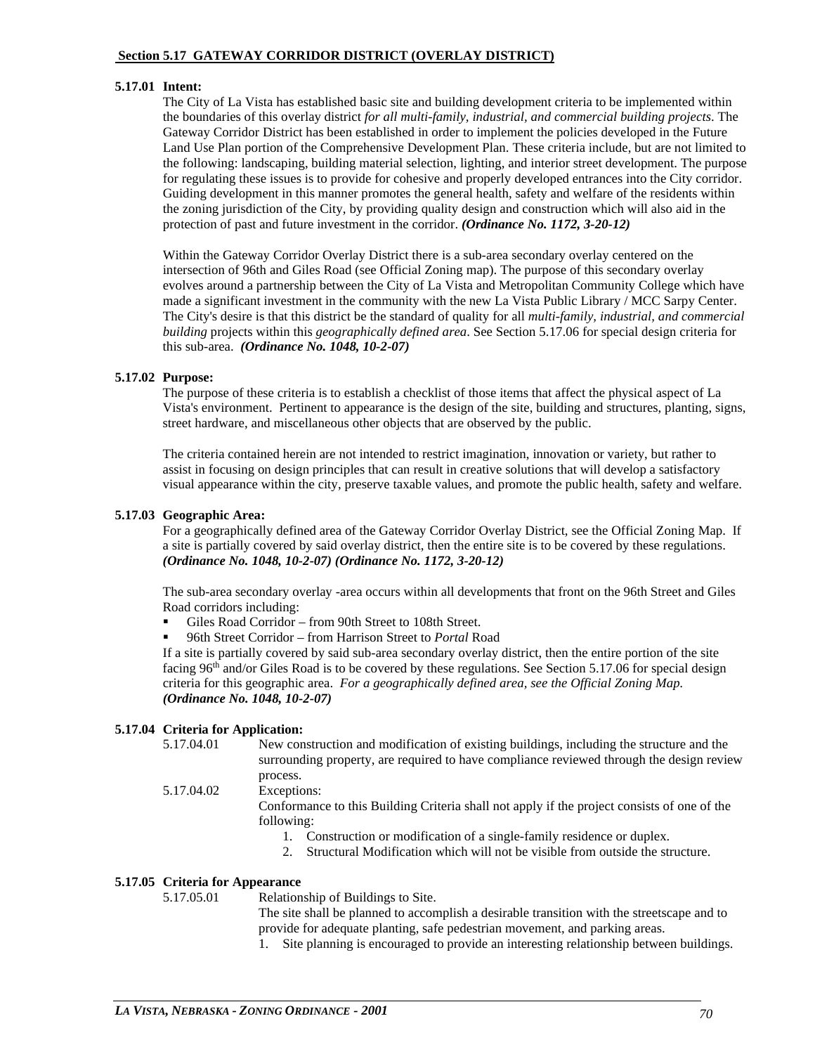## **Section 5.17 GATEWAY CORRIDOR DISTRICT (OVERLAY DISTRICT)**

**5.17.01 Intent:**

The City of La Vista has established basic site and building development criteria to be implemented within the boundaries of this overlay district *for all multi-family, industrial, and commercial building projects*. The Gateway Corridor District has been established in order to implement the policies developed in the Future Land Use Plan portion of the Comprehensive Development Plan. These criteria include, but are not limited to the following: landscaping, building material selection, lighting, and interior street development. The purpose for regulating these issues is to provide for cohesive and properly developed entrances into the City corridor. Guiding development in this manner promotes the general health, safety and welfare of the residents within the zoning jurisdiction of the City, by providing quality design and construction which will also aid in the protection of past and future investment in the corridor. ***(Ordinance No. 1172, 3-20-12)***

Within the Gateway Corridor Overlay District there is a sub-area secondary overlay centered on the intersection of 96th and Giles Road (see Official Zoning map). The purpose of this secondary overlay evolves around a partnership between the City of La Vista and Metropolitan Community College which have made a significant investment in the community with the new La Vista Public Library / MCC Sarpy Center. The City's desire is that this district be the standard of quality for all *multi-family, industrial, and commercial building* projects within this *geographically defined area*. See Section 5.17.06 for special design criteria for this sub-area. ***(Ordinance No. 1048, 10-2-07)***

**5.17.02 Purpose:**

The purpose of these criteria is to establish a checklist of those items that affect the physical aspect of La Vista's environment. Pertinent to appearance is the design of the site, building and structures, planting, signs, street hardware, and miscellaneous other objects that are observed by the public.

The criteria contained herein are not intended to restrict imagination, innovation or variety, but rather to assist in focusing on design principles that can result in creative solutions that will develop a satisfactory visual appearance within the city, preserve taxable values, and promote the public health, safety and welfare.

**5.17.03 Geographic Area:**

For a geographically defined area of the Gateway Corridor Overlay District, see the Official Zoning Map. If a site is partially covered by said overlay district, then the entire site is to be covered by these regulations. ***(Ordinance No. 1048, 10-2-07) (Ordinance No. 1172, 3-20-12)***

The sub-area secondary overlay -area occurs within all developments that front on the 96th Street and Giles Road corridors including:

- Giles Road Corridor – from 90th Street to 108th Street.
- 96th Street Corridor – from Harrison Street to *Portal* Road

If a site is partially covered by said sub-area secondary overlay district, then the entire portion of the site facing 96th and/or Giles Road is to be covered by these regulations. See Section 5.17.06 for special design criteria for this geographic area. *For a geographically defined area, see the Official Zoning Map.* ***(Ordinance No. 1048, 10-2-07)***

**5.17.04 Criteria for Application:**

5.17.04.01 New construction and modification of existing buildings, including the structure and the surrounding property, are required to have compliance reviewed through the design review process.

5.17.04.02 Exceptions:

Conformance to this Building Criteria shall not apply if the project consists of one of the following:

1. Construction or modification of a single-family residence or duplex.
2. Structural Modification which will not be visible from outside the structure.

**5.17.05 Criteria for Appearance**

5.17.05.01 Relationship of Buildings to Site.

The site shall be planned to accomplish a desirable transition with the streetscape and to provide for adequate planting, safe pedestrian movement, and parking areas.

1. Site planning is encouraged to provide an interesting relationship between buildings.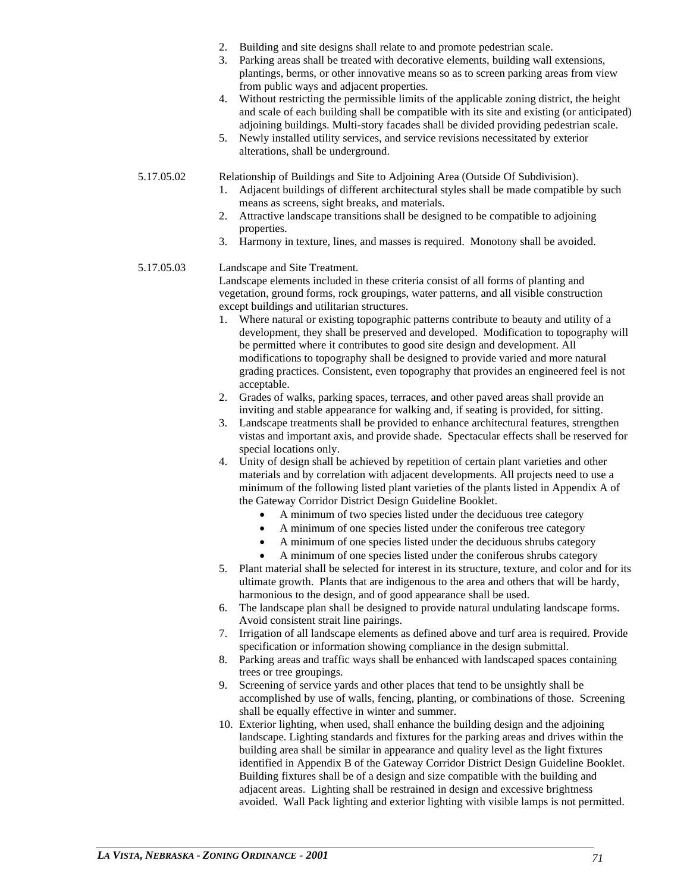2. Building and site designs shall relate to and promote pedestrian scale.
3. Parking areas shall be treated with decorative elements, building wall extensions, plantings, berms, or other innovative means so as to screen parking areas from view from public ways and adjacent properties.
4. Without restricting the permissible limits of the applicable zoning district, the height and scale of each building shall be compatible with its site and existing (or anticipated) adjoining buildings. Multi-story facades shall be divided providing pedestrian scale.
5. Newly installed utility services, and service revisions necessitated by exterior alterations, shall be underground.

5.17.05.02 Relationship of Buildings and Site to Adjoining Area (Outside Of Subdivision).

1. Adjacent buildings of different architectural styles shall be made compatible by such means as screens, sight breaks, and materials.
2. Attractive landscape transitions shall be designed to be compatible to adjoining properties.
3. Harmony in texture, lines, and masses is required. Monotony shall be avoided.

5.17.05.03 Landscape and Site Treatment.

Landscape elements included in these criteria consist of all forms of planting and vegetation, ground forms, rock groupings, water patterns, and all visible construction except buildings and utilitarian structures.

1. Where natural or existing topographic patterns contribute to beauty and utility of a development, they shall be preserved and developed. Modification to topography will be permitted where it contributes to good site design and development. All modifications to topography shall be designed to provide varied and more natural grading practices. Consistent, even topography that provides an engineered feel is not acceptable.
2. Grades of walks, parking spaces, terraces, and other paved areas shall provide an inviting and stable appearance for walking and, if seating is provided, for sitting.
3. Landscape treatments shall be provided to enhance architectural features, strengthen vistas and important axis, and provide shade. Spectacular effects shall be reserved for special locations only.
4. Unity of design shall be achieved by repetition of certain plant varieties and other materials and by correlation with adjacent developments. All projects need to use a minimum of the following listed plant varieties of the plants listed in Appendix A of the Gateway Corridor District Design Guideline Booklet.
    - A minimum of two species listed under the deciduous tree category
    - A minimum of one species listed under the coniferous tree category
    - A minimum of one species listed under the deciduous shrubs category
    - A minimum of one species listed under the coniferous shrubs category
5. Plant material shall be selected for interest in its structure, texture, and color and for its ultimate growth. Plants that are indigenous to the area and others that will be hardy, harmonious to the design, and of good appearance shall be used.
6. The landscape plan shall be designed to provide natural undulating landscape forms. Avoid consistent strait line pairings.
7. Irrigation of all landscape elements as defined above and turf area is required. Provide specification or information showing compliance in the design submittal.
8. Parking areas and traffic ways shall be enhanced with landscaped spaces containing trees or tree groupings.
9. Screening of service yards and other places that tend to be unsightly shall be accomplished by use of walls, fencing, planting, or combinations of those. Screening shall be equally effective in winter and summer.
10. Exterior lighting, when used, shall enhance the building design and the adjoining landscape. Lighting standards and fixtures for the parking areas and drives within the building area shall be similar in appearance and quality level as the light fixtures identified in Appendix B of the Gateway Corridor District Design Guideline Booklet. Building fixtures shall be of a design and size compatible with the building and adjacent areas. Lighting shall be restrained in design and excessive brightness avoided. Wall Pack lighting and exterior lighting with visible lamps is not permitted.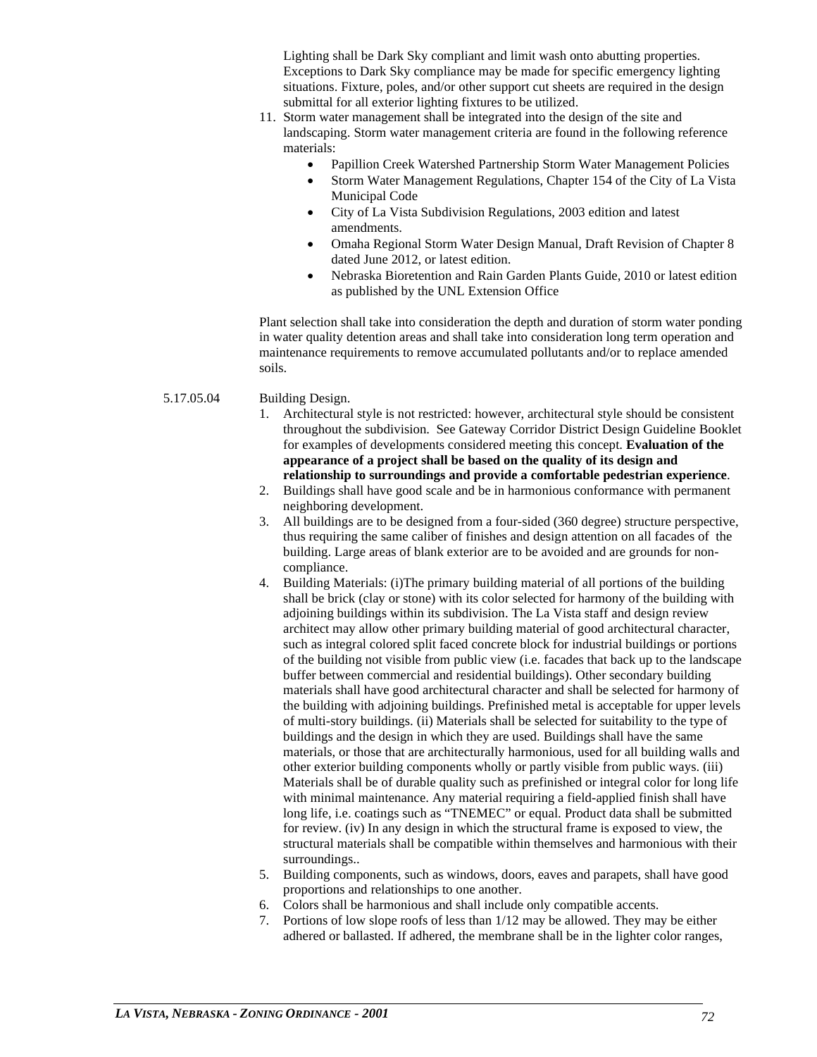Lighting shall be Dark Sky compliant and limit wash onto abutting properties. Exceptions to Dark Sky compliance may be made for specific emergency lighting situations. Fixture, poles, and/or other support cut sheets are required in the design submittal for all exterior lighting fixtures to be utilized.

11. Storm water management shall be integrated into the design of the site and landscaping. Storm water management criteria are found in the following reference materials:
    - Papillion Creek Watershed Partnership Storm Water Management Policies
    - Storm Water Management Regulations, Chapter 154 of the City of La Vista Municipal Code
    - City of La Vista Subdivision Regulations, 2003 edition and latest amendments.
    - Omaha Regional Storm Water Design Manual, Draft Revision of Chapter 8 dated June 2012, or latest edition.
    - Nebraska Bioretention and Rain Garden Plants Guide, 2010 or latest edition as published by the UNL Extension Office

Plant selection shall take into consideration the depth and duration of storm water ponding in water quality detention areas and shall take into consideration long term operation and maintenance requirements to remove accumulated pollutants and/or to replace amended soils.

5.17.05.04 Building Design.

1. Architectural style is not restricted: however, architectural style should be consistent throughout the subdivision. See Gateway Corridor District Design Guideline Booklet for examples of developments considered meeting this concept. **Evaluation of the appearance of a project shall be based on the quality of its design and relationship to surroundings and provide a comfortable pedestrian experience**.
2. Buildings shall have good scale and be in harmonious conformance with permanent neighboring development.
3. All buildings are to be designed from a four-sided (360 degree) structure perspective, thus requiring the same caliber of finishes and design attention on all facades of the building. Large areas of blank exterior are to be avoided and are grounds for non-compliance.
4. Building Materials: (i)The primary building material of all portions of the building shall be brick (clay or stone) with its color selected for harmony of the building with adjoining buildings within its subdivision. The La Vista staff and design review architect may allow other primary building material of good architectural character, such as integral colored split faced concrete block for industrial buildings or portions of the building not visible from public view (i.e. facades that back up to the landscape buffer between commercial and residential buildings). Other secondary building materials shall have good architectural character and shall be selected for harmony of the building with adjoining buildings. Prefinished metal is acceptable for upper levels of multi-story buildings. (ii) Materials shall be selected for suitability to the type of buildings and the design in which they are used. Buildings shall have the same materials, or those that are architecturally harmonious, used for all building walls and other exterior building components wholly or partly visible from public ways. (iii) Materials shall be of durable quality such as prefinished or integral color for long life with minimal maintenance. Any material requiring a field-applied finish shall have long life, i.e. coatings such as "TNEMEC" or equal. Product data shall be submitted for review. (iv) In any design in which the structural frame is exposed to view, the structural materials shall be compatible within themselves and harmonious with their surroundings..
5. Building components, such as windows, doors, eaves and parapets, shall have good proportions and relationships to one another.
6. Colors shall be harmonious and shall include only compatible accents.
7. Portions of low slope roofs of less than 1/12 may be allowed. They may be either adhered or ballasted. If adhered, the membrane shall be in the lighter color ranges,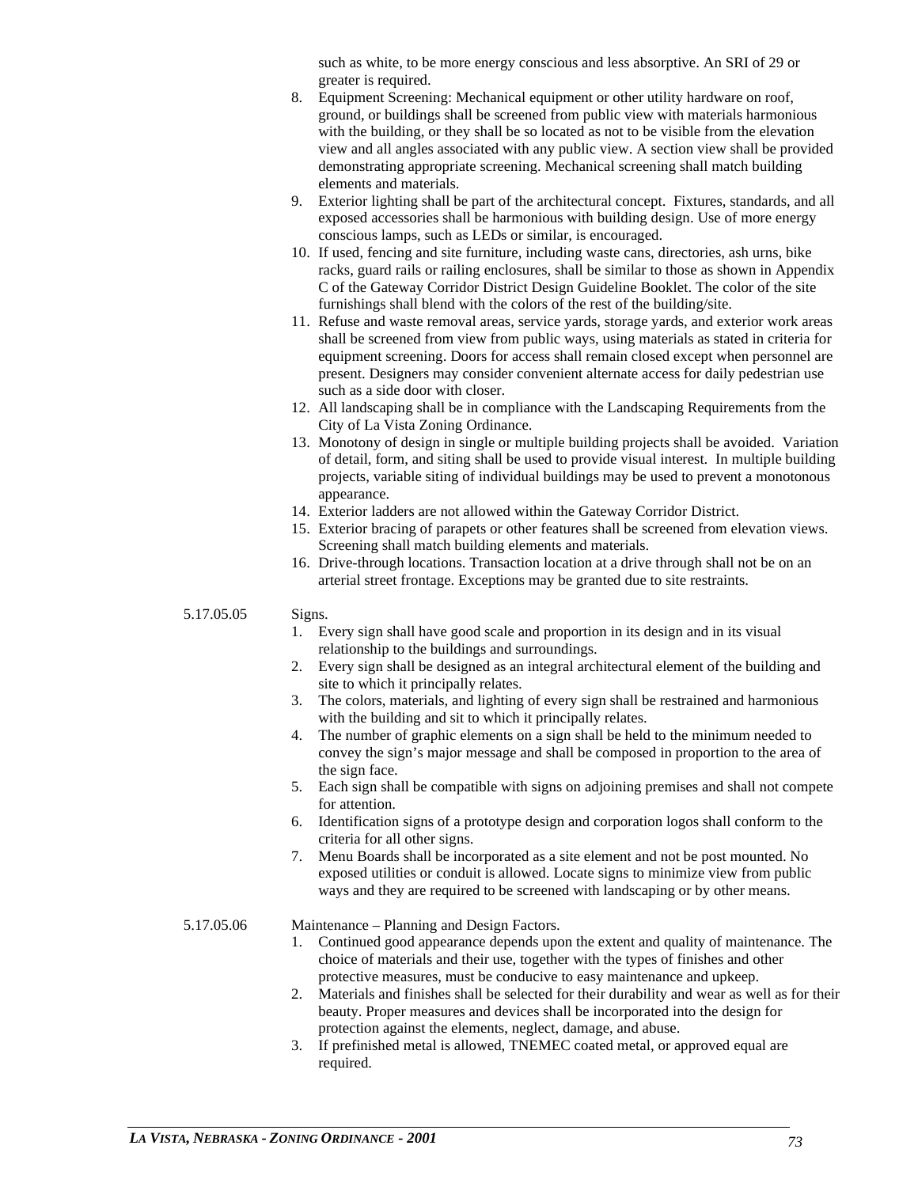such as white, to be more energy conscious and less absorptive. An SRI of 29 or greater is required.

8. Equipment Screening: Mechanical equipment or other utility hardware on roof, ground, or buildings shall be screened from public view with materials harmonious with the building, or they shall be so located as not to be visible from the elevation view and all angles associated with any public view. A section view shall be provided demonstrating appropriate screening. Mechanical screening shall match building elements and materials.
9. Exterior lighting shall be part of the architectural concept. Fixtures, standards, and all exposed accessories shall be harmonious with building design. Use of more energy conscious lamps, such as LEDs or similar, is encouraged.
10. If used, fencing and site furniture, including waste cans, directories, ash urns, bike racks, guard rails or railing enclosures, shall be similar to those as shown in Appendix C of the Gateway Corridor District Design Guideline Booklet. The color of the site furnishings shall blend with the colors of the rest of the building/site.
11. Refuse and waste removal areas, service yards, storage yards, and exterior work areas shall be screened from view from public ways, using materials as stated in criteria for equipment screening. Doors for access shall remain closed except when personnel are present. Designers may consider convenient alternate access for daily pedestrian use such as a side door with closer.
12. All landscaping shall be in compliance with the Landscaping Requirements from the City of La Vista Zoning Ordinance.
13. Monotony of design in single or multiple building projects shall be avoided. Variation of detail, form, and siting shall be used to provide visual interest. In multiple building projects, variable siting of individual buildings may be used to prevent a monotonous appearance.
14. Exterior ladders are not allowed within the Gateway Corridor District.
15. Exterior bracing of parapets or other features shall be screened from elevation views. Screening shall match building elements and materials.
16. Drive-through locations. Transaction location at a drive through shall not be on an arterial street frontage. Exceptions may be granted due to site restraints.

5.17.05.05 Signs.

1. Every sign shall have good scale and proportion in its design and in its visual relationship to the buildings and surroundings.
2. Every sign shall be designed as an integral architectural element of the building and site to which it principally relates.
3. The colors, materials, and lighting of every sign shall be restrained and harmonious with the building and sit to which it principally relates.
4. The number of graphic elements on a sign shall be held to the minimum needed to convey the sign's major message and shall be composed in proportion to the area of the sign face.
5. Each sign shall be compatible with signs on adjoining premises and shall not compete for attention.
6. Identification signs of a prototype design and corporation logos shall conform to the criteria for all other signs.
7. Menu Boards shall be incorporated as a site element and not be post mounted. No exposed utilities or conduit is allowed. Locate signs to minimize view from public ways and they are required to be screened with landscaping or by other means.

5.17.05.06 Maintenance – Planning and Design Factors.

1. Continued good appearance depends upon the extent and quality of maintenance. The choice of materials and their use, together with the types of finishes and other protective measures, must be conducive to easy maintenance and upkeep.
2. Materials and finishes shall be selected for their durability and wear as well as for their beauty. Proper measures and devices shall be incorporated into the design for protection against the elements, neglect, damage, and abuse.
3. If prefinished metal is allowed, TNEMEC coated metal, or approved equal are required.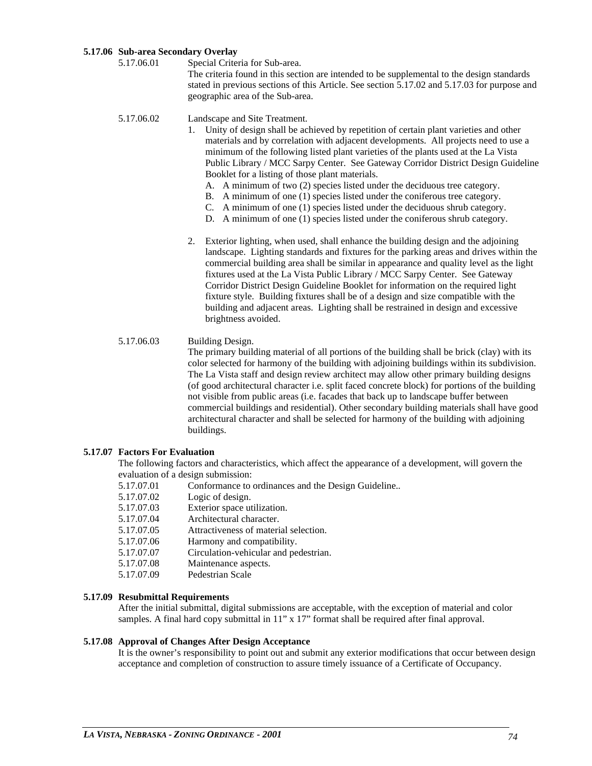**5.17.06 Sub-area Secondary Overlay**

5.17.06.01 Special Criteria for Sub-area.

The criteria found in this section are intended to be supplemental to the design standards stated in previous sections of this Article. See section 5.17.02 and 5.17.03 for purpose and geographic area of the Sub-area.

5.17.06.02 Landscape and Site Treatment.

1. Unity of design shall be achieved by repetition of certain plant varieties and other materials and by correlation with adjacent developments. All projects need to use a minimum of the following listed plant varieties of the plants used at the La Vista Public Library / MCC Sarpy Center. See Gateway Corridor District Design Guideline Booklet for a listing of those plant materials.
   A. A minimum of two (2) species listed under the deciduous tree category.
   B. A minimum of one (1) species listed under the coniferous tree category.
   C. A minimum of one (1) species listed under the deciduous shrub category.
   D. A minimum of one (1) species listed under the coniferous shrub category.

2. Exterior lighting, when used, shall enhance the building design and the adjoining landscape. Lighting standards and fixtures for the parking areas and drives within the commercial building area shall be similar in appearance and quality level as the light fixtures used at the La Vista Public Library / MCC Sarpy Center. See Gateway Corridor District Design Guideline Booklet for information on the required light fixture style. Building fixtures shall be of a design and size compatible with the building and adjacent areas. Lighting shall be restrained in design and excessive brightness avoided.

5.17.06.03 Building Design.

The primary building material of all portions of the building shall be brick (clay) with its color selected for harmony of the building with adjoining buildings within its subdivision. The La Vista staff and design review architect may allow other primary building designs (of good architectural character i.e. split faced concrete block) for portions of the building not visible from public areas (i.e. facades that back up to landscape buffer between commercial buildings and residential). Other secondary building materials shall have good architectural character and shall be selected for harmony of the building with adjoining buildings.

**5.17.07 Factors For Evaluation**

The following factors and characteristics, which affect the appearance of a development, will govern the evaluation of a design submission:

5.17.07.01 Conformance to ordinances and the Design Guideline..
5.17.07.02 Logic of design.
5.17.07.03 Exterior space utilization.
5.17.07.04 Architectural character.
5.17.07.05 Attractiveness of material selection.
5.17.07.06 Harmony and compatibility.
5.17.07.07 Circulation-vehicular and pedestrian.
5.17.07.08 Maintenance aspects.
5.17.07.09 Pedestrian Scale

**5.17.09 Resubmittal Requirements**

After the initial submittal, digital submissions are acceptable, with the exception of material and color samples. A final hard copy submittal in 11" x 17" format shall be required after final approval.

**5.17.08 Approval of Changes After Design Acceptance**

It is the owner's responsibility to point out and submit any exterior modifications that occur between design acceptance and completion of construction to assure timely issuance of a Certificate of Occupancy.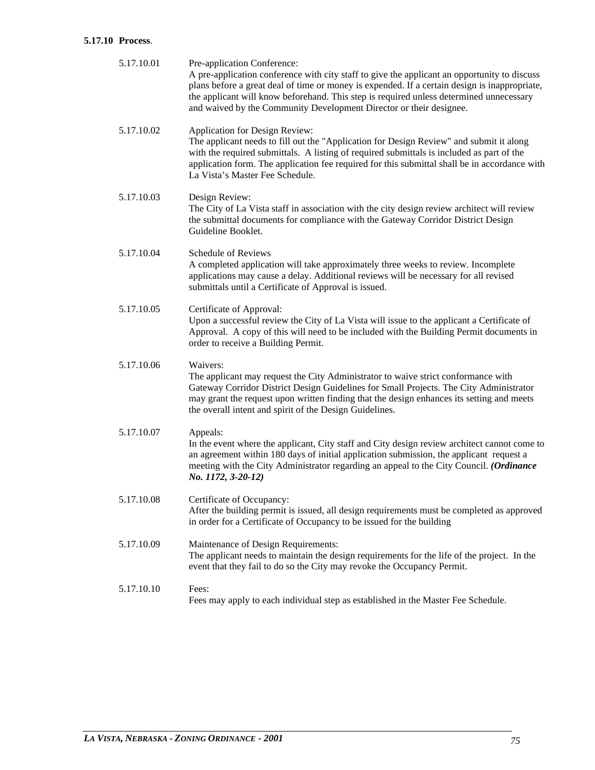**5.17.10 Process**.

5.17.10.01 Pre-application Conference:
A pre-application conference with city staff to give the applicant an opportunity to discuss plans before a great deal of time or money is expended. If a certain design is inappropriate, the applicant will know beforehand. This step is required unless determined unnecessary and waived by the Community Development Director or their designee.

5.17.10.02 Application for Design Review:
The applicant needs to fill out the "Application for Design Review" and submit it along with the required submittals. A listing of required submittals is included as part of the application form. The application fee required for this submittal shall be in accordance with La Vista's Master Fee Schedule.

5.17.10.03 Design Review:
The City of La Vista staff in association with the city design review architect will review the submittal documents for compliance with the Gateway Corridor District Design Guideline Booklet.

5.17.10.04 Schedule of Reviews
A completed application will take approximately three weeks to review. Incomplete applications may cause a delay. Additional reviews will be necessary for all revised submittals until a Certificate of Approval is issued.

5.17.10.05 Certificate of Approval:
Upon a successful review the City of La Vista will issue to the applicant a Certificate of Approval. A copy of this will need to be included with the Building Permit documents in order to receive a Building Permit.

5.17.10.06 Waivers:
The applicant may request the City Administrator to waive strict conformance with Gateway Corridor District Design Guidelines for Small Projects. The City Administrator may grant the request upon written finding that the design enhances its setting and meets the overall intent and spirit of the Design Guidelines.

5.17.10.07 Appeals:
In the event where the applicant, City staff and City design review architect cannot come to an agreement within 180 days of initial application submission, the applicant request a meeting with the City Administrator regarding an appeal to the City Council. ***(Ordinance No. 1172, 3-20-12)***

5.17.10.08 Certificate of Occupancy:
After the building permit is issued, all design requirements must be completed as approved in order for a Certificate of Occupancy to be issued for the building

5.17.10.09 Maintenance of Design Requirements:
The applicant needs to maintain the design requirements for the life of the project. In the event that they fail to do so the City may revoke the Occupancy Permit.

5.17.10.10 Fees:
Fees may apply to each individual step as established in the Master Fee Schedule.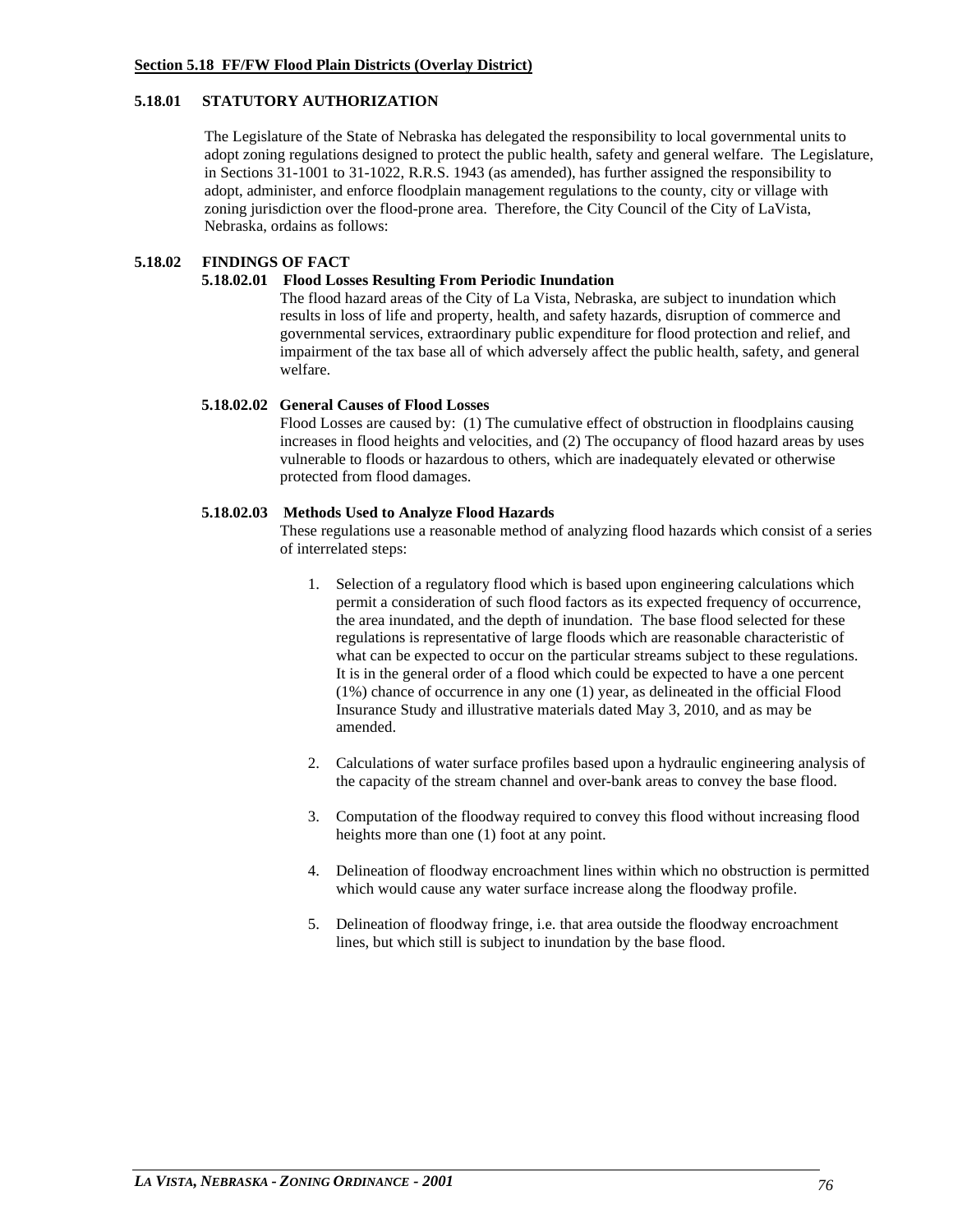**Section 5.18 FF/FW Flood Plain Districts (Overlay District)**

**5.18.01 STATUTORY AUTHORIZATION**

The Legislature of the State of Nebraska has delegated the responsibility to local governmental units to adopt zoning regulations designed to protect the public health, safety and general welfare. The Legislature, in Sections 31-1001 to 31-1022, R.R.S. 1943 (as amended), has further assigned the responsibility to adopt, administer, and enforce floodplain management regulations to the county, city or village with zoning jurisdiction over the flood-prone area. Therefore, the City Council of the City of LaVista, Nebraska, ordains as follows:

**5.18.02 FINDINGS OF FACT**

**5.18.02.01 Flood Losses Resulting From Periodic Inundation**

The flood hazard areas of the City of La Vista, Nebraska, are subject to inundation which results in loss of life and property, health, and safety hazards, disruption of commerce and governmental services, extraordinary public expenditure for flood protection and relief, and impairment of the tax base all of which adversely affect the public health, safety, and general welfare.

**5.18.02.02 General Causes of Flood Losses**

Flood Losses are caused by: (1) The cumulative effect of obstruction in floodplains causing increases in flood heights and velocities, and (2) The occupancy of flood hazard areas by uses vulnerable to floods or hazardous to others, which are inadequately elevated or otherwise protected from flood damages.

**5.18.02.03 Methods Used to Analyze Flood Hazards**

These regulations use a reasonable method of analyzing flood hazards which consist of a series of interrelated steps:

1. Selection of a regulatory flood which is based upon engineering calculations which permit a consideration of such flood factors as its expected frequency of occurrence, the area inundated, and the depth of inundation. The base flood selected for these regulations is representative of large floods which are reasonable characteristic of what can be expected to occur on the particular streams subject to these regulations. It is in the general order of a flood which could be expected to have a one percent (1%) chance of occurrence in any one (1) year, as delineated in the official Flood Insurance Study and illustrative materials dated May 3, 2010, and as may be amended.

2. Calculations of water surface profiles based upon a hydraulic engineering analysis of the capacity of the stream channel and over-bank areas to convey the base flood.

3. Computation of the floodway required to convey this flood without increasing flood heights more than one (1) foot at any point.

4. Delineation of floodway encroachment lines within which no obstruction is permitted which would cause any water surface increase along the floodway profile.

5. Delineation of floodway fringe, i.e. that area outside the floodway encroachment lines, but which still is subject to inundation by the base flood.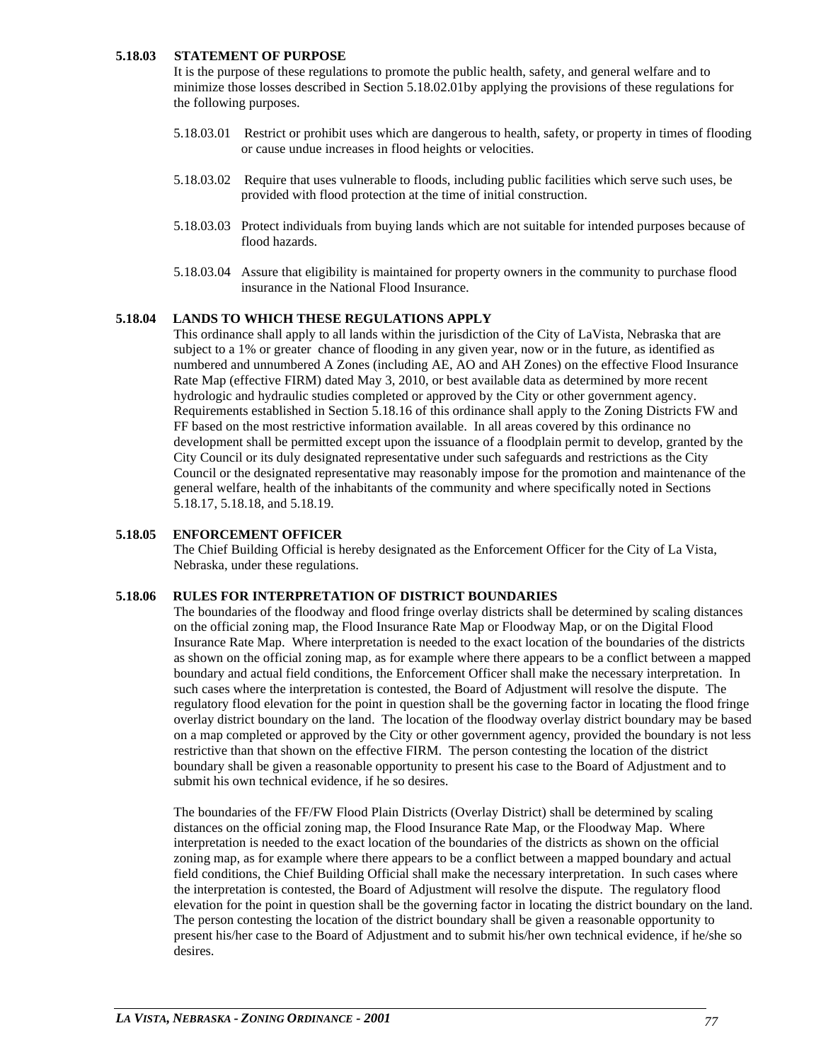**5.18.03 STATEMENT OF PURPOSE**

It is the purpose of these regulations to promote the public health, safety, and general welfare and to minimize those losses described in Section 5.18.02.01by applying the provisions of these regulations for the following purposes.

5.18.03.01 Restrict or prohibit uses which are dangerous to health, safety, or property in times of flooding or cause undue increases in flood heights or velocities.

5.18.03.02 Require that uses vulnerable to floods, including public facilities which serve such uses, be provided with flood protection at the time of initial construction.

5.18.03.03 Protect individuals from buying lands which are not suitable for intended purposes because of flood hazards.

5.18.03.04 Assure that eligibility is maintained for property owners in the community to purchase flood insurance in the National Flood Insurance.

**5.18.04 LANDS TO WHICH THESE REGULATIONS APPLY**

This ordinance shall apply to all lands within the jurisdiction of the City of LaVista, Nebraska that are subject to a 1% or greater chance of flooding in any given year, now or in the future, as identified as numbered and unnumbered A Zones (including AE, AO and AH Zones) on the effective Flood Insurance Rate Map (effective FIRM) dated May 3, 2010, or best available data as determined by more recent hydrologic and hydraulic studies completed or approved by the City or other government agency. Requirements established in Section 5.18.16 of this ordinance shall apply to the Zoning Districts FW and FF based on the most restrictive information available. In all areas covered by this ordinance no development shall be permitted except upon the issuance of a floodplain permit to develop, granted by the City Council or its duly designated representative under such safeguards and restrictions as the City Council or the designated representative may reasonably impose for the promotion and maintenance of the general welfare, health of the inhabitants of the community and where specifically noted in Sections 5.18.17, 5.18.18, and 5.18.19.

**5.18.05 ENFORCEMENT OFFICER**

The Chief Building Official is hereby designated as the Enforcement Officer for the City of La Vista, Nebraska, under these regulations.

**5.18.06 RULES FOR INTERPRETATION OF DISTRICT BOUNDARIES**

The boundaries of the floodway and flood fringe overlay districts shall be determined by scaling distances on the official zoning map, the Flood Insurance Rate Map or Floodway Map, or on the Digital Flood Insurance Rate Map. Where interpretation is needed to the exact location of the boundaries of the districts as shown on the official zoning map, as for example where there appears to be a conflict between a mapped boundary and actual field conditions, the Enforcement Officer shall make the necessary interpretation. In such cases where the interpretation is contested, the Board of Adjustment will resolve the dispute. The regulatory flood elevation for the point in question shall be the governing factor in locating the flood fringe overlay district boundary on the land. The location of the floodway overlay district boundary may be based on a map completed or approved by the City or other government agency, provided the boundary is not less restrictive than that shown on the effective FIRM. The person contesting the location of the district boundary shall be given a reasonable opportunity to present his case to the Board of Adjustment and to submit his own technical evidence, if he so desires.

The boundaries of the FF/FW Flood Plain Districts (Overlay District) shall be determined by scaling distances on the official zoning map, the Flood Insurance Rate Map, or the Floodway Map. Where interpretation is needed to the exact location of the boundaries of the districts as shown on the official zoning map, as for example where there appears to be a conflict between a mapped boundary and actual field conditions, the Chief Building Official shall make the necessary interpretation. In such cases where the interpretation is contested, the Board of Adjustment will resolve the dispute. The regulatory flood elevation for the point in question shall be the governing factor in locating the district boundary on the land. The person contesting the location of the district boundary shall be given a reasonable opportunity to present his/her case to the Board of Adjustment and to submit his/her own technical evidence, if he/she so desires.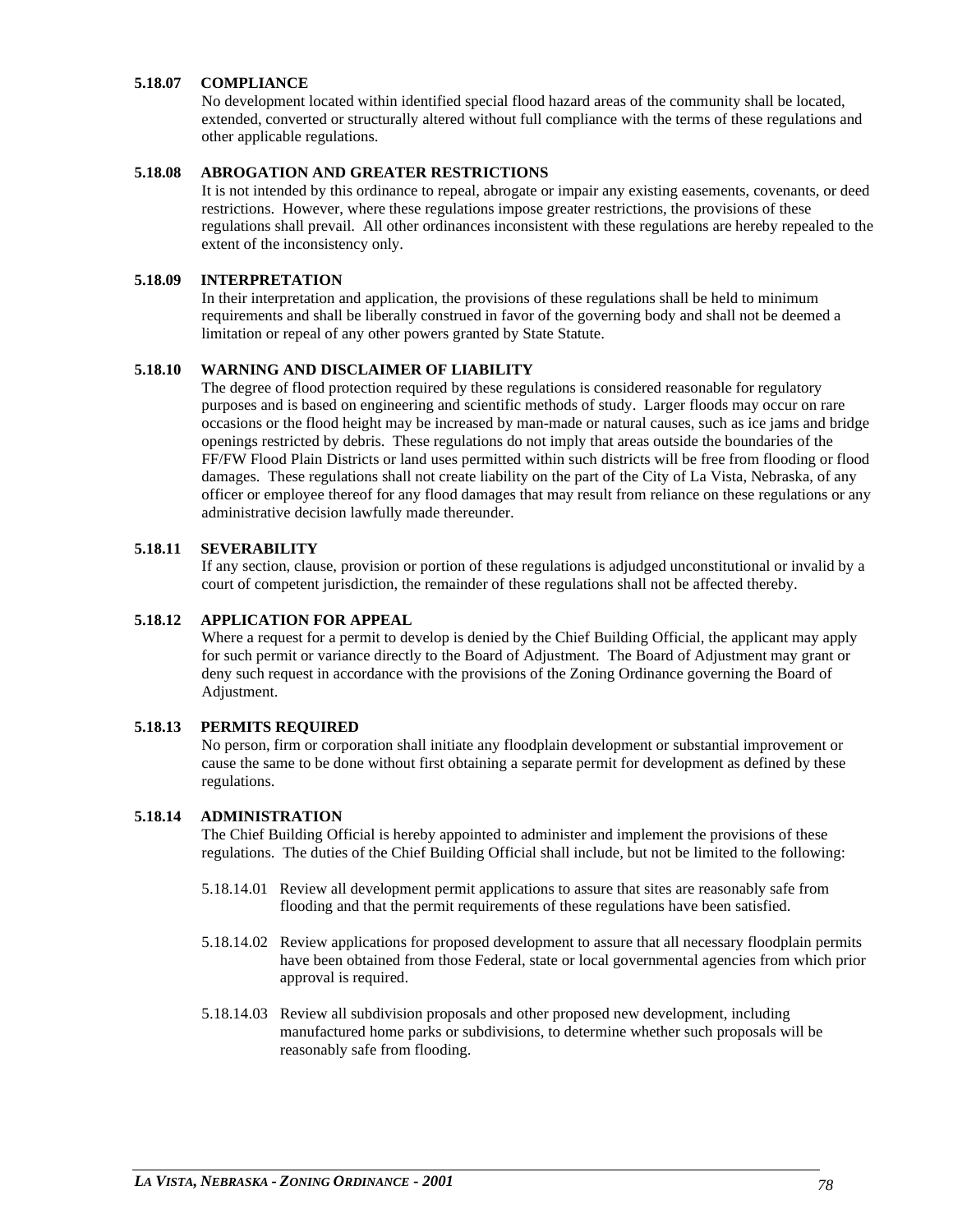### 5.18.07 COMPLIANCE

No development located within identified special flood hazard areas of the community shall be located, extended, converted or structurally altered without full compliance with the terms of these regulations and other applicable regulations.

### 5.18.08 ABROGATION AND GREATER RESTRICTIONS

It is not intended by this ordinance to repeal, abrogate or impair any existing easements, covenants, or deed restrictions. However, where these regulations impose greater restrictions, the provisions of these regulations shall prevail. All other ordinances inconsistent with these regulations are hereby repealed to the extent of the inconsistency only.

### 5.18.09 INTERPRETATION

In their interpretation and application, the provisions of these regulations shall be held to minimum requirements and shall be liberally construed in favor of the governing body and shall not be deemed a limitation or repeal of any other powers granted by State Statute.

### 5.18.10 WARNING AND DISCLAIMER OF LIABILITY

The degree of flood protection required by these regulations is considered reasonable for regulatory purposes and is based on engineering and scientific methods of study. Larger floods may occur on rare occasions or the flood height may be increased by man-made or natural causes, such as ice jams and bridge openings restricted by debris. These regulations do not imply that areas outside the boundaries of the FF/FW Flood Plain Districts or land uses permitted within such districts will be free from flooding or flood damages. These regulations shall not create liability on the part of the City of La Vista, Nebraska, of any officer or employee thereof for any flood damages that may result from reliance on these regulations or any administrative decision lawfully made thereunder.

### 5.18.11 SEVERABILITY

If any section, clause, provision or portion of these regulations is adjudged unconstitutional or invalid by a court of competent jurisdiction, the remainder of these regulations shall not be affected thereby.

### 5.18.12 APPLICATION FOR APPEAL

Where a request for a permit to develop is denied by the Chief Building Official, the applicant may apply for such permit or variance directly to the Board of Adjustment. The Board of Adjustment may grant or deny such request in accordance with the provisions of the Zoning Ordinance governing the Board of Adjustment.

### 5.18.13 PERMITS REQUIRED

No person, firm or corporation shall initiate any floodplain development or substantial improvement or cause the same to be done without first obtaining a separate permit for development as defined by these regulations.

### 5.18.14 ADMINISTRATION

The Chief Building Official is hereby appointed to administer and implement the provisions of these regulations. The duties of the Chief Building Official shall include, but not be limited to the following:

5.18.14.01 Review all development permit applications to assure that sites are reasonably safe from flooding and that the permit requirements of these regulations have been satisfied.

5.18.14.02 Review applications for proposed development to assure that all necessary floodplain permits have been obtained from those Federal, state or local governmental agencies from which prior approval is required.

5.18.14.03 Review all subdivision proposals and other proposed new development, including manufactured home parks or subdivisions, to determine whether such proposals will be reasonably safe from flooding.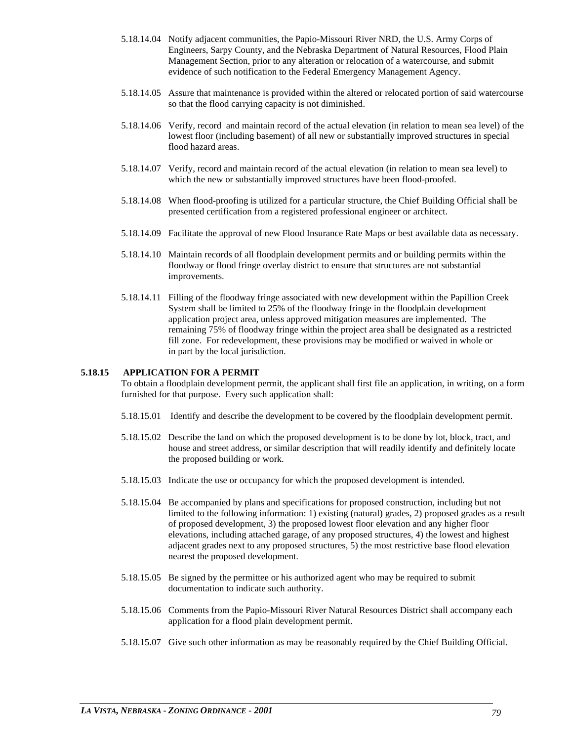5.18.14.04 Notify adjacent communities, the Papio-Missouri River NRD, the U.S. Army Corps of Engineers, Sarpy County, and the Nebraska Department of Natural Resources, Flood Plain Management Section, prior to any alteration or relocation of a watercourse, and submit evidence of such notification to the Federal Emergency Management Agency.

5.18.14.05 Assure that maintenance is provided within the altered or relocated portion of said watercourse so that the flood carrying capacity is not diminished.

5.18.14.06 Verify, record and maintain record of the actual elevation (in relation to mean sea level) of the lowest floor (including basement) of all new or substantially improved structures in special flood hazard areas.

5.18.14.07 Verify, record and maintain record of the actual elevation (in relation to mean sea level) to which the new or substantially improved structures have been flood-proofed.

5.18.14.08 When flood-proofing is utilized for a particular structure, the Chief Building Official shall be presented certification from a registered professional engineer or architect.

5.18.14.09 Facilitate the approval of new Flood Insurance Rate Maps or best available data as necessary.

5.18.14.10 Maintain records of all floodplain development permits and or building permits within the floodway or flood fringe overlay district to ensure that structures are not substantial improvements.

5.18.14.11 Filling of the floodway fringe associated with new development within the Papillion Creek System shall be limited to 25% of the floodway fringe in the floodplain development application project area, unless approved mitigation measures are implemented. The remaining 75% of floodway fringe within the project area shall be designated as a restricted fill zone. For redevelopment, these provisions may be modified or waived in whole or in part by the local jurisdiction.

**5.18.15 APPLICATION FOR A PERMIT**

To obtain a floodplain development permit, the applicant shall first file an application, in writing, on a form furnished for that purpose. Every such application shall:

5.18.15.01 Identify and describe the development to be covered by the floodplain development permit.

5.18.15.02 Describe the land on which the proposed development is to be done by lot, block, tract, and house and street address, or similar description that will readily identify and definitely locate the proposed building or work.

5.18.15.03 Indicate the use or occupancy for which the proposed development is intended.

5.18.15.04 Be accompanied by plans and specifications for proposed construction, including but not limited to the following information: 1) existing (natural) grades, 2) proposed grades as a result of proposed development, 3) the proposed lowest floor elevation and any higher floor elevations, including attached garage, of any proposed structures, 4) the lowest and highest adjacent grades next to any proposed structures, 5) the most restrictive base flood elevation nearest the proposed development.

5.18.15.05 Be signed by the permittee or his authorized agent who may be required to submit documentation to indicate such authority.

5.18.15.06 Comments from the Papio-Missouri River Natural Resources District shall accompany each application for a flood plain development permit.

5.18.15.07 Give such other information as may be reasonably required by the Chief Building Official.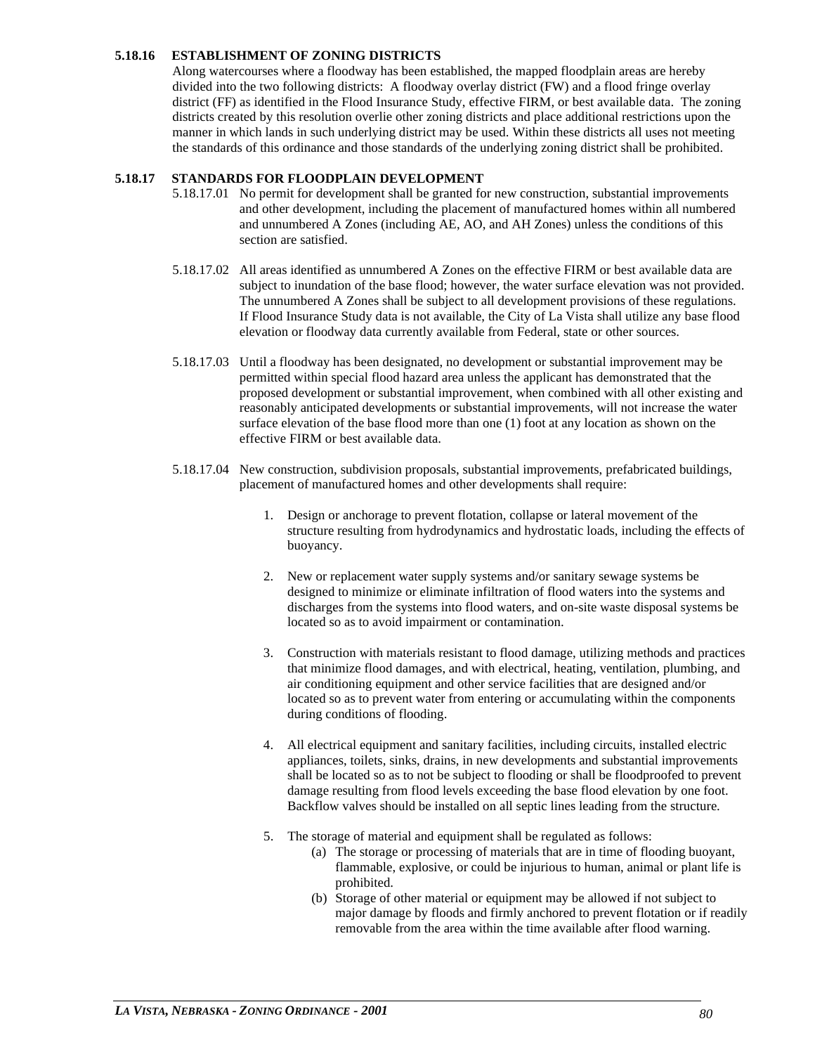### 5.18.16 ESTABLISHMENT OF ZONING DISTRICTS

Along watercourses where a floodway has been established, the mapped floodplain areas are hereby divided into the two following districts: A floodway overlay district (FW) and a flood fringe overlay district (FF) as identified in the Flood Insurance Study, effective FIRM, or best available data. The zoning districts created by this resolution overlie other zoning districts and place additional restrictions upon the manner in which lands in such underlying district may be used. Within these districts all uses not meeting the standards of this ordinance and those standards of the underlying zoning district shall be prohibited.

### 5.18.17 STANDARDS FOR FLOODPLAIN DEVELOPMENT

5.18.17.01 No permit for development shall be granted for new construction, substantial improvements and other development, including the placement of manufactured homes within all numbered and unnumbered A Zones (including AE, AO, and AH Zones) unless the conditions of this section are satisfied.

5.18.17.02 All areas identified as unnumbered A Zones on the effective FIRM or best available data are subject to inundation of the base flood; however, the water surface elevation was not provided. The unnumbered A Zones shall be subject to all development provisions of these regulations. If Flood Insurance Study data is not available, the City of La Vista shall utilize any base flood elevation or floodway data currently available from Federal, state or other sources.

5.18.17.03 Until a floodway has been designated, no development or substantial improvement may be permitted within special flood hazard area unless the applicant has demonstrated that the proposed development or substantial improvement, when combined with all other existing and reasonably anticipated developments or substantial improvements, will not increase the water surface elevation of the base flood more than one (1) foot at any location as shown on the effective FIRM or best available data.

5.18.17.04 New construction, subdivision proposals, substantial improvements, prefabricated buildings, placement of manufactured homes and other developments shall require:

1. Design or anchorage to prevent flotation, collapse or lateral movement of the structure resulting from hydrodynamics and hydrostatic loads, including the effects of buoyancy.

2. New or replacement water supply systems and/or sanitary sewage systems be designed to minimize or eliminate infiltration of flood waters into the systems and discharges from the systems into flood waters, and on-site waste disposal systems be located so as to avoid impairment or contamination.

3. Construction with materials resistant to flood damage, utilizing methods and practices that minimize flood damages, and with electrical, heating, ventilation, plumbing, and air conditioning equipment and other service facilities that are designed and/or located so as to prevent water from entering or accumulating within the components during conditions of flooding.

4. All electrical equipment and sanitary facilities, including circuits, installed electric appliances, toilets, sinks, drains, in new developments and substantial improvements shall be located so as to not be subject to flooding or shall be floodproofed to prevent damage resulting from flood levels exceeding the base flood elevation by one foot. Backflow valves should be installed on all septic lines leading from the structure.

5. The storage of material and equipment shall be regulated as follows:
   (a) The storage or processing of materials that are in time of flooding buoyant, flammable, explosive, or could be injurious to human, animal or plant life is prohibited.
   (b) Storage of other material or equipment may be allowed if not subject to major damage by floods and firmly anchored to prevent flotation or if readily removable from the area within the time available after flood warning.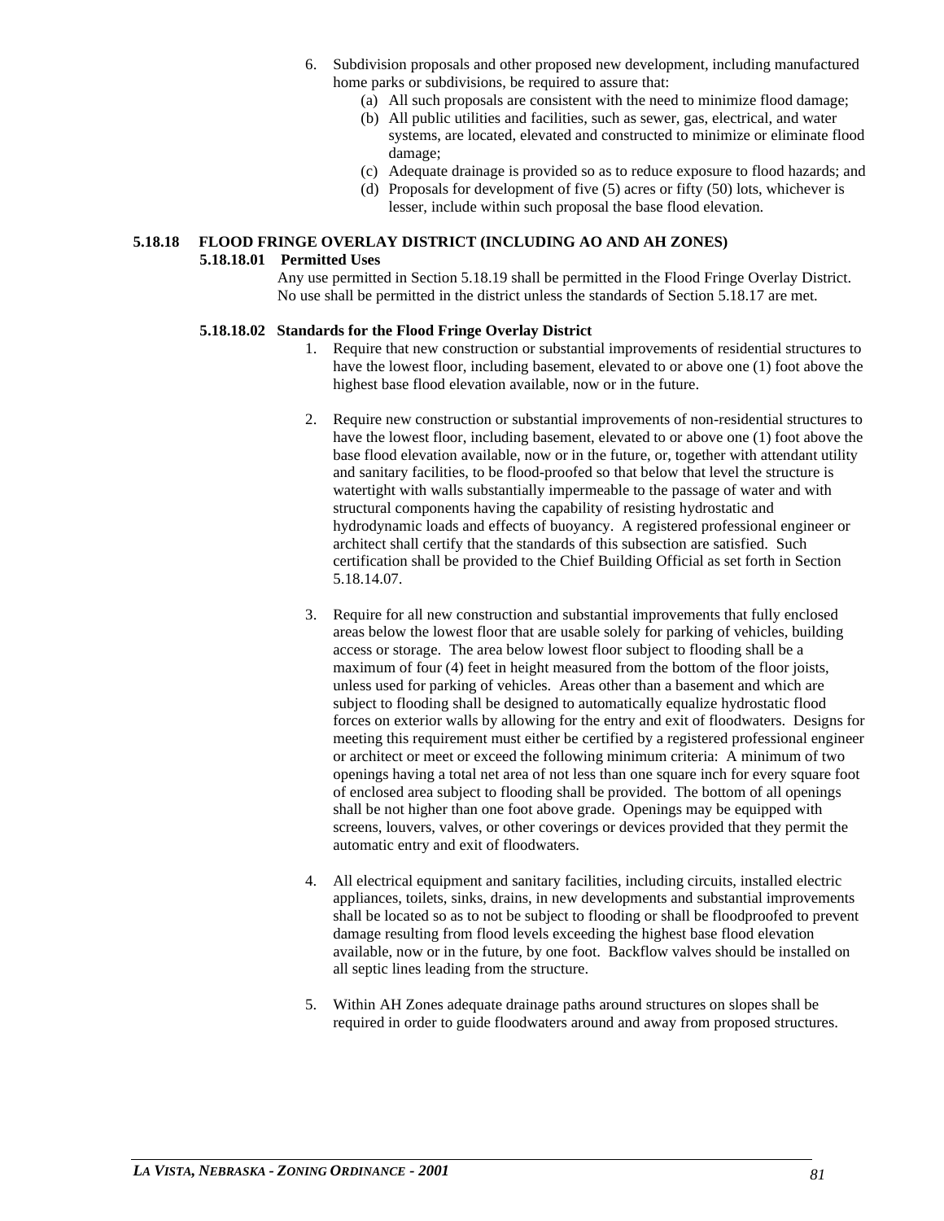6. Subdivision proposals and other proposed new development, including manufactured home parks or subdivisions, be required to assure that:
   (a) All such proposals are consistent with the need to minimize flood damage;
   (b) All public utilities and facilities, such as sewer, gas, electrical, and water systems, are located, elevated and constructed to minimize or eliminate flood damage;
   (c) Adequate drainage is provided so as to reduce exposure to flood hazards; and
   (d) Proposals for development of five (5) acres or fifty (50) lots, whichever is lesser, include within such proposal the base flood elevation.

## 5.18.18 FLOOD FRINGE OVERLAY DISTRICT (INCLUDING AO AND AH ZONES)

### 5.18.18.01 Permitted Uses

Any use permitted in Section 5.18.19 shall be permitted in the Flood Fringe Overlay District. No use shall be permitted in the district unless the standards of Section 5.18.17 are met.

### 5.18.18.02 Standards for the Flood Fringe Overlay District

1. Require that new construction or substantial improvements of residential structures to have the lowest floor, including basement, elevated to or above one (1) foot above the highest base flood elevation available, now or in the future.

2. Require new construction or substantial improvements of non-residential structures to have the lowest floor, including basement, elevated to or above one (1) foot above the base flood elevation available, now or in the future, or, together with attendant utility and sanitary facilities, to be flood-proofed so that below that level the structure is watertight with walls substantially impermeable to the passage of water and with structural components having the capability of resisting hydrostatic and hydrodynamic loads and effects of buoyancy. A registered professional engineer or architect shall certify that the standards of this subsection are satisfied. Such certification shall be provided to the Chief Building Official as set forth in Section 5.18.14.07.

3. Require for all new construction and substantial improvements that fully enclosed areas below the lowest floor that are usable solely for parking of vehicles, building access or storage. The area below lowest floor subject to flooding shall be a maximum of four (4) feet in height measured from the bottom of the floor joists, unless used for parking of vehicles. Areas other than a basement and which are subject to flooding shall be designed to automatically equalize hydrostatic flood forces on exterior walls by allowing for the entry and exit of floodwaters. Designs for meeting this requirement must either be certified by a registered professional engineer or architect or meet or exceed the following minimum criteria: A minimum of two openings having a total net area of not less than one square inch for every square foot of enclosed area subject to flooding shall be provided. The bottom of all openings shall be not higher than one foot above grade. Openings may be equipped with screens, louvers, valves, or other coverings or devices provided that they permit the automatic entry and exit of floodwaters.

4. All electrical equipment and sanitary facilities, including circuits, installed electric appliances, toilets, sinks, drains, in new developments and substantial improvements shall be located so as to not be subject to flooding or shall be floodproofed to prevent damage resulting from flood levels exceeding the highest base flood elevation available, now or in the future, by one foot. Backflow valves should be installed on all septic lines leading from the structure.

5. Within AH Zones adequate drainage paths around structures on slopes shall be required in order to guide floodwaters around and away from proposed structures.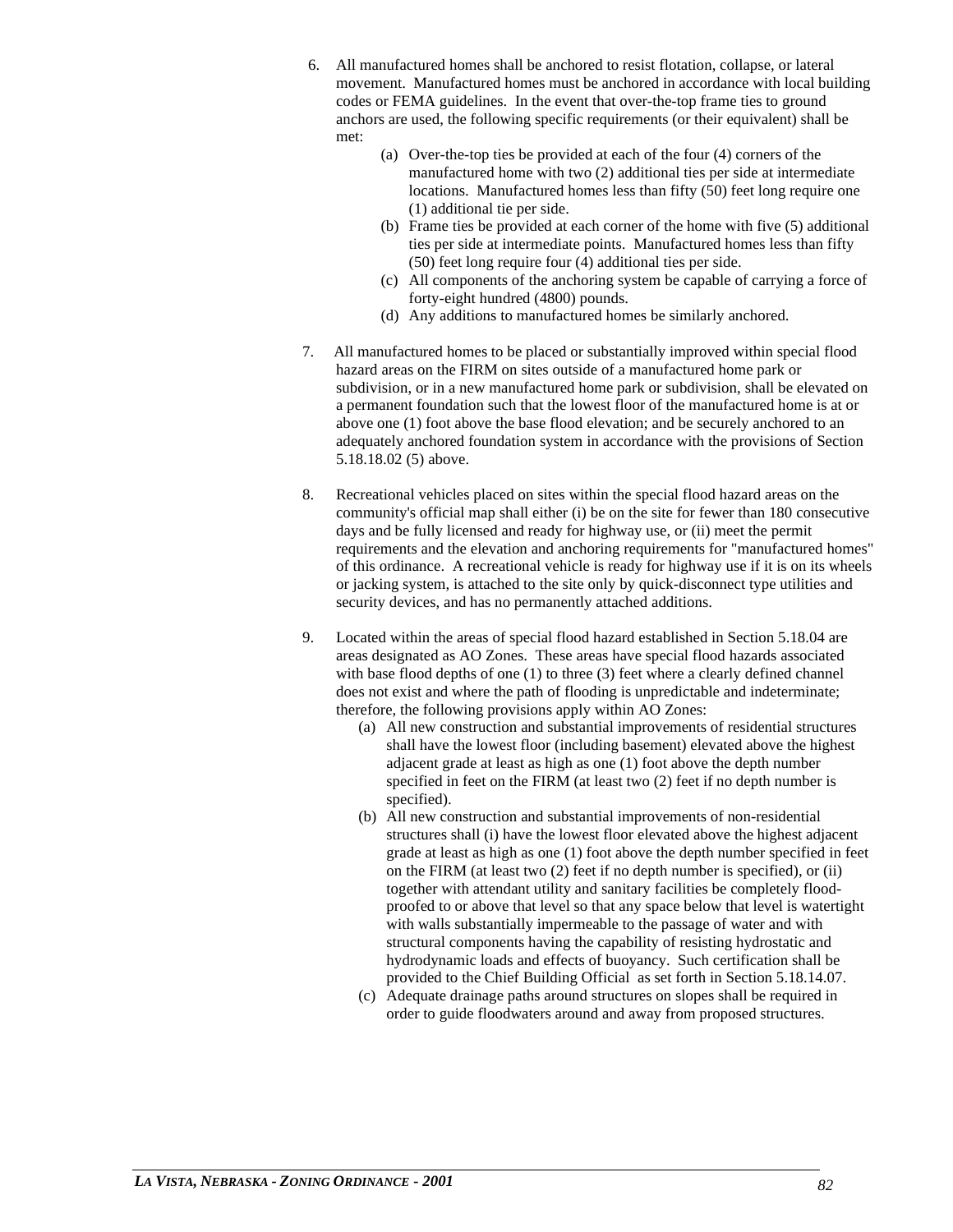6. All manufactured homes shall be anchored to resist flotation, collapse, or lateral movement. Manufactured homes must be anchored in accordance with local building codes or FEMA guidelines. In the event that over-the-top frame ties to ground anchors are used, the following specific requirements (or their equivalent) shall be met:
   (a) Over-the-top ties be provided at each of the four (4) corners of the manufactured home with two (2) additional ties per side at intermediate locations. Manufactured homes less than fifty (50) feet long require one (1) additional tie per side.
   (b) Frame ties be provided at each corner of the home with five (5) additional ties per side at intermediate points. Manufactured homes less than fifty (50) feet long require four (4) additional ties per side.
   (c) All components of the anchoring system be capable of carrying a force of forty-eight hundred (4800) pounds.
   (d) Any additions to manufactured homes be similarly anchored.

7. All manufactured homes to be placed or substantially improved within special flood hazard areas on the FIRM on sites outside of a manufactured home park or subdivision, or in a new manufactured home park or subdivision, shall be elevated on a permanent foundation such that the lowest floor of the manufactured home is at or above one (1) foot above the base flood elevation; and be securely anchored to an adequately anchored foundation system in accordance with the provisions of Section 5.18.18.02 (5) above.

8. Recreational vehicles placed on sites within the special flood hazard areas on the community's official map shall either (i) be on the site for fewer than 180 consecutive days and be fully licensed and ready for highway use, or (ii) meet the permit requirements and the elevation and anchoring requirements for "manufactured homes" of this ordinance. A recreational vehicle is ready for highway use if it is on its wheels or jacking system, is attached to the site only by quick-disconnect type utilities and security devices, and has no permanently attached additions.

9. Located within the areas of special flood hazard established in Section 5.18.04 are areas designated as AO Zones. These areas have special flood hazards associated with base flood depths of one (1) to three (3) feet where a clearly defined channel does not exist and where the path of flooding is unpredictable and indeterminate; therefore, the following provisions apply within AO Zones:
   (a) All new construction and substantial improvements of residential structures shall have the lowest floor (including basement) elevated above the highest adjacent grade at least as high as one (1) foot above the depth number specified in feet on the FIRM (at least two (2) feet if no depth number is specified).
   (b) All new construction and substantial improvements of non-residential structures shall (i) have the lowest floor elevated above the highest adjacent grade at least as high as one (1) foot above the depth number specified in feet on the FIRM (at least two (2) feet if no depth number is specified), or (ii) together with attendant utility and sanitary facilities be completely flood-proofed to or above that level so that any space below that level is watertight with walls substantially impermeable to the passage of water and with structural components having the capability of resisting hydrostatic and hydrodynamic loads and effects of buoyancy. Such certification shall be provided to the Chief Building Official as set forth in Section 5.18.14.07.
   (c) Adequate drainage paths around structures on slopes shall be required in order to guide floodwaters around and away from proposed structures.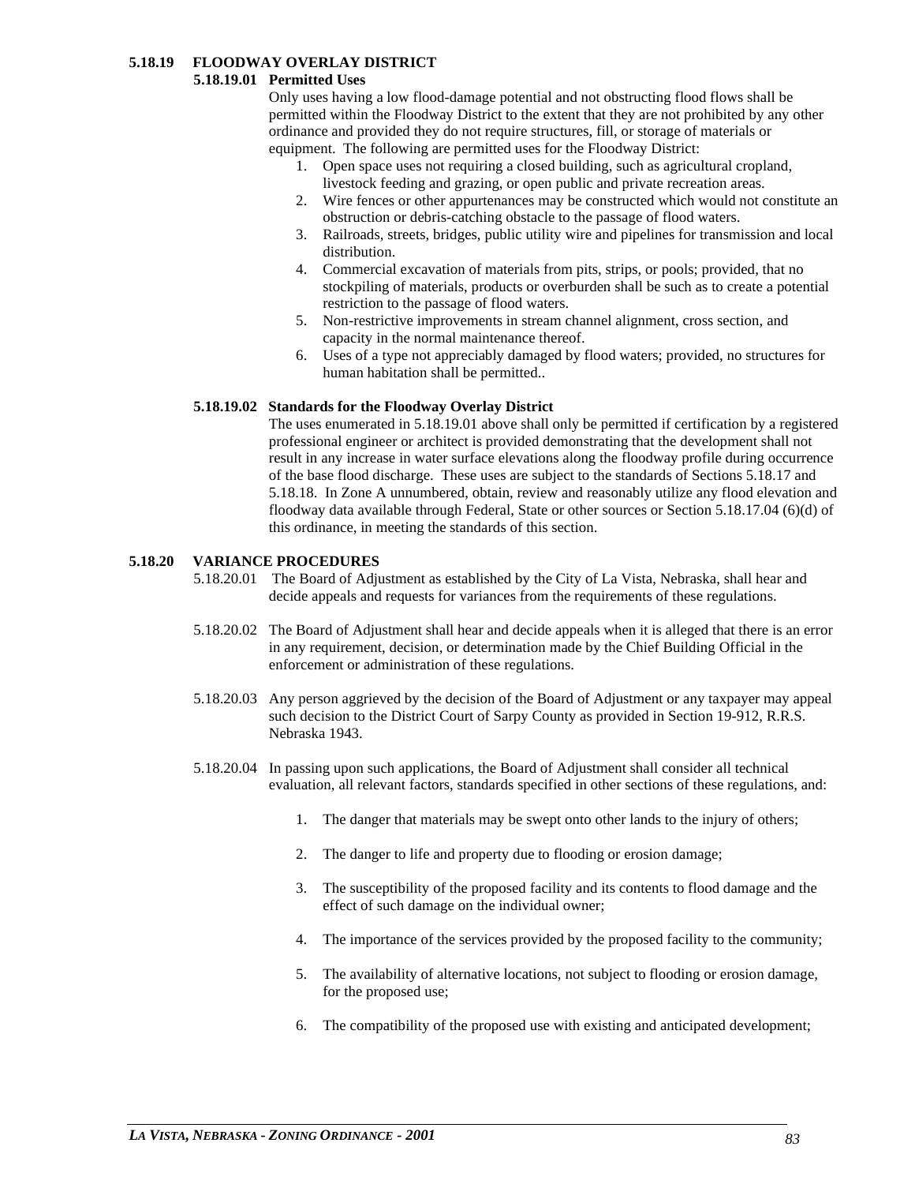### 5.18.19 FLOODWAY OVERLAY DISTRICT

#### 5.18.19.01 Permitted Uses

Only uses having a low flood-damage potential and not obstructing flood flows shall be permitted within the Floodway District to the extent that they are not prohibited by any other ordinance and provided they do not require structures, fill, or storage of materials or equipment. The following are permitted uses for the Floodway District:

1. Open space uses not requiring a closed building, such as agricultural cropland, livestock feeding and grazing, or open public and private recreation areas.
2. Wire fences or other appurtenances may be constructed which would not constitute an obstruction or debris-catching obstacle to the passage of flood waters.
3. Railroads, streets, bridges, public utility wire and pipelines for transmission and local distribution.
4. Commercial excavation of materials from pits, strips, or pools; provided, that no stockpiling of materials, products or overburden shall be such as to create a potential restriction to the passage of flood waters.
5. Non-restrictive improvements in stream channel alignment, cross section, and capacity in the normal maintenance thereof.
6. Uses of a type not appreciably damaged by flood waters; provided, no structures for human habitation shall be permitted..

#### 5.18.19.02 Standards for the Floodway Overlay District

The uses enumerated in 5.18.19.01 above shall only be permitted if certification by a registered professional engineer or architect is provided demonstrating that the development shall not result in any increase in water surface elevations along the floodway profile during occurrence of the base flood discharge. These uses are subject to the standards of Sections 5.18.17 and 5.18.18. In Zone A unnumbered, obtain, review and reasonably utilize any flood elevation and floodway data available through Federal, State or other sources or Section 5.18.17.04 (6)(d) of this ordinance, in meeting the standards of this section.

### 5.18.20 VARIANCE PROCEDURES

5.18.20.01 The Board of Adjustment as established by the City of La Vista, Nebraska, shall hear and decide appeals and requests for variances from the requirements of these regulations.

5.18.20.02 The Board of Adjustment shall hear and decide appeals when it is alleged that there is an error in any requirement, decision, or determination made by the Chief Building Official in the enforcement or administration of these regulations.

5.18.20.03 Any person aggrieved by the decision of the Board of Adjustment or any taxpayer may appeal such decision to the District Court of Sarpy County as provided in Section 19-912, R.R.S. Nebraska 1943.

5.18.20.04 In passing upon such applications, the Board of Adjustment shall consider all technical evaluation, all relevant factors, standards specified in other sections of these regulations, and:

1. The danger that materials may be swept onto other lands to the injury of others;
2. The danger to life and property due to flooding or erosion damage;
3. The susceptibility of the proposed facility and its contents to flood damage and the effect of such damage on the individual owner;
4. The importance of the services provided by the proposed facility to the community;
5. The availability of alternative locations, not subject to flooding or erosion damage, for the proposed use;
6. The compatibility of the proposed use with existing and anticipated development;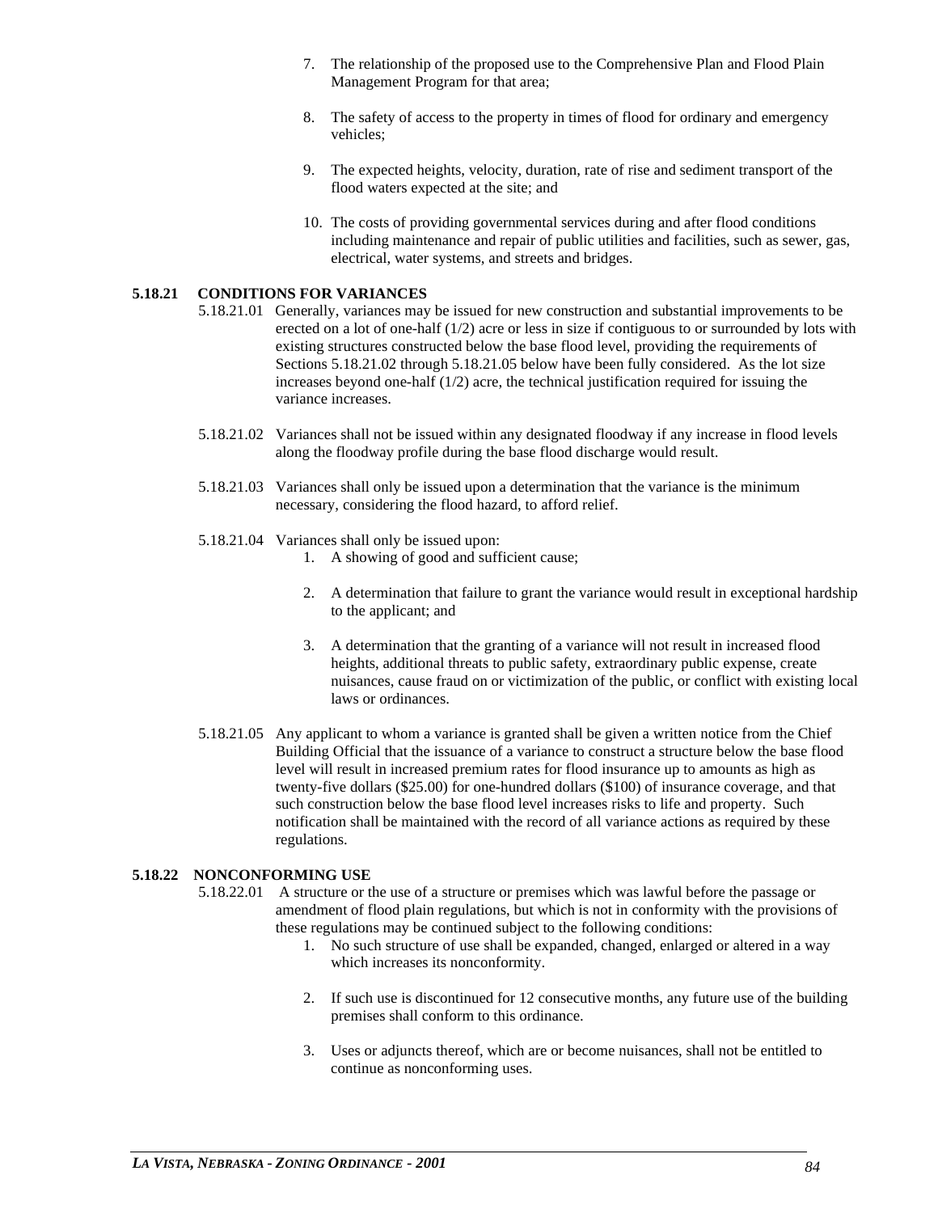7. The relationship of the proposed use to the Comprehensive Plan and Flood Plain Management Program for that area;

8. The safety of access to the property in times of flood for ordinary and emergency vehicles;

9. The expected heights, velocity, duration, rate of rise and sediment transport of the flood waters expected at the site; and

10. The costs of providing governmental services during and after flood conditions including maintenance and repair of public utilities and facilities, such as sewer, gas, electrical, water systems, and streets and bridges.

**5.18.21 CONDITIONS FOR VARIANCES**

5.18.21.01 Generally, variances may be issued for new construction and substantial improvements to be erected on a lot of one-half (1/2) acre or less in size if contiguous to or surrounded by lots with existing structures constructed below the base flood level, providing the requirements of Sections 5.18.21.02 through 5.18.21.05 below have been fully considered. As the lot size increases beyond one-half (1/2) acre, the technical justification required for issuing the variance increases.

5.18.21.02 Variances shall not be issued within any designated floodway if any increase in flood levels along the floodway profile during the base flood discharge would result.

5.18.21.03 Variances shall only be issued upon a determination that the variance is the minimum necessary, considering the flood hazard, to afford relief.

5.18.21.04 Variances shall only be issued upon:

1. A showing of good and sufficient cause;

2. A determination that failure to grant the variance would result in exceptional hardship to the applicant; and

3. A determination that the granting of a variance will not result in increased flood heights, additional threats to public safety, extraordinary public expense, create nuisances, cause fraud on or victimization of the public, or conflict with existing local laws or ordinances.

5.18.21.05 Any applicant to whom a variance is granted shall be given a written notice from the Chief Building Official that the issuance of a variance to construct a structure below the base flood level will result in increased premium rates for flood insurance up to amounts as high as twenty-five dollars ($25.00) for one-hundred dollars ($100) of insurance coverage, and that such construction below the base flood level increases risks to life and property. Such notification shall be maintained with the record of all variance actions as required by these regulations.

**5.18.22 NONCONFORMING USE**

5.18.22.01 A structure or the use of a structure or premises which was lawful before the passage or amendment of flood plain regulations, but which is not in conformity with the provisions of these regulations may be continued subject to the following conditions:

1. No such structure of use shall be expanded, changed, enlarged or altered in a way which increases its nonconformity.

2. If such use is discontinued for 12 consecutive months, any future use of the building premises shall conform to this ordinance.

3. Uses or adjuncts thereof, which are or become nuisances, shall not be entitled to continue as nonconforming uses.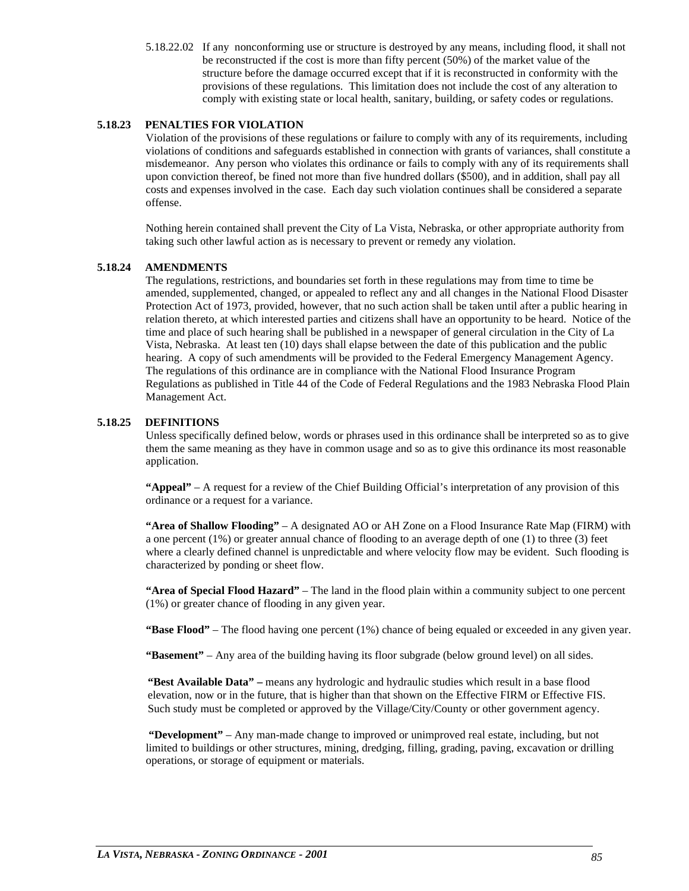5.18.22.02 If any nonconforming use or structure is destroyed by any means, including flood, it shall not be reconstructed if the cost is more than fifty percent (50%) of the market value of the structure before the damage occurred except that if it is reconstructed in conformity with the provisions of these regulations. This limitation does not include the cost of any alteration to comply with existing state or local health, sanitary, building, or safety codes or regulations.

### 5.18.23 PENALTIES FOR VIOLATION

Violation of the provisions of these regulations or failure to comply with any of its requirements, including violations of conditions and safeguards established in connection with grants of variances, shall constitute a misdemeanor. Any person who violates this ordinance or fails to comply with any of its requirements shall upon conviction thereof, be fined not more than five hundred dollars ($500), and in addition, shall pay all costs and expenses involved in the case. Each day such violation continues shall be considered a separate offense.

Nothing herein contained shall prevent the City of La Vista, Nebraska, or other appropriate authority from taking such other lawful action as is necessary to prevent or remedy any violation.

### 5.18.24 AMENDMENTS

The regulations, restrictions, and boundaries set forth in these regulations may from time to time be amended, supplemented, changed, or appealed to reflect any and all changes in the National Flood Disaster Protection Act of 1973, provided, however, that no such action shall be taken until after a public hearing in relation thereto, at which interested parties and citizens shall have an opportunity to be heard. Notice of the time and place of such hearing shall be published in a newspaper of general circulation in the City of La Vista, Nebraska. At least ten (10) days shall elapse between the date of this publication and the public hearing. A copy of such amendments will be provided to the Federal Emergency Management Agency. The regulations of this ordinance are in compliance with the National Flood Insurance Program Regulations as published in Title 44 of the Code of Federal Regulations and the 1983 Nebraska Flood Plain Management Act.

### 5.18.25 DEFINITIONS

Unless specifically defined below, words or phrases used in this ordinance shall be interpreted so as to give them the same meaning as they have in common usage and so as to give this ordinance its most reasonable application.

**"Appeal"** – A request for a review of the Chief Building Official's interpretation of any provision of this ordinance or a request for a variance.

**"Area of Shallow Flooding"** – A designated AO or AH Zone on a Flood Insurance Rate Map (FIRM) with a one percent (1%) or greater annual chance of flooding to an average depth of one (1) to three (3) feet where a clearly defined channel is unpredictable and where velocity flow may be evident. Such flooding is characterized by ponding or sheet flow.

**"Area of Special Flood Hazard"** – The land in the flood plain within a community subject to one percent (1%) or greater chance of flooding in any given year.

**"Base Flood"** – The flood having one percent (1%) chance of being equaled or exceeded in any given year.

**"Basement"** – Any area of the building having its floor subgrade (below ground level) on all sides.

**"Best Available Data" –** means any hydrologic and hydraulic studies which result in a base flood elevation, now or in the future, that is higher than that shown on the Effective FIRM or Effective FIS. Such study must be completed or approved by the Village/City/County or other government agency.

**"Development"** – Any man-made change to improved or unimproved real estate, including, but not limited to buildings or other structures, mining, dredging, filling, grading, paving, excavation or drilling operations, or storage of equipment or materials.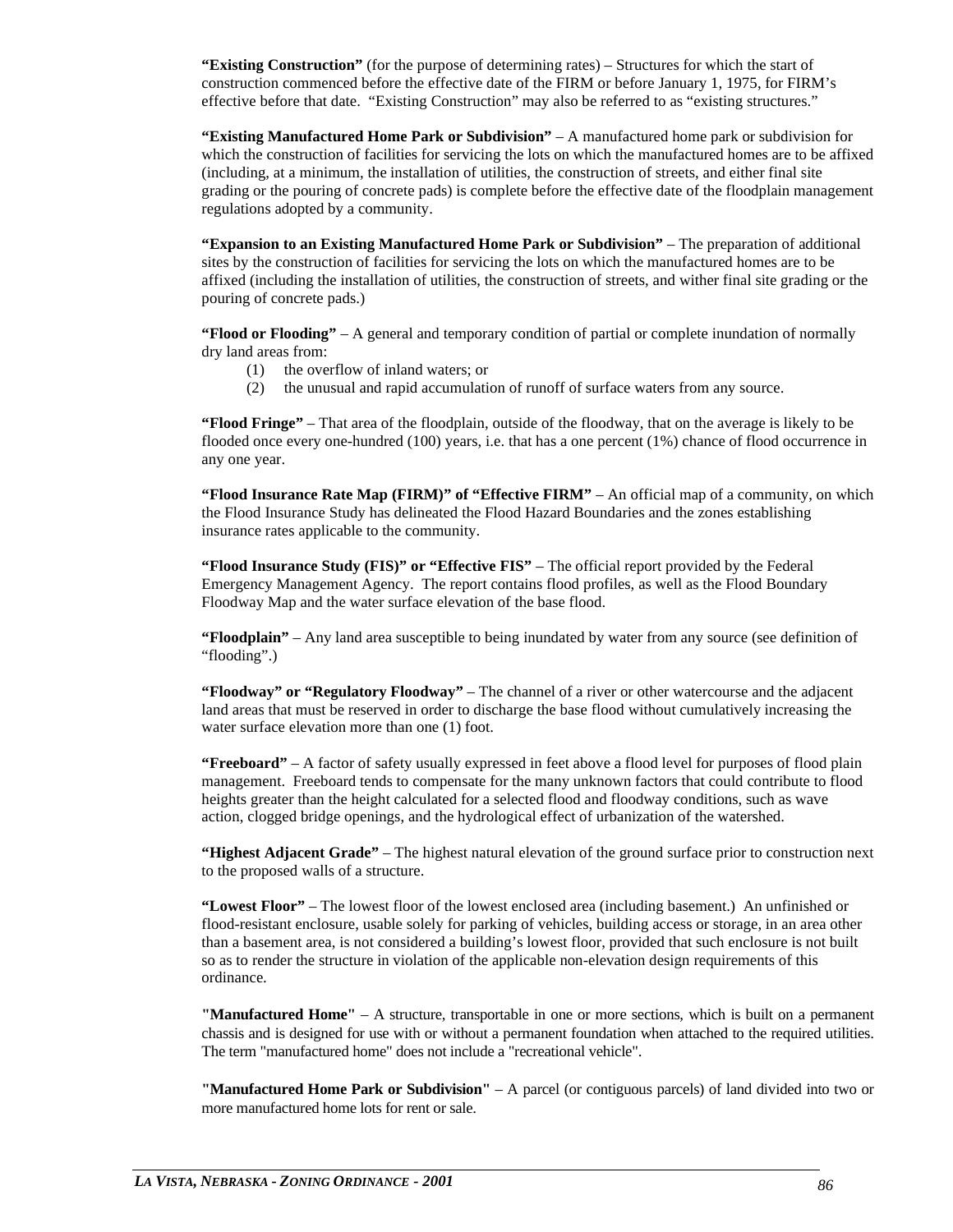**"Existing Construction"** (for the purpose of determining rates) – Structures for which the start of construction commenced before the effective date of the FIRM or before January 1, 1975, for FIRM's effective before that date. "Existing Construction" may also be referred to as "existing structures."

**"Existing Manufactured Home Park or Subdivision"** – A manufactured home park or subdivision for which the construction of facilities for servicing the lots on which the manufactured homes are to be affixed (including, at a minimum, the installation of utilities, the construction of streets, and either final site grading or the pouring of concrete pads) is complete before the effective date of the floodplain management regulations adopted by a community.

**"Expansion to an Existing Manufactured Home Park or Subdivision"** – The preparation of additional sites by the construction of facilities for servicing the lots on which the manufactured homes are to be affixed (including the installation of utilities, the construction of streets, and wither final site grading or the pouring of concrete pads.)

**"Flood or Flooding"** – A general and temporary condition of partial or complete inundation of normally dry land areas from:

(1) the overflow of inland waters; or
(2) the unusual and rapid accumulation of runoff of surface waters from any source.

**"Flood Fringe"** – That area of the floodplain, outside of the floodway, that on the average is likely to be flooded once every one-hundred (100) years, i.e. that has a one percent (1%) chance of flood occurrence in any one year.

**"Flood Insurance Rate Map (FIRM)" of "Effective FIRM"** – An official map of a community, on which the Flood Insurance Study has delineated the Flood Hazard Boundaries and the zones establishing insurance rates applicable to the community.

**"Flood Insurance Study (FIS)" or "Effective FIS"** – The official report provided by the Federal Emergency Management Agency. The report contains flood profiles, as well as the Flood Boundary Floodway Map and the water surface elevation of the base flood.

**"Floodplain"** – Any land area susceptible to being inundated by water from any source (see definition of "flooding".)

**"Floodway" or "Regulatory Floodway"** – The channel of a river or other watercourse and the adjacent land areas that must be reserved in order to discharge the base flood without cumulatively increasing the water surface elevation more than one (1) foot.

**"Freeboard"** – A factor of safety usually expressed in feet above a flood level for purposes of flood plain management. Freeboard tends to compensate for the many unknown factors that could contribute to flood heights greater than the height calculated for a selected flood and floodway conditions, such as wave action, clogged bridge openings, and the hydrological effect of urbanization of the watershed.

**"Highest Adjacent Grade"** – The highest natural elevation of the ground surface prior to construction next to the proposed walls of a structure.

**"Lowest Floor"** – The lowest floor of the lowest enclosed area (including basement.) An unfinished or flood-resistant enclosure, usable solely for parking of vehicles, building access or storage, in an area other than a basement area, is not considered a building's lowest floor, provided that such enclosure is not built so as to render the structure in violation of the applicable non-elevation design requirements of this ordinance.

**"Manufactured Home"** – A structure, transportable in one or more sections, which is built on a permanent chassis and is designed for use with or without a permanent foundation when attached to the required utilities. The term "manufactured home" does not include a "recreational vehicle".

**"Manufactured Home Park or Subdivision"** – A parcel (or contiguous parcels) of land divided into two or more manufactured home lots for rent or sale.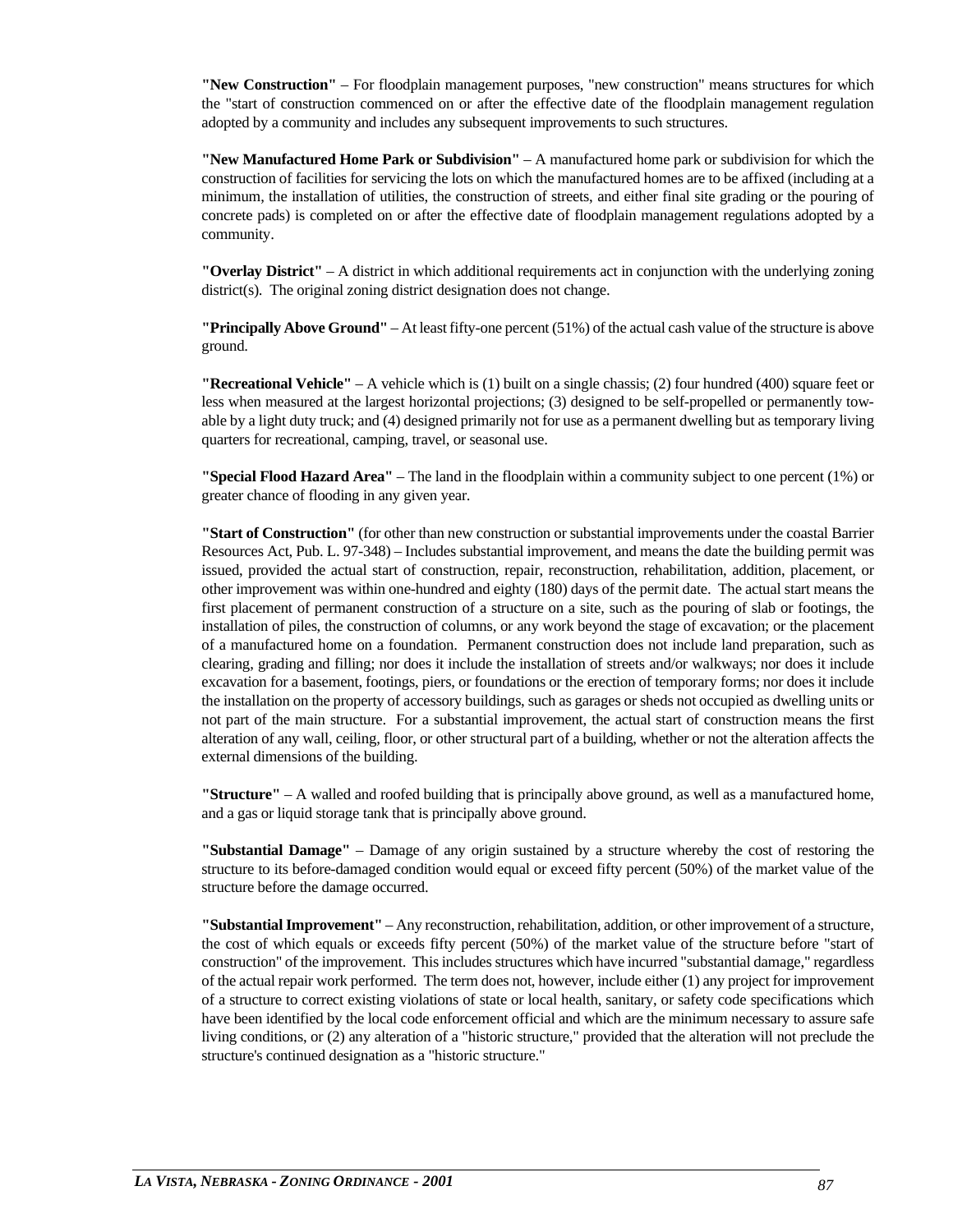**"New Construction"** – For floodplain management purposes, "new construction" means structures for which the "start of construction commenced on or after the effective date of the floodplain management regulation adopted by a community and includes any subsequent improvements to such structures.

**"New Manufactured Home Park or Subdivision"** – A manufactured home park or subdivision for which the construction of facilities for servicing the lots on which the manufactured homes are to be affixed (including at a minimum, the installation of utilities, the construction of streets, and either final site grading or the pouring of concrete pads) is completed on or after the effective date of floodplain management regulations adopted by a community.

**"Overlay District"** – A district in which additional requirements act in conjunction with the underlying zoning district(s). The original zoning district designation does not change.

**"Principally Above Ground"** – At least fifty-one percent (51%) of the actual cash value of the structure is above ground.

**"Recreational Vehicle"** – A vehicle which is (1) built on a single chassis; (2) four hundred (400) square feet or less when measured at the largest horizontal projections; (3) designed to be self-propelled or permanently tow-able by a light duty truck; and (4) designed primarily not for use as a permanent dwelling but as temporary living quarters for recreational, camping, travel, or seasonal use.

**"Special Flood Hazard Area"** – The land in the floodplain within a community subject to one percent (1%) or greater chance of flooding in any given year.

**"Start of Construction"** (for other than new construction or substantial improvements under the coastal Barrier Resources Act, Pub. L. 97-348) – Includes substantial improvement, and means the date the building permit was issued, provided the actual start of construction, repair, reconstruction, rehabilitation, addition, placement, or other improvement was within one-hundred and eighty (180) days of the permit date. The actual start means the first placement of permanent construction of a structure on a site, such as the pouring of slab or footings, the installation of piles, the construction of columns, or any work beyond the stage of excavation; or the placement of a manufactured home on a foundation. Permanent construction does not include land preparation, such as clearing, grading and filling; nor does it include the installation of streets and/or walkways; nor does it include excavation for a basement, footings, piers, or foundations or the erection of temporary forms; nor does it include the installation on the property of accessory buildings, such as garages or sheds not occupied as dwelling units or not part of the main structure. For a substantial improvement, the actual start of construction means the first alteration of any wall, ceiling, floor, or other structural part of a building, whether or not the alteration affects the external dimensions of the building.

**"Structure"** – A walled and roofed building that is principally above ground, as well as a manufactured home, and a gas or liquid storage tank that is principally above ground.

**"Substantial Damage"** – Damage of any origin sustained by a structure whereby the cost of restoring the structure to its before-damaged condition would equal or exceed fifty percent (50%) of the market value of the structure before the damage occurred.

**"Substantial Improvement"** – Any reconstruction, rehabilitation, addition, or other improvement of a structure, the cost of which equals or exceeds fifty percent (50%) of the market value of the structure before "start of construction" of the improvement. This includes structures which have incurred "substantial damage," regardless of the actual repair work performed. The term does not, however, include either (1) any project for improvement of a structure to correct existing violations of state or local health, sanitary, or safety code specifications which have been identified by the local code enforcement official and which are the minimum necessary to assure safe living conditions, or (2) any alteration of a "historic structure," provided that the alteration will not preclude the structure's continued designation as a "historic structure."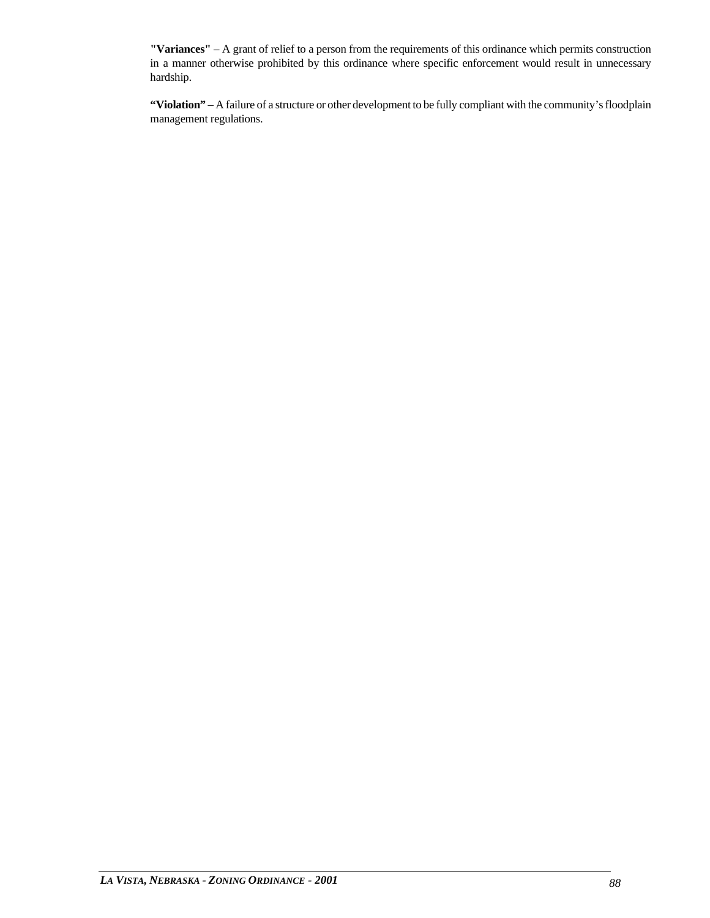**"Variances"** – A grant of relief to a person from the requirements of this ordinance which permits construction in a manner otherwise prohibited by this ordinance where specific enforcement would result in unnecessary hardship.

**"Violation"** – A failure of a structure or other development to be fully compliant with the community's floodplain management regulations.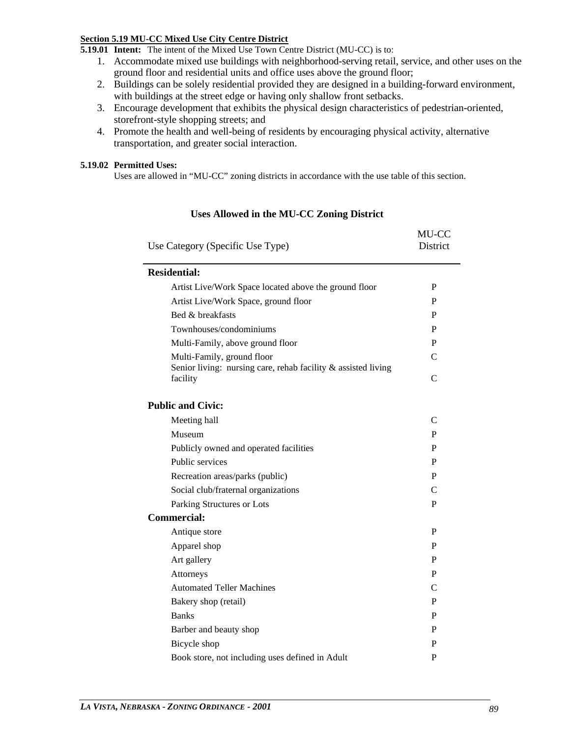### Section 5.19 MU-CC Mixed Use City Centre District

**5.19.01 Intent:** The intent of the Mixed Use Town Centre District (MU-CC) is to:

1. Accommodate mixed use buildings with neighborhood-serving retail, service, and other uses on the ground floor and residential units and office uses above the ground floor;
2. Buildings can be solely residential provided they are designed in a building-forward environment, with buildings at the street edge or having only shallow front setbacks.
3. Encourage development that exhibits the physical design characteristics of pedestrian-oriented, storefront-style shopping streets; and
4. Promote the health and well-being of residents by encouraging physical activity, alternative transportation, and greater social interaction.

**5.19.02 Permitted Uses:**
Uses are allowed in "MU-CC" zoning districts in accordance with the use table of this section.

**Uses Allowed in the MU-CC Zoning District**

| Use Category (Specific Use Type) | MU-CC District |
|---|---|
| **Residential:** | |
| Artist Live/Work Space located above the ground floor | P |
| Artist Live/Work Space, ground floor | P |
| Bed & breakfasts | P |
| Townhouses/condominiums | P |
| Multi-Family, above ground floor | P |
| Multi-Family, ground floor | C |
| Senior living: nursing care, rehab facility & assisted living facility | C |
| **Public and Civic:** | |
| Meeting hall | C |
| Museum | P |
| Publicly owned and operated facilities | P |
| Public services | P |
| Recreation areas/parks (public) | P |
| Social club/fraternal organizations | C |
| Parking Structures or Lots | P |
| **Commercial:** | |
| Antique store | P |
| Apparel shop | P |
| Art gallery | P |
| Attorneys | P |
| Automated Teller Machines | C |
| Bakery shop (retail) | P |
| Banks | P |
| Barber and beauty shop | P |
| Bicycle shop | P |
| Book store, not including uses defined in Adult | P |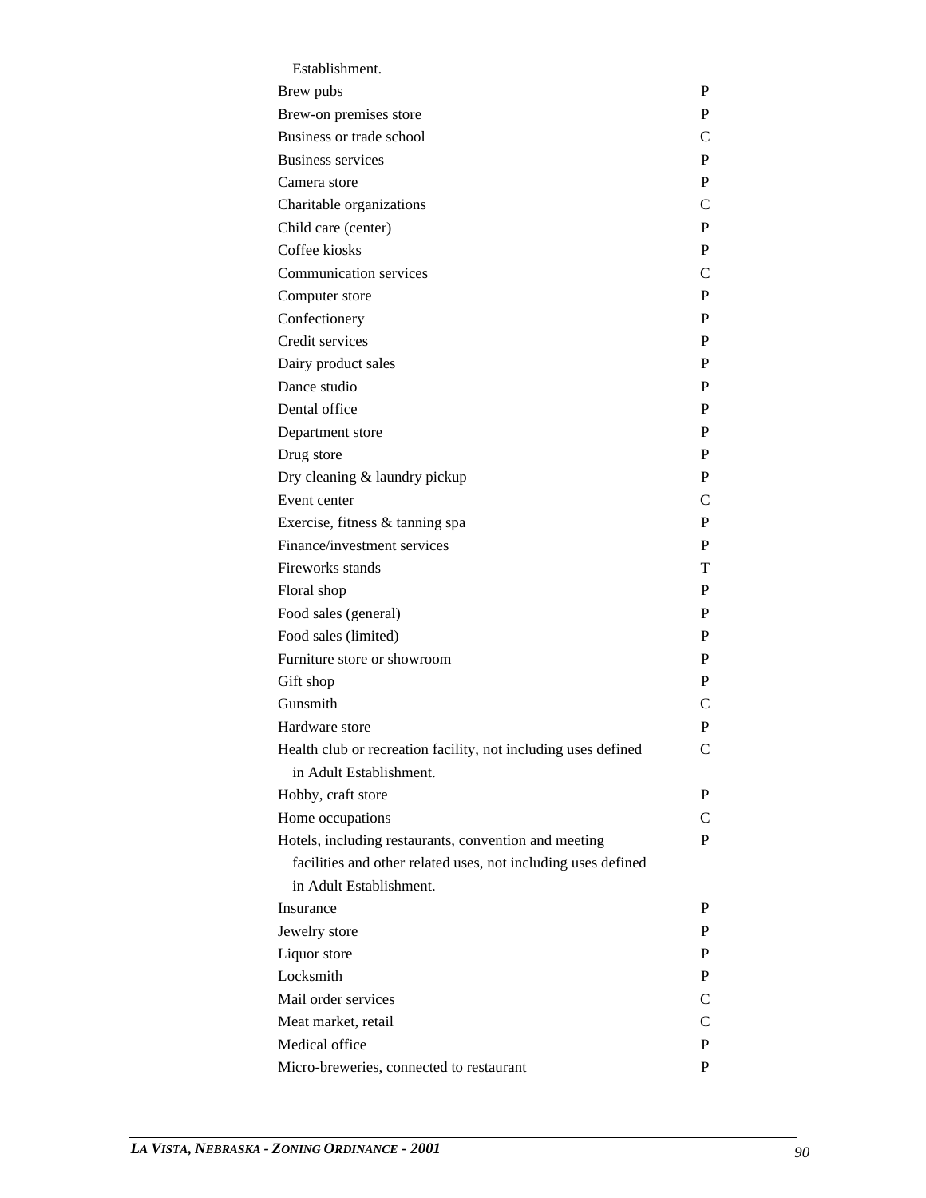| | |
|---|---|
| Establishment. | |
| Brew pubs | P |
| Brew-on premises store | P |
| Business or trade school | C |
| Business services | P |
| Camera store | P |
| Charitable organizations | C |
| Child care (center) | P |
| Coffee kiosks | P |
| Communication services | C |
| Computer store | P |
| Confectionery | P |
| Credit services | P |
| Dairy product sales | P |
| Dance studio | P |
| Dental office | P |
| Department store | P |
| Drug store | P |
| Dry cleaning & laundry pickup | P |
| Event center | C |
| Exercise, fitness & tanning spa | P |
| Finance/investment services | P |
| Fireworks stands | T |
| Floral shop | P |
| Food sales (general) | P |
| Food sales (limited) | P |
| Furniture store or showroom | P |
| Gift shop | P |
| Gunsmith | C |
| Hardware store | P |
| Health club or recreation facility, not including uses defined in Adult Establishment. | C |
| Hobby, craft store | P |
| Home occupations | C |
| Hotels, including restaurants, convention and meeting facilities and other related uses, not including uses defined in Adult Establishment. | P |
| Insurance | P |
| Jewelry store | P |
| Liquor store | P |
| Locksmith | P |
| Mail order services | C |
| Meat market, retail | C |
| Medical office | P |
| Micro-breweries, connected to restaurant | P |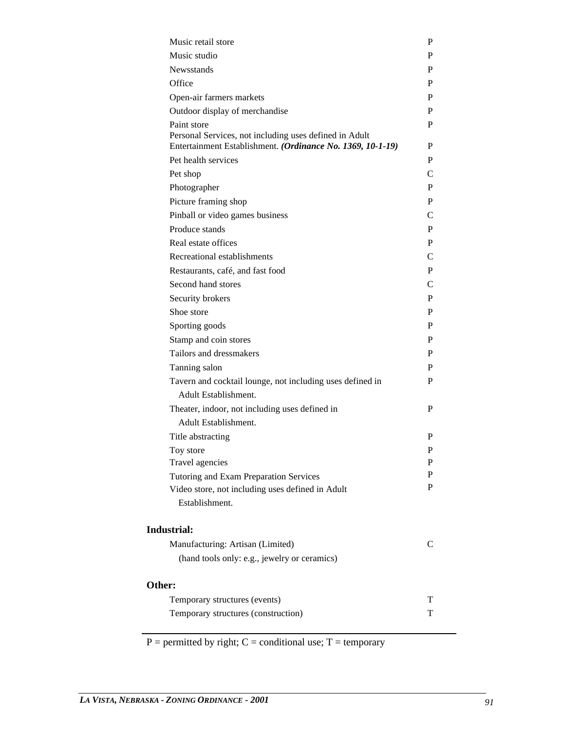| | |
|---|---|
| Music retail store | P |
| Music studio | P |
| Newsstands | P |
| Office | P |
| Open-air farmers markets | P |
| Outdoor display of merchandise | P |
| Paint store | P |
| Personal Services, not including uses defined in Adult Entertainment Establishment. ***(Ordinance No. 1369, 10-1-19)*** | P |
| Pet health services | P |
| Pet shop | C |
| Photographer | P |
| Picture framing shop | P |
| Pinball or video games business | C |
| Produce stands | P |
| Real estate offices | P |
| Recreational establishments | C |
| Restaurants, café, and fast food | P |
| Second hand stores | C |
| Security brokers | P |
| Shoe store | P |
| Sporting goods | P |
| Stamp and coin stores | P |
| Tailors and dressmakers | P |
| Tanning salon | P |
| Tavern and cocktail lounge, not including uses defined in Adult Establishment. | P |
| Theater, indoor, not including uses defined in Adult Establishment. | P |
| Title abstracting | P |
| Toy store | P |
| Travel agencies | P |
| Tutoring and Exam Preparation Services | P |
| Video store, not including uses defined in Adult Establishment. | P |

**Industrial:**

| | |
|---|---|
| Manufacturing: Artisan (Limited) (hand tools only: e.g., jewelry or ceramics) | C |

**Other:**

| | |
|---|---|
| Temporary structures (events) | T |
| Temporary structures (construction) | T |

P = permitted by right; C = conditional use; T = temporary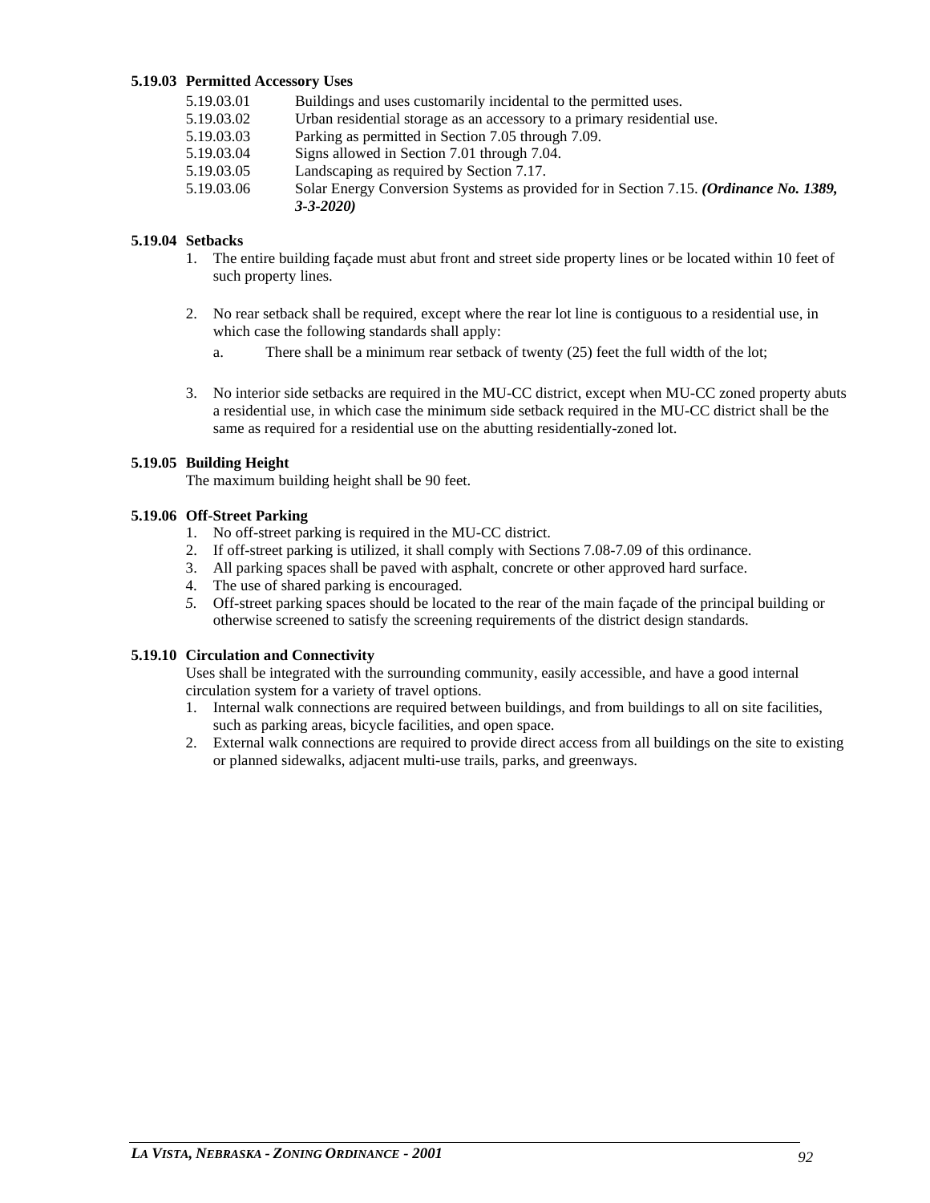**5.19.03 Permitted Accessory Uses**

5.19.03.01 Buildings and uses customarily incidental to the permitted uses.
5.19.03.02 Urban residential storage as an accessory to a primary residential use.
5.19.03.03 Parking as permitted in Section 7.05 through 7.09.
5.19.03.04 Signs allowed in Section 7.01 through 7.04.
5.19.03.05 Landscaping as required by Section 7.17.
5.19.03.06 Solar Energy Conversion Systems as provided for in Section 7.15. ***(Ordinance No. 1389, 3-3-2020)***

**5.19.04 Setbacks**

1. The entire building façade must abut front and street side property lines or be located within 10 feet of such property lines.

2. No rear setback shall be required, except where the rear lot line is contiguous to a residential use, in which case the following standards shall apply:
   a. There shall be a minimum rear setback of twenty (25) feet the full width of the lot;

3. No interior side setbacks are required in the MU-CC district, except when MU-CC zoned property abuts a residential use, in which case the minimum side setback required in the MU-CC district shall be the same as required for a residential use on the abutting residentially-zoned lot.

**5.19.05 Building Height**

The maximum building height shall be 90 feet.

**5.19.06 Off-Street Parking**

1. No off-street parking is required in the MU-CC district.
2. If off-street parking is utilized, it shall comply with Sections 7.08-7.09 of this ordinance.
3. All parking spaces shall be paved with asphalt, concrete or other approved hard surface.
4. The use of shared parking is encouraged.
5. Off-street parking spaces should be located to the rear of the main façade of the principal building or otherwise screened to satisfy the screening requirements of the district design standards.

**5.19.10 Circulation and Connectivity**

Uses shall be integrated with the surrounding community, easily accessible, and have a good internal circulation system for a variety of travel options.

1. Internal walk connections are required between buildings, and from buildings to all on site facilities, such as parking areas, bicycle facilities, and open space.
2. External walk connections are required to provide direct access from all buildings on the site to existing or planned sidewalks, adjacent multi-use trails, parks, and greenways.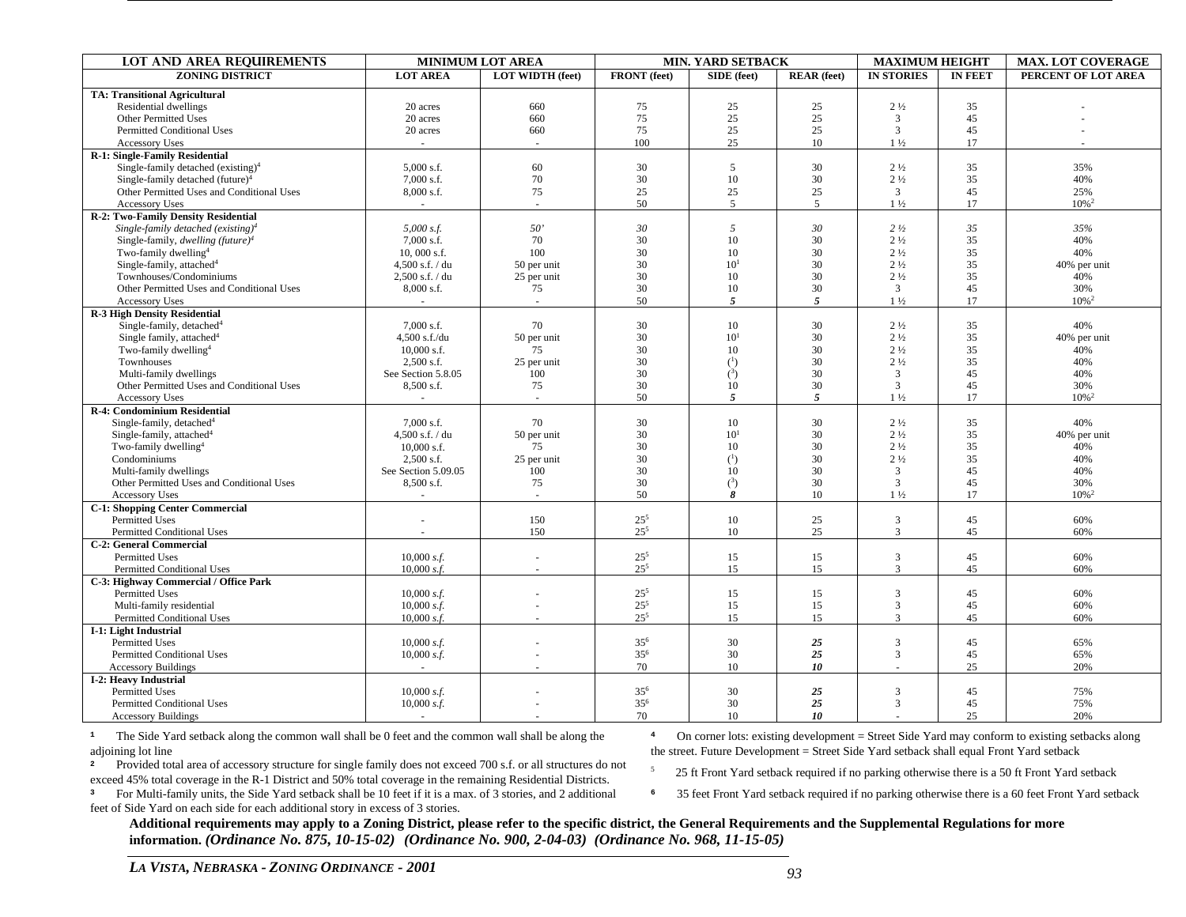| LOT AND AREA REQUIREMENTS | MINIMUM LOT AREA | | MIN. YARD SETBACK | | | MAXIMUM HEIGHT | | MAX. LOT COVERAGE |
|---|---|---|---|---|---|---|---|---|
| ZONING DISTRICT | LOT AREA | LOT WIDTH (feet) | FRONT (feet) | SIDE (feet) | REAR (feet) | IN STORIES | IN FEET | PERCENT OF LOT AREA |
| **TA: Transitional Agricultural** | | | | | | | | |
| Residential dwellings | 20 acres | 660 | 75 | 25 | 25 | 2 ½ | 35 | - |
| Other Permitted Uses | 20 acres | 660 | 75 | 25 | 25 | 3 | 45 | - |
| Permitted Conditional Uses | 20 acres | 660 | 75 | 25 | 25 | 3 | 45 | - |
| Accessory Uses | - | - | 100 | 25 | 10 | 1 ½ | 17 | - |
| **R-1: Single-Family Residential** | | | | | | | | |
| Single-family detached (existing)[4] | 5,000 s.f. | 60 | 30 | 5 | 30 | 2 ½ | 35 | 35% |
| Single-family detached (future)[4] | 7,000 s.f. | 70 | 30 | 10 | 30 | 2 ½ | 35 | 40% |
| Other Permitted Uses and Conditional Uses | 8,000 s.f. | 75 | 25 | 25 | 25 | 3 | 45 | 25% |
| Accessory Uses | - | - | 50 | 5 | 5 | 1 ½ | 17 | 10%[2] |
| **R-2: Two-Family Density Residential** | | | | | | | | |
| *Single-family detached (existing)[4]* | *5,000 s.f.* | *50'* | *30* | *5* | *30* | *2 ½* | *35* | *35%* |
| Single-family, *dwelling (future)[4]* | 7,000 s.f. | 70 | 30 | 10 | 30 | 2 ½ | 35 | 40% |
| Two-family dwelling[4] | 10, 000 s.f. | 100 | 30 | 10 | 30 | 2 ½ | 35 | 40% |
| Single-family, attached[4] | 4,500 s.f. / du | 50 per unit | 30 | 10[1] | 30 | 2 ½ | 35 | 40% per unit |
| Townhouses/Condominiums | 2,500 s.f. / du | 25 per unit | 30 | 10 | 30 | 2 ½ | 35 | 40% |
| Other Permitted Uses and Conditional Uses | 8,000 s.f. | 75 | 30 | 10 | 30 | 3 | 45 | 30% |
| Accessory Uses | - | - | 50 | ***5*** | ***5*** | 1 ½ | 17 | 10%[2] |
| **R-3 High Density Residential** | | | | | | | | |
| Single-family, detached[4] | 7,000 s.f. | 70 | 30 | 10 | 30 | 2 ½ | 35 | 40% |
| Single family, attached[4] | 4,500 s.f./du | 50 per unit | 30 | 10[1] | 30 | 2 ½ | 35 | 40% per unit |
| Two-family dwelling[4] | 10,000 s.f. | 75 | 30 | 10 | 30 | 2 ½ | 35 | 40% |
| Townhouses | 2,500 s.f. | 25 per unit | 30 | ([1]) | 30 | 2 ½ | 35 | 40% |
| Multi-family dwellings | See Section 5.8.05 | 100 | 30 | ([3]) | 30 | 3 | 45 | 40% |
| Other Permitted Uses and Conditional Uses | 8,500 s.f. | 75 | 30 | 10 | 30 | 3 | 45 | 30% |
| Accessory Uses | - | - | 50 | ***5*** | ***5*** | 1 ½ | 17 | 10%[2] |
| **R-4: Condominium Residential** | | | | | | | | |
| Single-family, detached[4] | 7,000 s.f. | 70 | 30 | 10 | 30 | 2 ½ | 35 | 40% |
| Single-family, attached[4] | 4,500 s.f. / du | 50 per unit | 30 | 10[1] | 30 | 2 ½ | 35 | 40% per unit |
| Two-family dwelling[4] | 10,000 s.f. | 75 | 30 | 10 | 30 | 2 ½ | 35 | 40% |
| Condominiums | 2,500 s.f. | 25 per unit | 30 | ([1]) | 30 | 2 ½ | 35 | 40% |
| Multi-family dwellings | See Section 5.09.05 | 100 | 30 | 10 | 30 | 3 | 45 | 40% |
| Other Permitted Uses and Conditional Uses | 8,500 s.f. | 75 | 30 | ([3]) | 30 | 3 | 45 | 30% |
| Accessory Uses | - | - | 50 | ***8*** | 10 | 1 ½ | 17 | 10%[2] |
| **C-1: Shopping Center Commercial** | | | | | | | | |
| Permitted Uses | - | 150 | 25[5] | 10 | 25 | 3 | 45 | 60% |
| Permitted Conditional Uses | - | 150 | 25[5] | 10 | 25 | 3 | 45 | 60% |
| **C-2: General Commercial** | | | | | | | | |
| Permitted Uses | 10,000 *s.f.* | - | 25[5] | 15 | 15 | 3 | 45 | 60% |
| Permitted Conditional Uses | 10,000 *s.f.* | - | 25[5] | 15 | 15 | 3 | 45 | 60% |
| **C-3: Highway Commercial / Office Park** | | | | | | | | |
| Permitted Uses | 10,000 *s.f.* | - | 25[5] | 15 | 15 | 3 | 45 | 60% |
| Multi-family residential | 10,000 *s.f.* | - | 25[5] | 15 | 15 | 3 | 45 | 60% |
| Permitted Conditional Uses | 10,000 *s.f.* | - | 25[5] | 15 | 15 | 3 | 45 | 60% |
| **I-1: Light Industrial** | | | | | | | | |
| Permitted Uses | 10,000 *s.f.* | - | 35[6] | 30 | ***25*** | 3 | 45 | 65% |
| Permitted Conditional Uses | 10,000 *s.f.* | - | 35[6] | 30 | ***25*** | 3 | 45 | 65% |
| Accessory Buildings | - | - | 70 | 10 | ***10*** | - | 25 | 20% |
| **I-2: Heavy Industrial** | | | | | | | | |
| Permitted Uses | 10,000 *s.f.* | - | 35[6] | 30 | ***25*** | 3 | 45 | 75% |
| Permitted Conditional Uses | 10,000 *s.f.* | - | 35[6] | 30 | ***25*** | 3 | 45 | 75% |
| Accessory Buildings | - | - | 70 | 10 | ***10*** | - | 25 | 20% |

[1] The Side Yard setback along the common wall shall be 0 feet and the common wall shall be along the adjoining lot line

[2] Provided total area of accessory structure for single family does not exceed 700 s.f. or all structures do not exceed 45% total coverage in the R-1 District and 50% total coverage in the remaining Residential Districts.

[3] For Multi-family units, the Side Yard setback shall be 10 feet if it is a max. of 3 stories, and 2 additional feet of Side Yard on each side for each additional story in excess of 3 stories.

[4] On corner lots: existing development = Street Side Yard may conform to existing setbacks along the street. Future Development = Street Side Yard setback shall equal Front Yard setback

[5] 25 ft Front Yard setback required if no parking otherwise there is a 50 ft Front Yard setback

[6] 35 feet Front Yard setback required if no parking otherwise there is a 60 feet Front Yard setback

**Additional requirements may apply to a Zoning District, please refer to the specific district, the General Requirements and the Supplemental Regulations for more information.** ***(Ordinance No. 875, 10-15-02) (Ordinance No. 900, 2-04-03) (Ordinance No. 968, 11-15-05)***